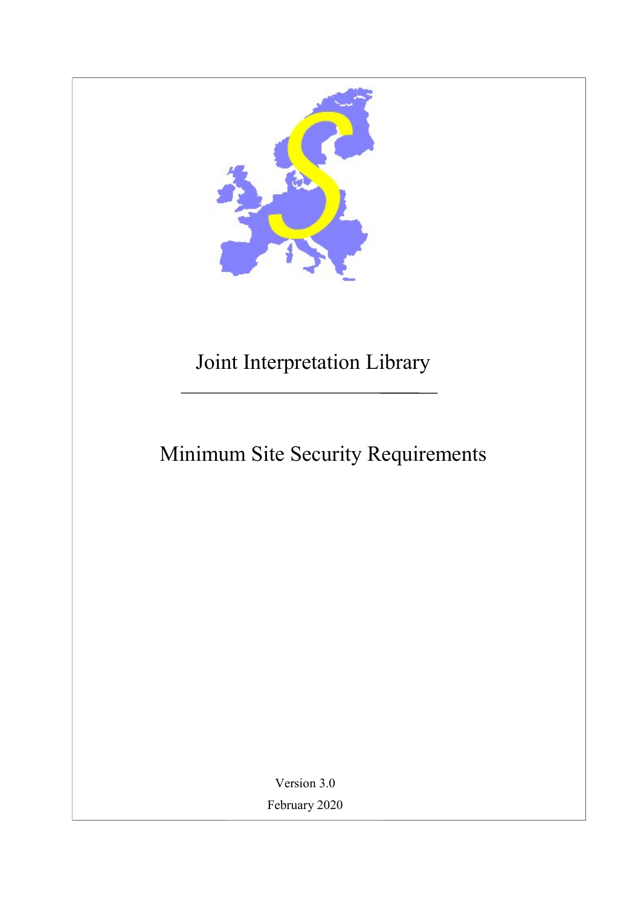# Joint Interpretation Library

## Minimum Site Security Requirements

Version 3.0

February 2020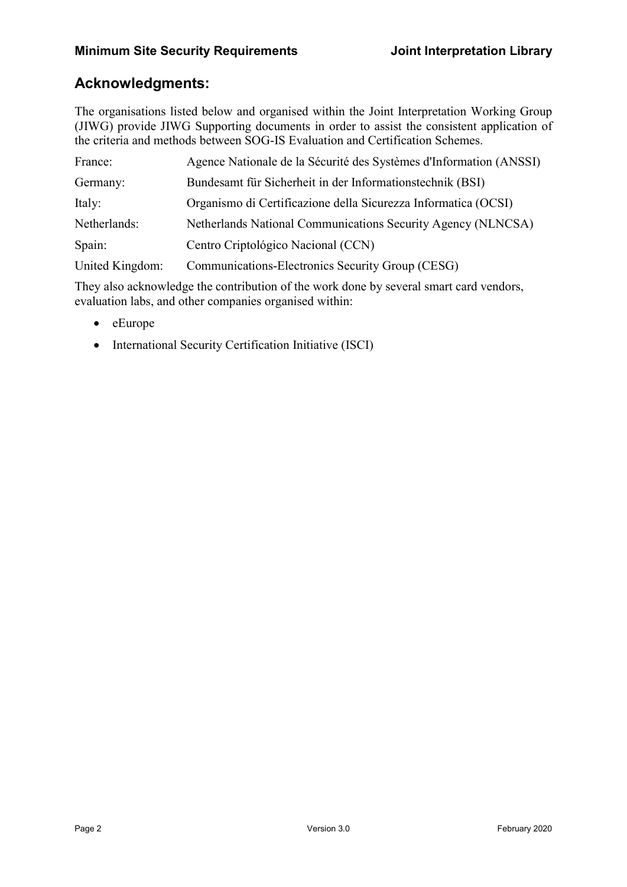## Acknowledgments:

The organisations listed below and organised within the Joint Interpretation Working Group (JIWG) provide JIWG Supporting documents in order to assist the consistent application of the criteria and methods between SOG-IS Evaluation and Certification Schemes.

| | |
|---|---|
| France: | Agence Nationale de la Sécurité des Systèmes d'Information (ANSSI) |
| Germany: | Bundesamt für Sicherheit in der Informationstechnik (BSI) |
| Italy: | Organismo di Certificazione della Sicurezza Informatica (OCSI) |
| Netherlands: | Netherlands National Communications Security Agency (NLNCSA) |
| Spain: | Centro Criptológico Nacional (CCN) |
| United Kingdom: | Communications-Electronics Security Group (CESG) |

They also acknowledge the contribution of the work done by several smart card vendors, evaluation labs, and other companies organised within:

- eEurope
- International Security Certification Initiative (ISCI)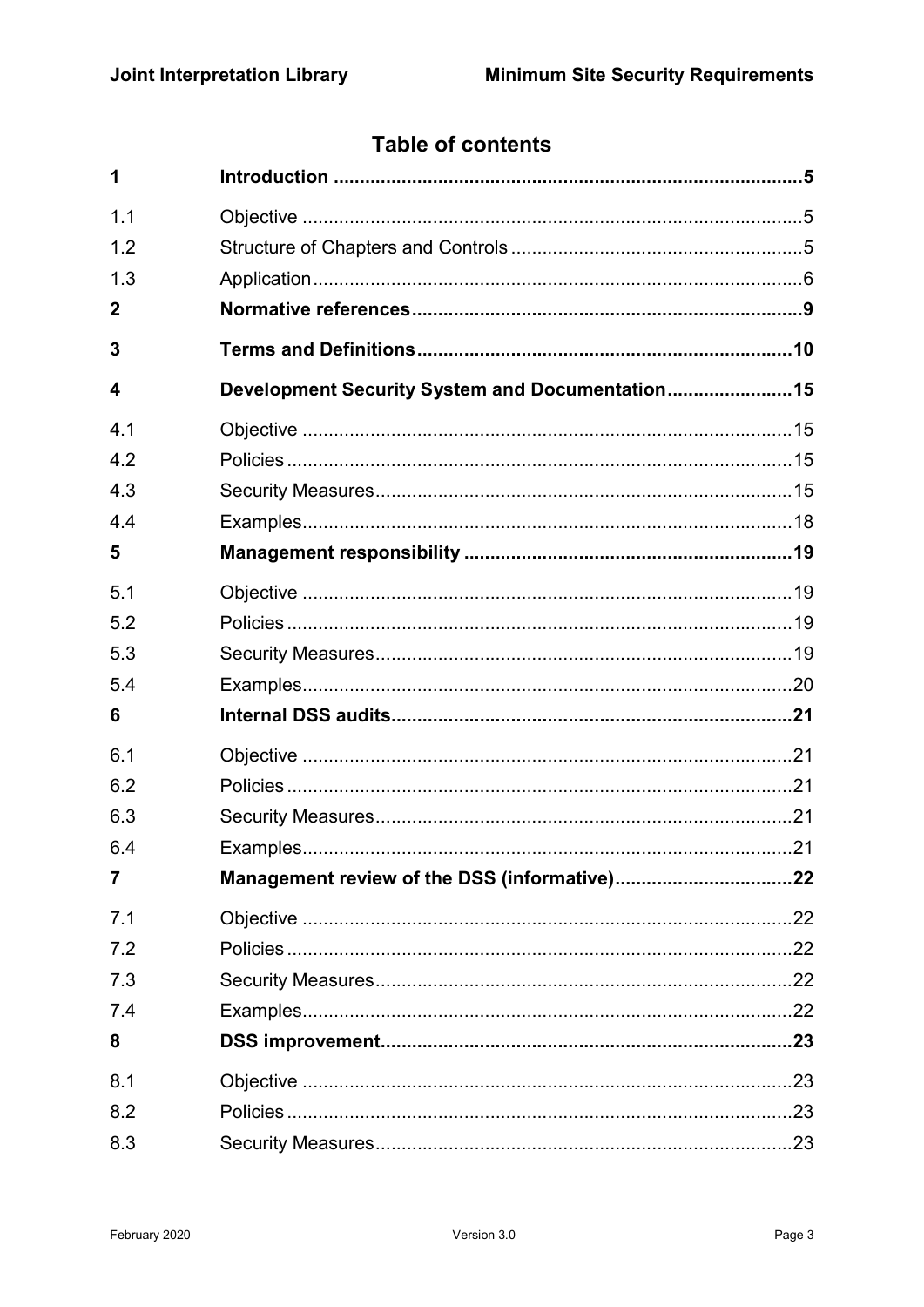# Table of contents

| | | |
|---|---|---|
| **1** | **Introduction** | **5** |
| 1.1 | Objective | 5 |
| 1.2 | Structure of Chapters and Controls | 5 |
| 1.3 | Application | 6 |
| **2** | **Normative references** | **9** |
| **3** | **Terms and Definitions** | **10** |
| **4** | **Development Security System and Documentation** | **15** |
| 4.1 | Objective | 15 |
| 4.2 | Policies | 15 |
| 4.3 | Security Measures | 15 |
| 4.4 | Examples | 18 |
| **5** | **Management responsibility** | **19** |
| 5.1 | Objective | 19 |
| 5.2 | Policies | 19 |
| 5.3 | Security Measures | 19 |
| 5.4 | Examples | 20 |
| **6** | **Internal DSS audits** | **21** |
| 6.1 | Objective | 21 |
| 6.2 | Policies | 21 |
| 6.3 | Security Measures | 21 |
| 6.4 | Examples | 21 |
| **7** | **Management review of the DSS (informative)** | **22** |
| 7.1 | Objective | 22 |
| 7.2 | Policies | 22 |
| 7.3 | Security Measures | 22 |
| 7.4 | Examples | 22 |
| **8** | **DSS improvement** | **23** |
| 8.1 | Objective | 23 |
| 8.2 | Policies | 23 |
| 8.3 | Security Measures | 23 |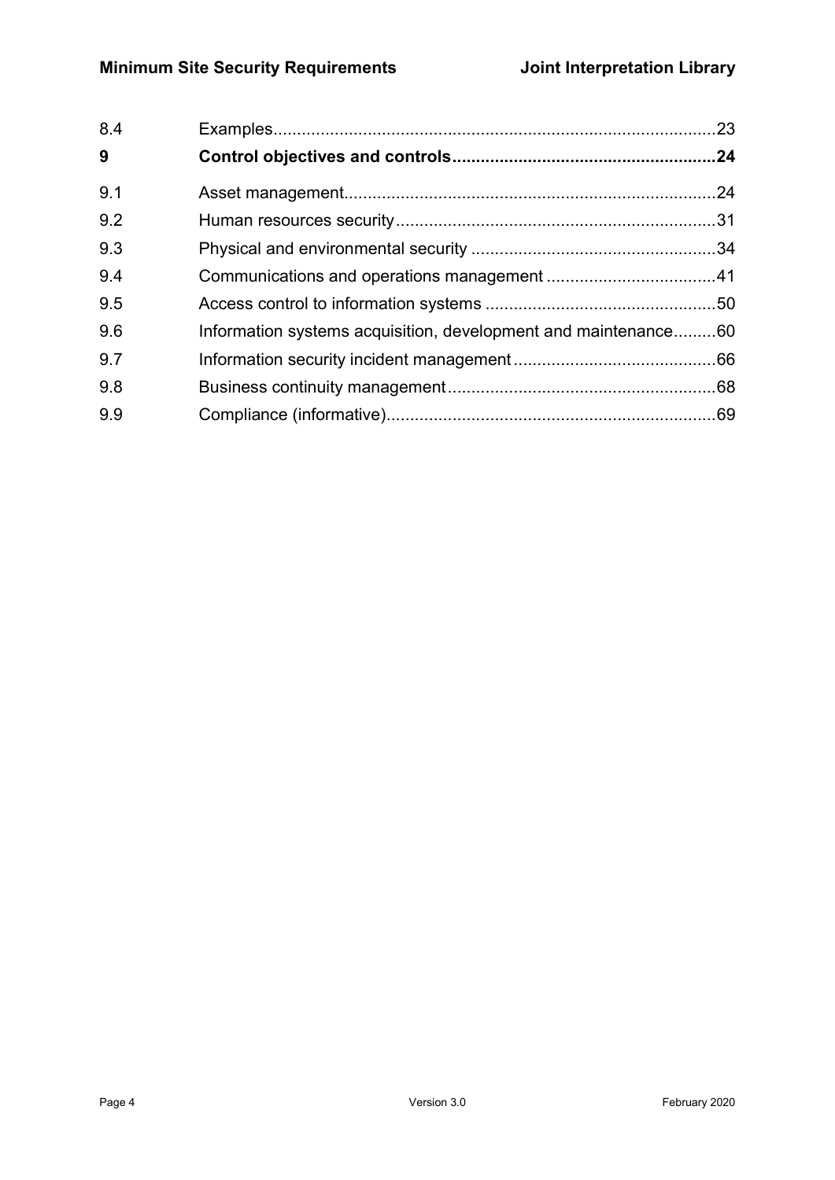| | | |
|---|---|---|
| 8.4 | Examples | 23 |
| **9** | **Control objectives and controls** | **24** |
| 9.1 | Asset management | 24 |
| 9.2 | Human resources security | 31 |
| 9.3 | Physical and environmental security | 34 |
| 9.4 | Communications and operations management | 41 |
| 9.5 | Access control to information systems | 50 |
| 9.6 | Information systems acquisition, development and maintenance | 60 |
| 9.7 | Information security incident management | 66 |
| 9.8 | Business continuity management | 68 |
| 9.9 | Compliance (informative) | 69 |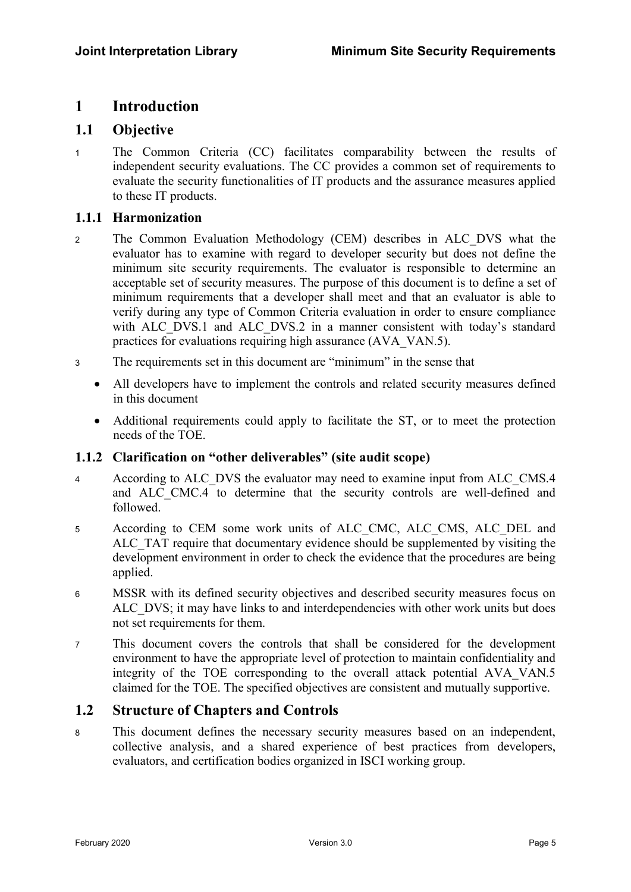# 1 Introduction

## 1.1 Objective

1 The Common Criteria (CC) facilitates comparability between the results of independent security evaluations. The CC provides a common set of requirements to evaluate the security functionalities of IT products and the assurance measures applied to these IT products.

### 1.1.1 Harmonization

2 The Common Evaluation Methodology (CEM) describes in ALC_DVS what the evaluator has to examine with regard to developer security but does not define the minimum site security requirements. The evaluator is responsible to determine an acceptable set of security measures. The purpose of this document is to define a set of minimum requirements that a developer shall meet and that an evaluator is able to verify during any type of Common Criteria evaluation in order to ensure compliance with ALC_DVS.1 and ALC_DVS.2 in a manner consistent with today's standard practices for evaluations requiring high assurance (AVA_VAN.5).

3 The requirements set in this document are "minimum" in the sense that

- All developers have to implement the controls and related security measures defined in this document
- Additional requirements could apply to facilitate the ST, or to meet the protection needs of the TOE.

### 1.1.2 Clarification on "other deliverables" (site audit scope)

4 According to ALC_DVS the evaluator may need to examine input from ALC_CMS.4 and ALC_CMC.4 to determine that the security controls are well-defined and followed.

5 According to CEM some work units of ALC_CMC, ALC_CMS, ALC_DEL and ALC_TAT require that documentary evidence should be supplemented by visiting the development environment in order to check the evidence that the procedures are being applied.

6 MSSR with its defined security objectives and described security measures focus on ALC_DVS; it may have links to and interdependencies with other work units but does not set requirements for them.

7 This document covers the controls that shall be considered for the development environment to have the appropriate level of protection to maintain confidentiality and integrity of the TOE corresponding to the overall attack potential AVA_VAN.5 claimed for the TOE. The specified objectives are consistent and mutually supportive.

## 1.2 Structure of Chapters and Controls

8 This document defines the necessary security measures based on an independent, collective analysis, and a shared experience of best practices from developers, evaluators, and certification bodies organized in ISCI working group.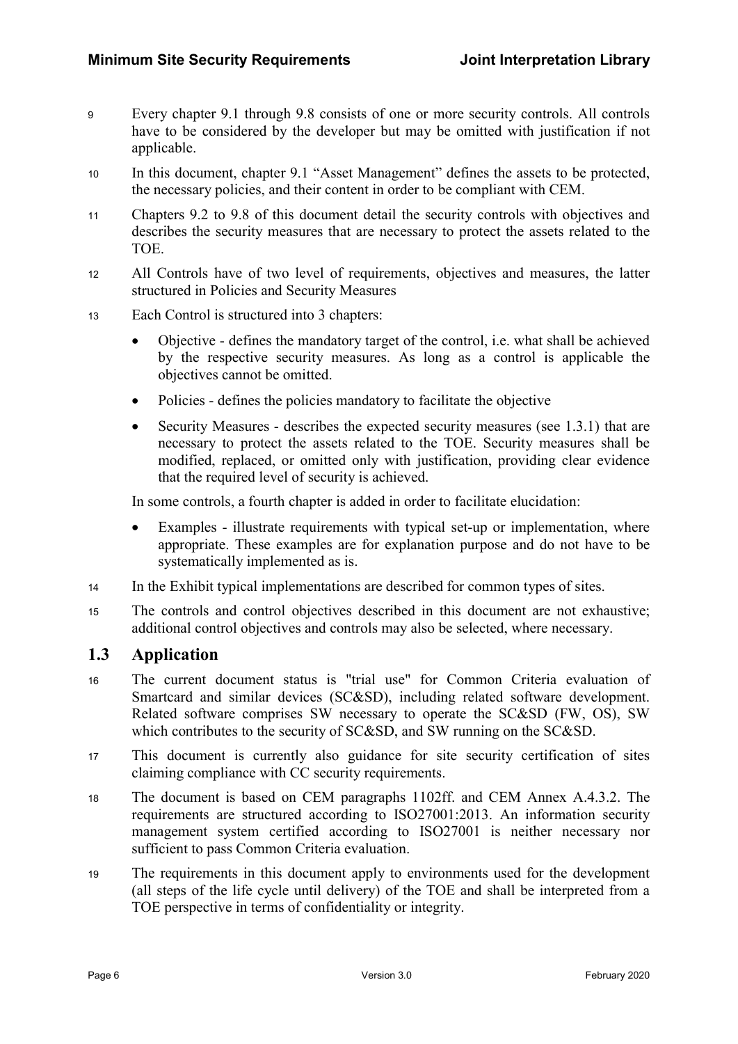9 Every chapter 9.1 through 9.8 consists of one or more security controls. All controls have to be considered by the developer but may be omitted with justification if not applicable.

10 In this document, chapter 9.1 "Asset Management" defines the assets to be protected, the necessary policies, and their content in order to be compliant with CEM.

11 Chapters 9.2 to 9.8 of this document detail the security controls with objectives and describes the security measures that are necessary to protect the assets related to the TOE.

12 All Controls have of two level of requirements, objectives and measures, the latter structured in Policies and Security Measures

13 Each Control is structured into 3 chapters:

- Objective - defines the mandatory target of the control, i.e. what shall be achieved by the respective security measures. As long as a control is applicable the objectives cannot be omitted.
- Policies - defines the policies mandatory to facilitate the objective
- Security Measures - describes the expected security measures (see 1.3.1) that are necessary to protect the assets related to the TOE. Security measures shall be modified, replaced, or omitted only with justification, providing clear evidence that the required level of security is achieved.

In some controls, a fourth chapter is added in order to facilitate elucidation:

- Examples - illustrate requirements with typical set-up or implementation, where appropriate. These examples are for explanation purpose and do not have to be systematically implemented as is.

14 In the Exhibit typical implementations are described for common types of sites.

15 The controls and control objectives described in this document are not exhaustive; additional control objectives and controls may also be selected, where necessary.

## 1.3 Application

16 The current document status is "trial use" for Common Criteria evaluation of Smartcard and similar devices (SC&SD), including related software development. Related software comprises SW necessary to operate the SC&SD (FW, OS), SW which contributes to the security of SC&SD, and SW running on the SC&SD.

17 This document is currently also guidance for site security certification of sites claiming compliance with CC security requirements.

18 The document is based on CEM paragraphs 1102ff. and CEM Annex A.4.3.2. The requirements are structured according to ISO27001:2013. An information security management system certified according to ISO27001 is neither necessary nor sufficient to pass Common Criteria evaluation.

19 The requirements in this document apply to environments used for the development (all steps of the life cycle until delivery) of the TOE and shall be interpreted from a TOE perspective in terms of confidentiality or integrity.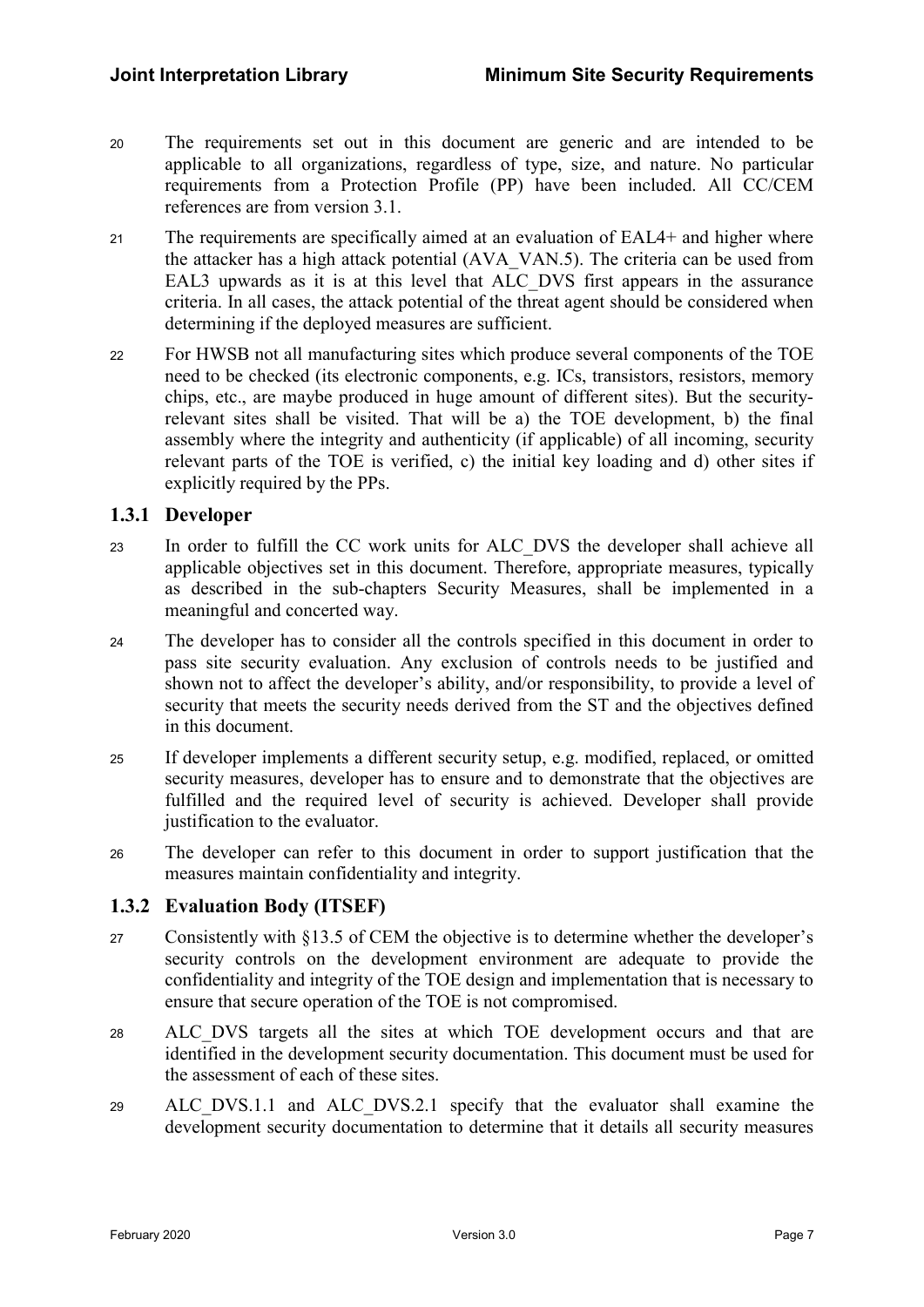20 The requirements set out in this document are generic and are intended to be applicable to all organizations, regardless of type, size, and nature. No particular requirements from a Protection Profile (PP) have been included. All CC/CEM references are from version 3.1.

21 The requirements are specifically aimed at an evaluation of EAL4+ and higher where the attacker has a high attack potential (AVA_VAN.5). The criteria can be used from EAL3 upwards as it is at this level that ALC_DVS first appears in the assurance criteria. In all cases, the attack potential of the threat agent should be considered when determining if the deployed measures are sufficient.

22 For HWSB not all manufacturing sites which produce several components of the TOE need to be checked (its electronic components, e.g. ICs, transistors, resistors, memory chips, etc., are maybe produced in huge amount of different sites). But the security-relevant sites shall be visited. That will be a) the TOE development, b) the final assembly where the integrity and authenticity (if applicable) of all incoming, security relevant parts of the TOE is verified, c) the initial key loading and d) other sites if explicitly required by the PPs.

### 1.3.1 Developer

23 In order to fulfill the CC work units for ALC_DVS the developer shall achieve all applicable objectives set in this document. Therefore, appropriate measures, typically as described in the sub-chapters Security Measures, shall be implemented in a meaningful and concerted way.

24 The developer has to consider all the controls specified in this document in order to pass site security evaluation. Any exclusion of controls needs to be justified and shown not to affect the developer's ability, and/or responsibility, to provide a level of security that meets the security needs derived from the ST and the objectives defined in this document.

25 If developer implements a different security setup, e.g. modified, replaced, or omitted security measures, developer has to ensure and to demonstrate that the objectives are fulfilled and the required level of security is achieved. Developer shall provide justification to the evaluator.

26 The developer can refer to this document in order to support justification that the measures maintain confidentiality and integrity.

### 1.3.2 Evaluation Body (ITSEF)

27 Consistently with §13.5 of CEM the objective is to determine whether the developer's security controls on the development environment are adequate to provide the confidentiality and integrity of the TOE design and implementation that is necessary to ensure that secure operation of the TOE is not compromised.

28 ALC_DVS targets all the sites at which TOE development occurs and that are identified in the development security documentation. This document must be used for the assessment of each of these sites.

29 ALC_DVS.1.1 and ALC_DVS.2.1 specify that the evaluator shall examine the development security documentation to determine that it details all security measures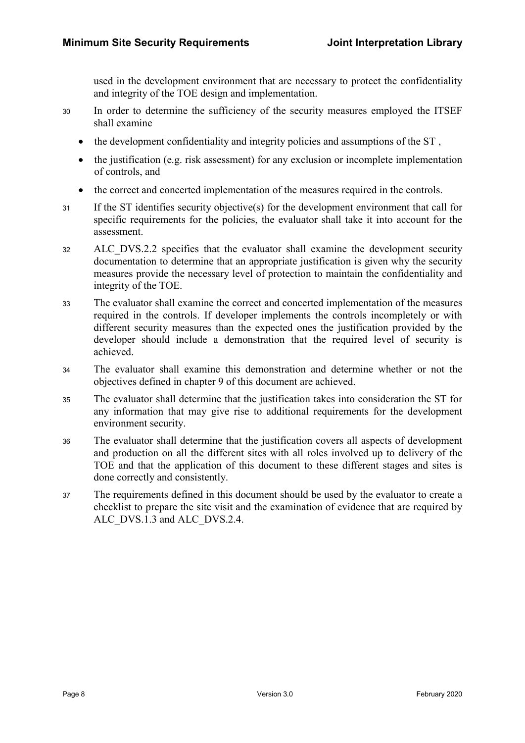used in the development environment that are necessary to protect the confidentiality and integrity of the TOE design and implementation.

30 In order to determine the sufficiency of the security measures employed the ITSEF shall examine

- the development confidentiality and integrity policies and assumptions of the ST ,
- the justification (e.g. risk assessment) for any exclusion or incomplete implementation of controls, and
- the correct and concerted implementation of the measures required in the controls.

31 If the ST identifies security objective(s) for the development environment that call for specific requirements for the policies, the evaluator shall take it into account for the assessment.

32 ALC_DVS.2.2 specifies that the evaluator shall examine the development security documentation to determine that an appropriate justification is given why the security measures provide the necessary level of protection to maintain the confidentiality and integrity of the TOE.

33 The evaluator shall examine the correct and concerted implementation of the measures required in the controls. If developer implements the controls incompletely or with different security measures than the expected ones the justification provided by the developer should include a demonstration that the required level of security is achieved.

34 The evaluator shall examine this demonstration and determine whether or not the objectives defined in chapter 9 of this document are achieved.

35 The evaluator shall determine that the justification takes into consideration the ST for any information that may give rise to additional requirements for the development environment security.

36 The evaluator shall determine that the justification covers all aspects of development and production on all the different sites with all roles involved up to delivery of the TOE and that the application of this document to these different stages and sites is done correctly and consistently.

37 The requirements defined in this document should be used by the evaluator to create a checklist to prepare the site visit and the examination of evidence that are required by ALC_DVS.1.3 and ALC_DVS.2.4.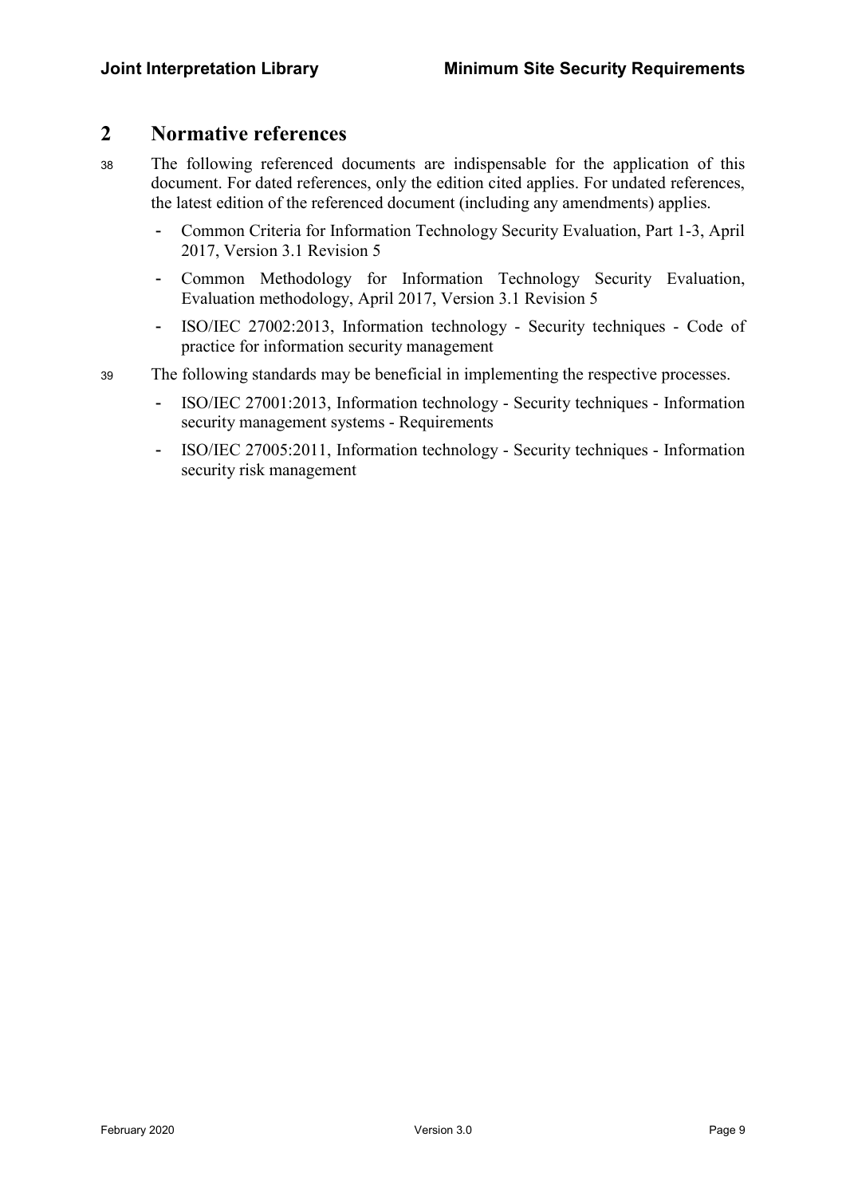## 2 Normative references

38 The following referenced documents are indispensable for the application of this document. For dated references, only the edition cited applies. For undated references, the latest edition of the referenced document (including any amendments) applies.

- Common Criteria for Information Technology Security Evaluation, Part 1-3, April 2017, Version 3.1 Revision 5
- Common Methodology for Information Technology Security Evaluation, Evaluation methodology, April 2017, Version 3.1 Revision 5
- ISO/IEC 27002:2013, Information technology - Security techniques - Code of practice for information security management

39 The following standards may be beneficial in implementing the respective processes.

- ISO/IEC 27001:2013, Information technology - Security techniques - Information security management systems - Requirements
- ISO/IEC 27005:2011, Information technology - Security techniques - Information security risk management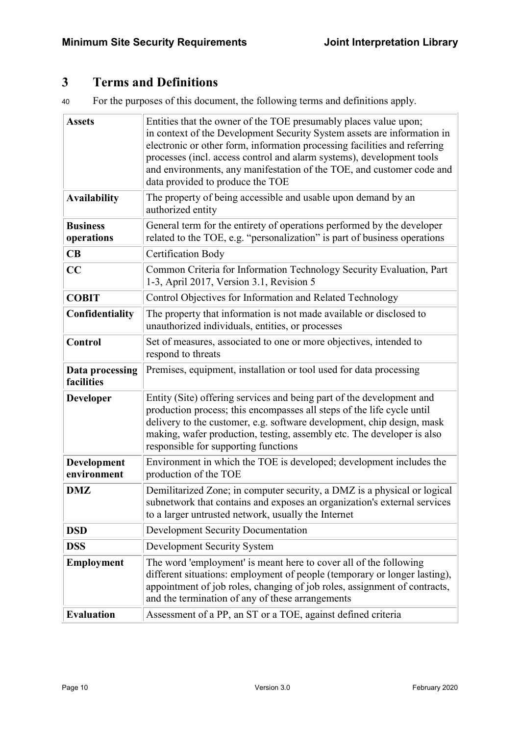## 3 Terms and Definitions

40 For the purposes of this document, the following terms and definitions apply.

| | |
|---|---|
| **Assets** | Entities that the owner of the TOE presumably places value upon; in context of the Development Security System assets are information in electronic or other form, information processing facilities and referring processes (incl. access control and alarm systems), development tools and environments, any manifestation of the TOE, and customer code and data provided to produce the TOE |
| **Availability** | The property of being accessible and usable upon demand by an authorized entity |
| **Business operations** | General term for the entirety of operations performed by the developer related to the TOE, e.g. "personalization" is part of business operations |
| **CB** | Certification Body |
| **CC** | Common Criteria for Information Technology Security Evaluation, Part 1-3, April 2017, Version 3.1, Revision 5 |
| **COBIT** | Control Objectives for Information and Related Technology |
| **Confidentiality** | The property that information is not made available or disclosed to unauthorized individuals, entities, or processes |
| **Control** | Set of measures, associated to one or more objectives, intended to respond to threats |
| **Data processing facilities** | Premises, equipment, installation or tool used for data processing |
| **Developer** | Entity (Site) offering services and being part of the development and production process; this encompasses all steps of the life cycle until delivery to the customer, e.g. software development, chip design, mask making, wafer production, testing, assembly etc. The developer is also responsible for supporting functions |
| **Development environment** | Environment in which the TOE is developed; development includes the production of the TOE |
| **DMZ** | Demilitarized Zone; in computer security, a DMZ is a physical or logical subnetwork that contains and exposes an organization's external services to a larger untrusted network, usually the Internet |
| **DSD** | Development Security Documentation |
| **DSS** | Development Security System |
| **Employment** | The word 'employment' is meant here to cover all of the following different situations: employment of people (temporary or longer lasting), appointment of job roles, changing of job roles, assignment of contracts, and the termination of any of these arrangements |
| **Evaluation** | Assessment of a PP, an ST or a TOE, against defined criteria |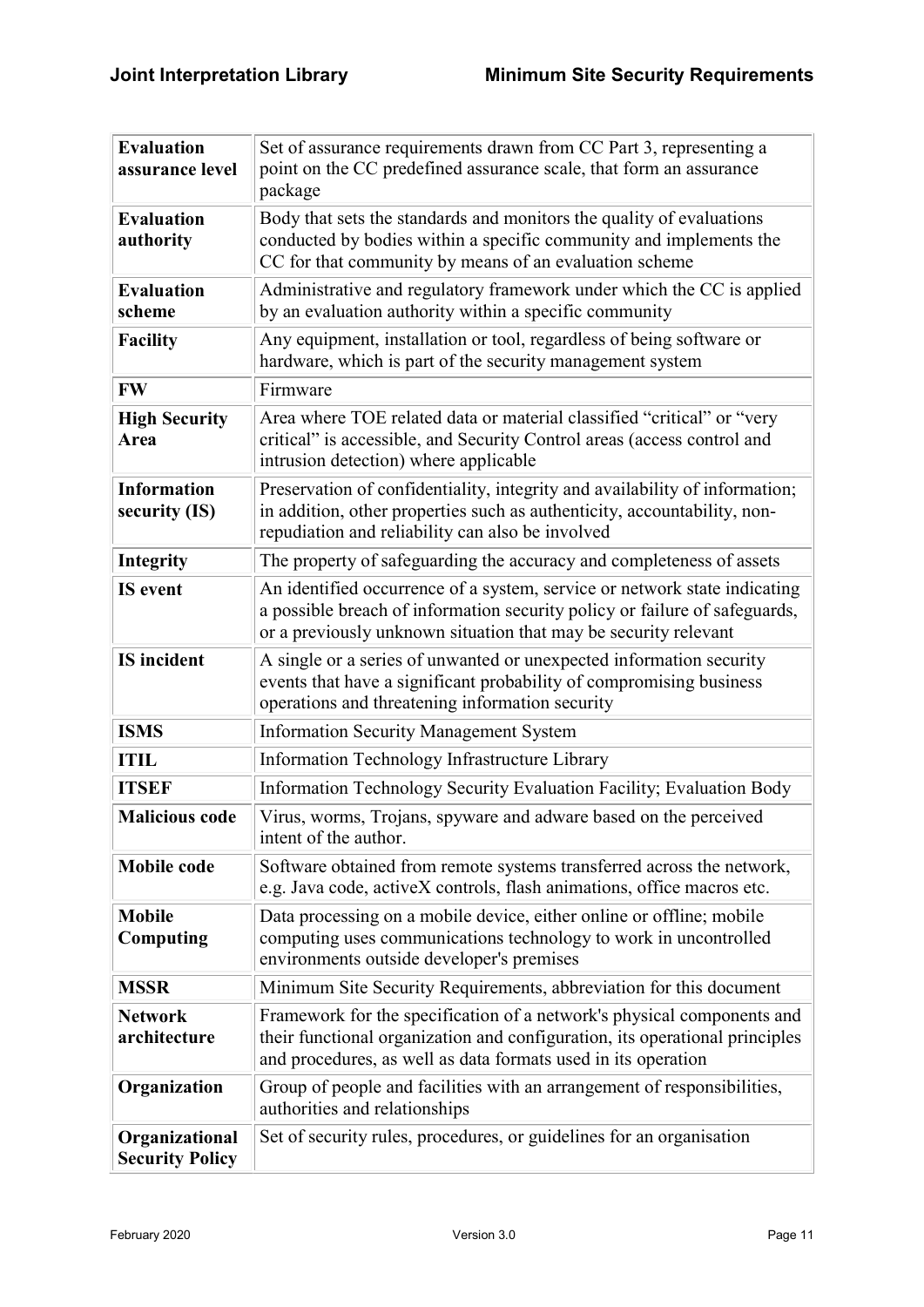| | |
|---|---|
| **Evaluation assurance level** | Set of assurance requirements drawn from CC Part 3, representing a point on the CC predefined assurance scale, that form an assurance package |
| **Evaluation authority** | Body that sets the standards and monitors the quality of evaluations conducted by bodies within a specific community and implements the CC for that community by means of an evaluation scheme |
| **Evaluation scheme** | Administrative and regulatory framework under which the CC is applied by an evaluation authority within a specific community |
| **Facility** | Any equipment, installation or tool, regardless of being software or hardware, which is part of the security management system |
| **FW** | Firmware |
| **High Security Area** | Area where TOE related data or material classified "critical" or "very critical" is accessible, and Security Control areas (access control and intrusion detection) where applicable |
| **Information security (IS)** | Preservation of confidentiality, integrity and availability of information; in addition, other properties such as authenticity, accountability, non-repudiation and reliability can also be involved |
| **Integrity** | The property of safeguarding the accuracy and completeness of assets |
| **IS event** | An identified occurrence of a system, service or network state indicating a possible breach of information security policy or failure of safeguards, or a previously unknown situation that may be security relevant |
| **IS incident** | A single or a series of unwanted or unexpected information security events that have a significant probability of compromising business operations and threatening information security |
| **ISMS** | Information Security Management System |
| **ITIL** | Information Technology Infrastructure Library |
| **ITSEF** | Information Technology Security Evaluation Facility; Evaluation Body |
| **Malicious code** | Virus, worms, Trojans, spyware and adware based on the perceived intent of the author. |
| **Mobile code** | Software obtained from remote systems transferred across the network, e.g. Java code, activeX controls, flash animations, office macros etc. |
| **Mobile Computing** | Data processing on a mobile device, either online or offline; mobile computing uses communications technology to work in uncontrolled environments outside developer's premises |
| **MSSR** | Minimum Site Security Requirements, abbreviation for this document |
| **Network architecture** | Framework for the specification of a network's physical components and their functional organization and configuration, its operational principles and procedures, as well as data formats used in its operation |
| **Organization** | Group of people and facilities with an arrangement of responsibilities, authorities and relationships |
| **Organizational Security Policy** | Set of security rules, procedures, or guidelines for an organisation |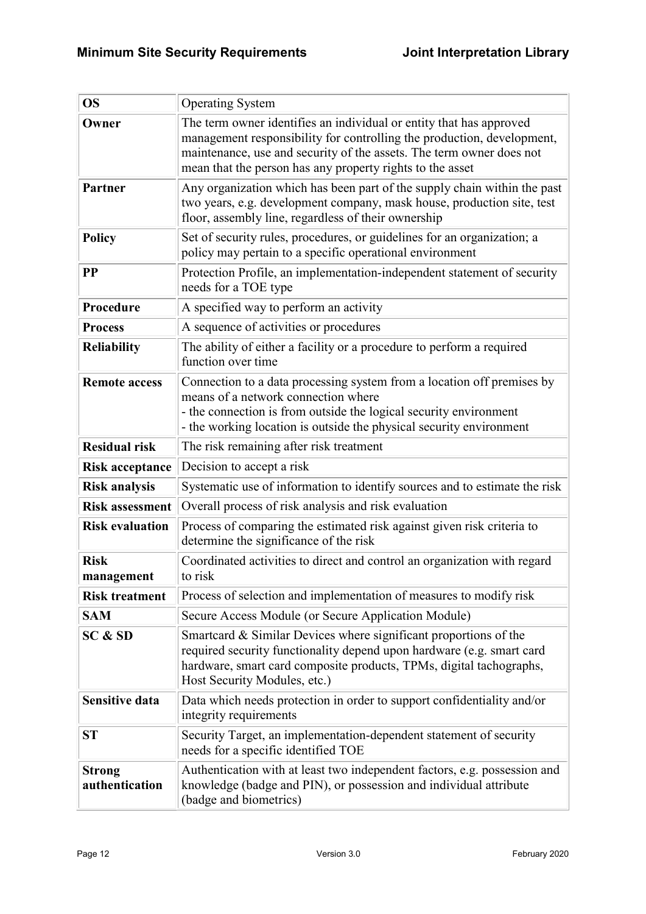| | |
|---|---|
| **OS** | Operating System |
| **Owner** | The term owner identifies an individual or entity that has approved management responsibility for controlling the production, development, maintenance, use and security of the assets. The term owner does not mean that the person has any property rights to the asset |
| **Partner** | Any organization which has been part of the supply chain within the past two years, e.g. development company, mask house, production site, test floor, assembly line, regardless of their ownership |
| **Policy** | Set of security rules, procedures, or guidelines for an organization; a policy may pertain to a specific operational environment |
| **PP** | Protection Profile, an implementation-independent statement of security needs for a TOE type |
| **Procedure** | A specified way to perform an activity |
| **Process** | A sequence of activities or procedures |
| **Reliability** | The ability of either a facility or a procedure to perform a required function over time |
| **Remote access** | Connection to a data processing system from a location off premises by means of a network connection where<br>- the connection is from outside the logical security environment<br>- the working location is outside the physical security environment |
| **Residual risk** | The risk remaining after risk treatment |
| **Risk acceptance** | Decision to accept a risk |
| **Risk analysis** | Systematic use of information to identify sources and to estimate the risk |
| **Risk assessment** | Overall process of risk analysis and risk evaluation |
| **Risk evaluation** | Process of comparing the estimated risk against given risk criteria to determine the significance of the risk |
| **Risk management** | Coordinated activities to direct and control an organization with regard to risk |
| **Risk treatment** | Process of selection and implementation of measures to modify risk |
| **SAM** | Secure Access Module (or Secure Application Module) |
| **SC & SD** | Smartcard & Similar Devices where significant proportions of the required security functionality depend upon hardware (e.g. smart card hardware, smart card composite products, TPMs, digital tachographs, Host Security Modules, etc.) |
| **Sensitive data** | Data which needs protection in order to support confidentiality and/or integrity requirements |
| **ST** | Security Target, an implementation-dependent statement of security needs for a specific identified TOE |
| **Strong authentication** | Authentication with at least two independent factors, e.g. possession and knowledge (badge and PIN), or possession and individual attribute (badge and biometrics) |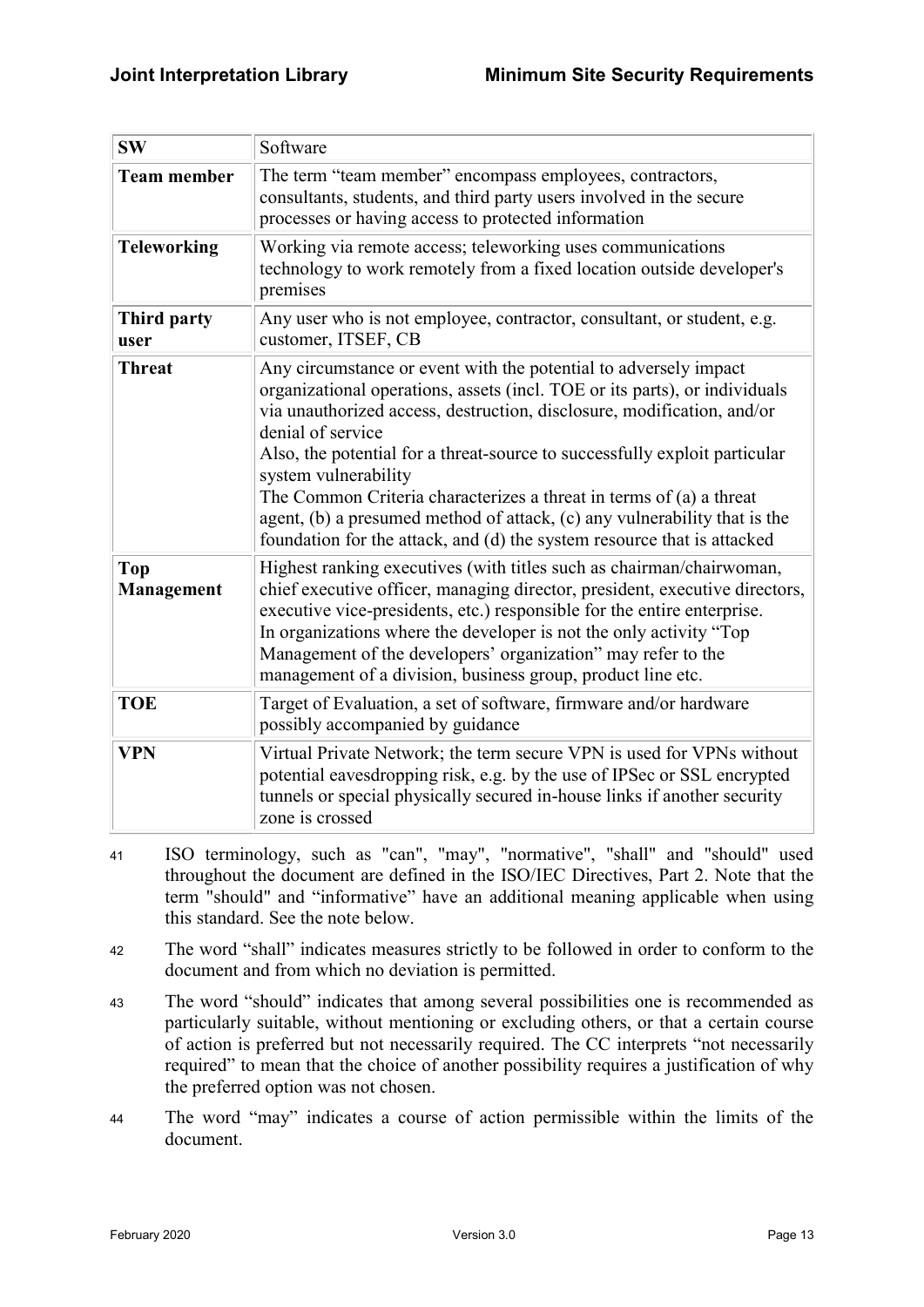| | |
|---|---|
| **SW** | Software |
| **Team member** | The term "team member" encompass employees, contractors, consultants, students, and third party users involved in the secure processes or having access to protected information |
| **Teleworking** | Working via remote access; teleworking uses communications technology to work remotely from a fixed location outside developer's premises |
| **Third party user** | Any user who is not employee, contractor, consultant, or student, e.g. customer, ITSEF, CB |
| **Threat** | Any circumstance or event with the potential to adversely impact organizational operations, assets (incl. TOE or its parts), or individuals via unauthorized access, destruction, disclosure, modification, and/or denial of service<br>Also, the potential for a threat-source to successfully exploit particular system vulnerability<br>The Common Criteria characterizes a threat in terms of (a) a threat agent, (b) a presumed method of attack, (c) any vulnerability that is the foundation for the attack, and (d) the system resource that is attacked |
| **Top Management** | Highest ranking executives (with titles such as chairman/chairwoman, chief executive officer, managing director, president, executive directors, executive vice-presidents, etc.) responsible for the entire enterprise.<br>In organizations where the developer is not the only activity "Top Management of the developers' organization" may refer to the management of a division, business group, product line etc. |
| **TOE** | Target of Evaluation, a set of software, firmware and/or hardware possibly accompanied by guidance |
| **VPN** | Virtual Private Network; the term secure VPN is used for VPNs without potential eavesdropping risk, e.g. by the use of IPSec or SSL encrypted tunnels or special physically secured in-house links if another security zone is crossed |

41 ISO terminology, such as "can", "may", "normative", "shall" and "should" used throughout the document are defined in the ISO/IEC Directives, Part 2. Note that the term "should" and "informative" have an additional meaning applicable when using this standard. See the note below.

42 The word "shall" indicates measures strictly to be followed in order to conform to the document and from which no deviation is permitted.

43 The word "should" indicates that among several possibilities one is recommended as particularly suitable, without mentioning or excluding others, or that a certain course of action is preferred but not necessarily required. The CC interprets "not necessarily required" to mean that the choice of another possibility requires a justification of why the preferred option was not chosen.

44 The word "may" indicates a course of action permissible within the limits of the document.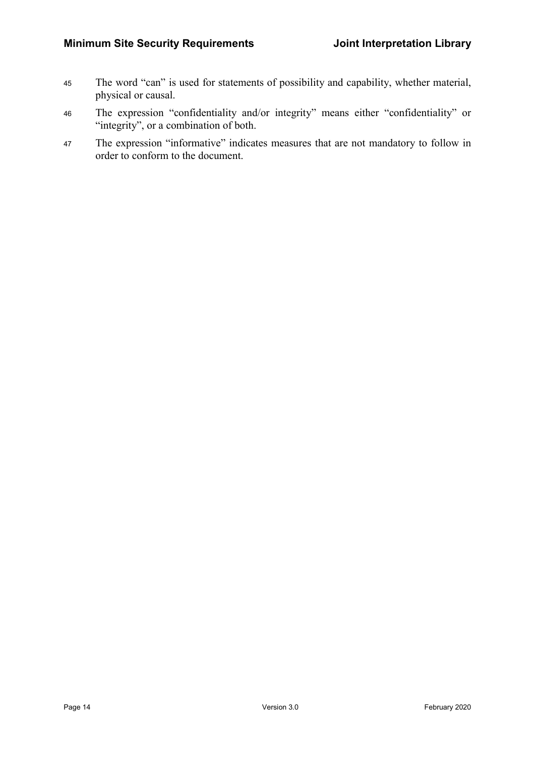45 The word "can" is used for statements of possibility and capability, whether material, physical or causal.

46 The expression "confidentiality and/or integrity" means either "confidentiality" or "integrity", or a combination of both.

47 The expression "informative" indicates measures that are not mandatory to follow in order to conform to the document.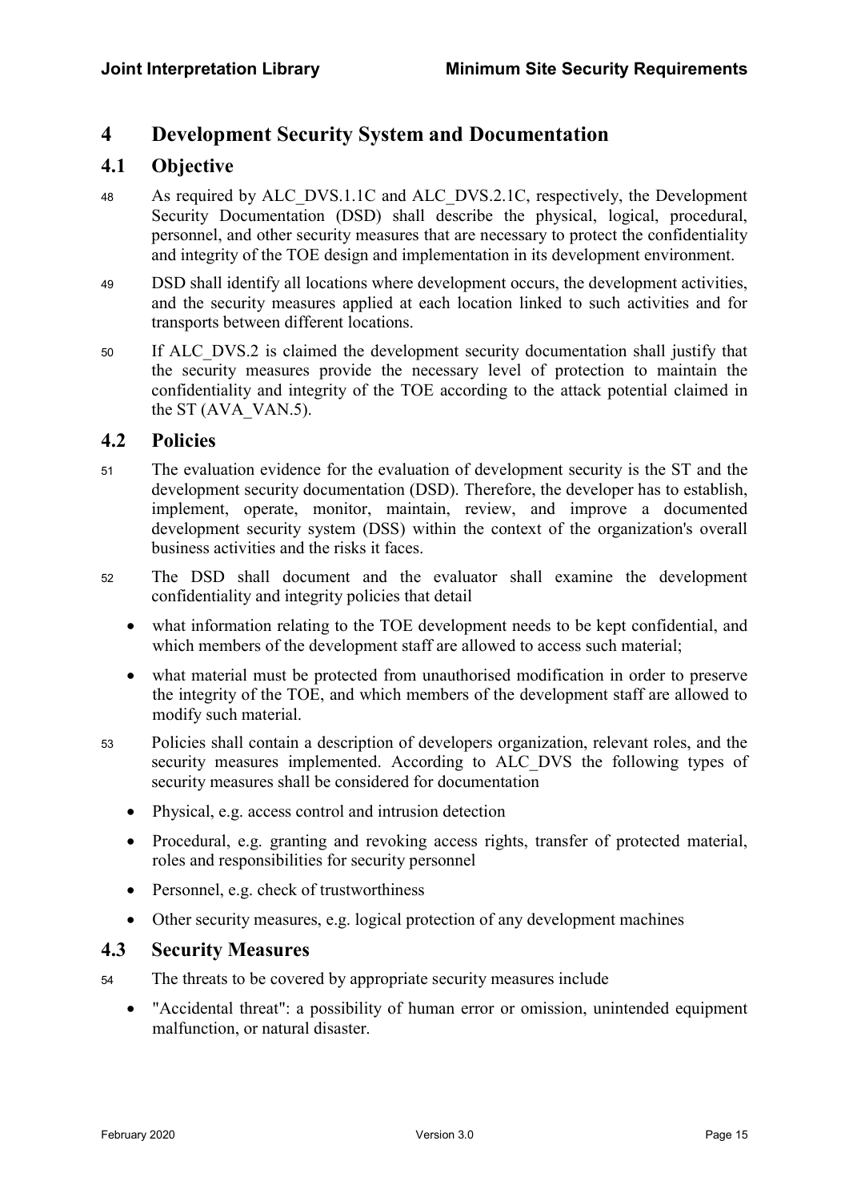# 4 Development Security System and Documentation

## 4.1 Objective

48 As required by ALC_DVS.1.1C and ALC_DVS.2.1C, respectively, the Development Security Documentation (DSD) shall describe the physical, logical, procedural, personnel, and other security measures that are necessary to protect the confidentiality and integrity of the TOE design and implementation in its development environment.

49 DSD shall identify all locations where development occurs, the development activities, and the security measures applied at each location linked to such activities and for transports between different locations.

50 If ALC_DVS.2 is claimed the development security documentation shall justify that the security measures provide the necessary level of protection to maintain the confidentiality and integrity of the TOE according to the attack potential claimed in the ST (AVA_VAN.5).

## 4.2 Policies

51 The evaluation evidence for the evaluation of development security is the ST and the development security documentation (DSD). Therefore, the developer has to establish, implement, operate, monitor, maintain, review, and improve a documented development security system (DSS) within the context of the organization's overall business activities and the risks it faces.

52 The DSD shall document and the evaluator shall examine the development confidentiality and integrity policies that detail

- what information relating to the TOE development needs to be kept confidential, and which members of the development staff are allowed to access such material;
- what material must be protected from unauthorised modification in order to preserve the integrity of the TOE, and which members of the development staff are allowed to modify such material.

53 Policies shall contain a description of developers organization, relevant roles, and the security measures implemented. According to ALC_DVS the following types of security measures shall be considered for documentation

- Physical, e.g. access control and intrusion detection
- Procedural, e.g. granting and revoking access rights, transfer of protected material, roles and responsibilities for security personnel
- Personnel, e.g. check of trustworthiness
- Other security measures, e.g. logical protection of any development machines

## 4.3 Security Measures

54 The threats to be covered by appropriate security measures include

- "Accidental threat": a possibility of human error or omission, unintended equipment malfunction, or natural disaster.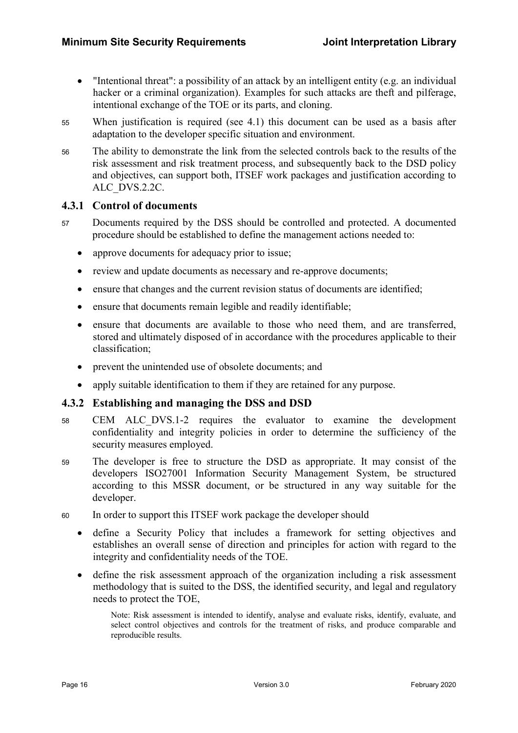- "Intentional threat": a possibility of an attack by an intelligent entity (e.g. an individual hacker or a criminal organization). Examples for such attacks are theft and pilferage, intentional exchange of the TOE or its parts, and cloning.

55 When justification is required (see 4.1) this document can be used as a basis after adaptation to the developer specific situation and environment.

56 The ability to demonstrate the link from the selected controls back to the results of the risk assessment and risk treatment process, and subsequently back to the DSD policy and objectives, can support both, ITSEF work packages and justification according to ALC_DVS.2.2C.

### 4.3.1 Control of documents

57 Documents required by the DSS should be controlled and protected. A documented procedure should be established to define the management actions needed to:

- approve documents for adequacy prior to issue;
- review and update documents as necessary and re-approve documents;
- ensure that changes and the current revision status of documents are identified;
- ensure that documents remain legible and readily identifiable;
- ensure that documents are available to those who need them, and are transferred, stored and ultimately disposed of in accordance with the procedures applicable to their classification;
- prevent the unintended use of obsolete documents; and
- apply suitable identification to them if they are retained for any purpose.

### 4.3.2 Establishing and managing the DSS and DSD

58 CEM ALC_DVS.1-2 requires the evaluator to examine the development confidentiality and integrity policies in order to determine the sufficiency of the security measures employed.

59 The developer is free to structure the DSD as appropriate. It may consist of the developers ISO27001 Information Security Management System, be structured according to this MSSR document, or be structured in any way suitable for the developer.

60 In order to support this ITSEF work package the developer should

- define a Security Policy that includes a framework for setting objectives and establishes an overall sense of direction and principles for action with regard to the integrity and confidentiality needs of the TOE.
- define the risk assessment approach of the organization including a risk assessment methodology that is suited to the DSS, the identified security, and legal and regulatory needs to protect the TOE,

  Note: Risk assessment is intended to identify, analyse and evaluate risks, identify, evaluate, and select control objectives and controls for the treatment of risks, and produce comparable and reproducible results.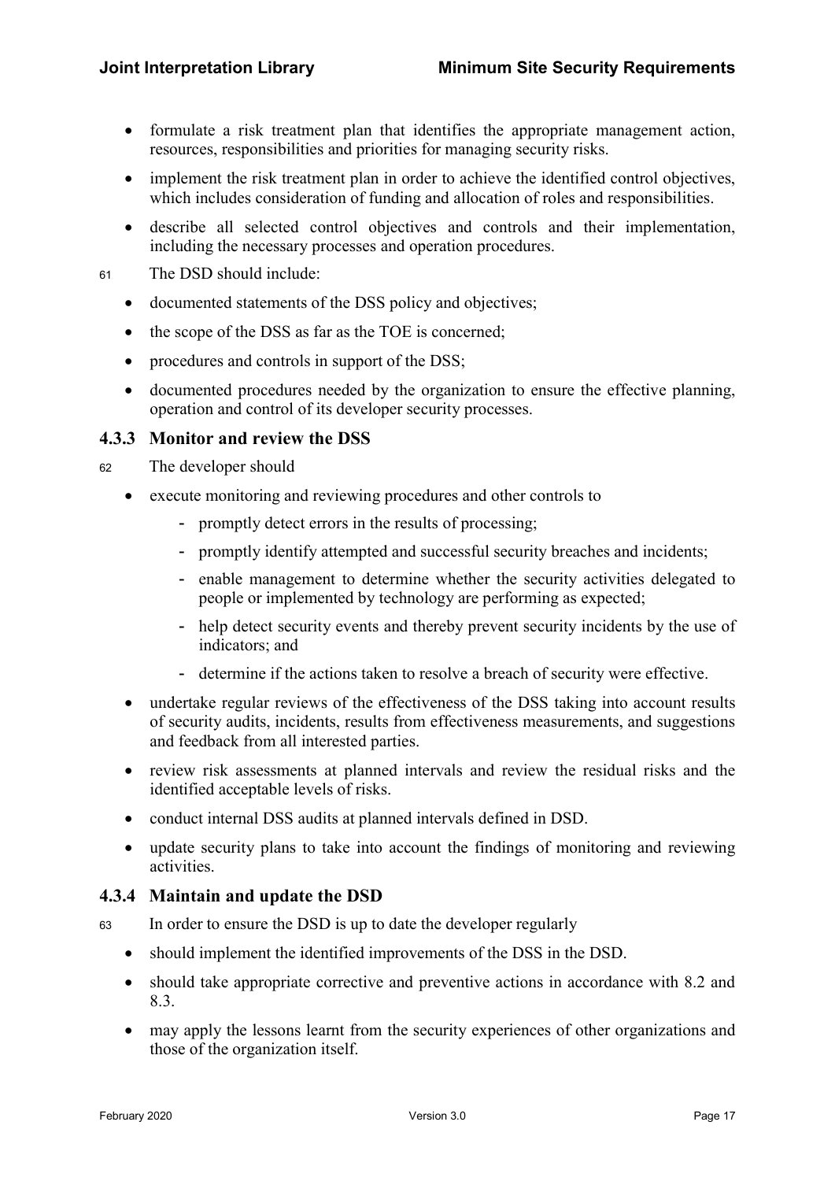- formulate a risk treatment plan that identifies the appropriate management action, resources, responsibilities and priorities for managing security risks.
- implement the risk treatment plan in order to achieve the identified control objectives, which includes consideration of funding and allocation of roles and responsibilities.
- describe all selected control objectives and controls and their implementation, including the necessary processes and operation procedures.

61 The DSD should include:

- documented statements of the DSS policy and objectives;
- the scope of the DSS as far as the TOE is concerned;
- procedures and controls in support of the DSS;
- documented procedures needed by the organization to ensure the effective planning, operation and control of its developer security processes.

### 4.3.3 Monitor and review the DSS

62 The developer should

- execute monitoring and reviewing procedures and other controls to
  - promptly detect errors in the results of processing;
  - promptly identify attempted and successful security breaches and incidents;
  - enable management to determine whether the security activities delegated to people or implemented by technology are performing as expected;
  - help detect security events and thereby prevent security incidents by the use of indicators; and
  - determine if the actions taken to resolve a breach of security were effective.
- undertake regular reviews of the effectiveness of the DSS taking into account results of security audits, incidents, results from effectiveness measurements, and suggestions and feedback from all interested parties.
- review risk assessments at planned intervals and review the residual risks and the identified acceptable levels of risks.
- conduct internal DSS audits at planned intervals defined in DSD.
- update security plans to take into account the findings of monitoring and reviewing activities.

### 4.3.4 Maintain and update the DSD

63 In order to ensure the DSD is up to date the developer regularly

- should implement the identified improvements of the DSS in the DSD.
- should take appropriate corrective and preventive actions in accordance with 8.2 and 8.3.
- may apply the lessons learnt from the security experiences of other organizations and those of the organization itself.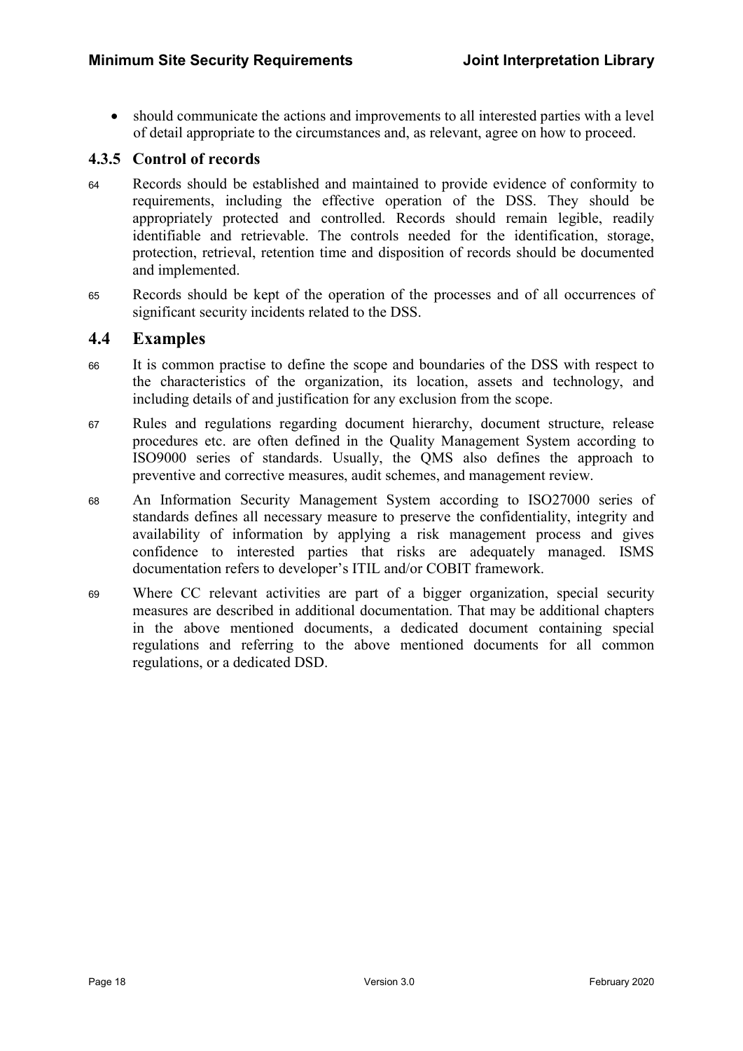- should communicate the actions and improvements to all interested parties with a level of detail appropriate to the circumstances and, as relevant, agree on how to proceed.

### 4.3.5 Control of records

64 Records should be established and maintained to provide evidence of conformity to requirements, including the effective operation of the DSS. They should be appropriately protected and controlled. Records should remain legible, readily identifiable and retrievable. The controls needed for the identification, storage, protection, retrieval, retention time and disposition of records should be documented and implemented.

65 Records should be kept of the operation of the processes and of all occurrences of significant security incidents related to the DSS.

## 4.4 Examples

66 It is common practise to define the scope and boundaries of the DSS with respect to the characteristics of the organization, its location, assets and technology, and including details of and justification for any exclusion from the scope.

67 Rules and regulations regarding document hierarchy, document structure, release procedures etc. are often defined in the Quality Management System according to ISO9000 series of standards. Usually, the QMS also defines the approach to preventive and corrective measures, audit schemes, and management review.

68 An Information Security Management System according to ISO27000 series of standards defines all necessary measure to preserve the confidentiality, integrity and availability of information by applying a risk management process and gives confidence to interested parties that risks are adequately managed. ISMS documentation refers to developer's ITIL and/or COBIT framework.

69 Where CC relevant activities are part of a bigger organization, special security measures are described in additional documentation. That may be additional chapters in the above mentioned documents, a dedicated document containing special regulations and referring to the above mentioned documents for all common regulations, or a dedicated DSD.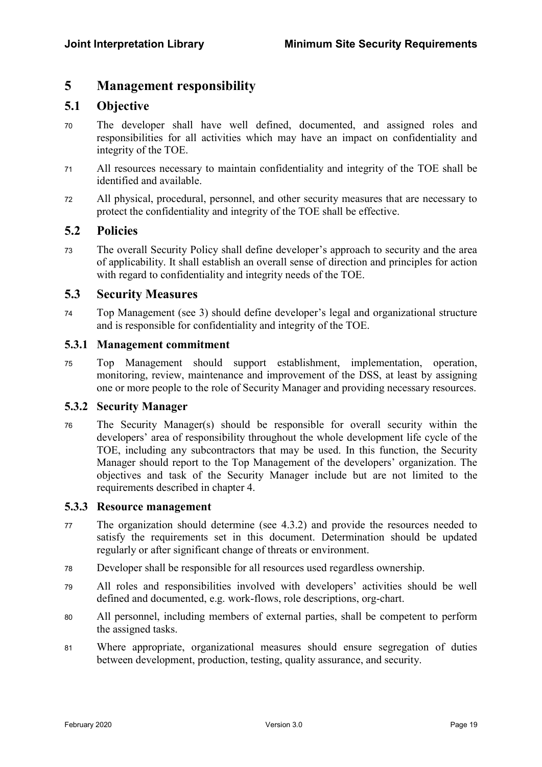# 5 Management responsibility

## 5.1 Objective

70 The developer shall have well defined, documented, and assigned roles and responsibilities for all activities which may have an impact on confidentiality and integrity of the TOE.

71 All resources necessary to maintain confidentiality and integrity of the TOE shall be identified and available.

72 All physical, procedural, personnel, and other security measures that are necessary to protect the confidentiality and integrity of the TOE shall be effective.

## 5.2 Policies

73 The overall Security Policy shall define developer's approach to security and the area of applicability. It shall establish an overall sense of direction and principles for action with regard to confidentiality and integrity needs of the TOE.

## 5.3 Security Measures

74 Top Management (see 3) should define developer's legal and organizational structure and is responsible for confidentiality and integrity of the TOE.

### 5.3.1 Management commitment

75 Top Management should support establishment, implementation, operation, monitoring, review, maintenance and improvement of the DSS, at least by assigning one or more people to the role of Security Manager and providing necessary resources.

### 5.3.2 Security Manager

76 The Security Manager(s) should be responsible for overall security within the developers' area of responsibility throughout the whole development life cycle of the TOE, including any subcontractors that may be used. In this function, the Security Manager should report to the Top Management of the developers' organization. The objectives and task of the Security Manager include but are not limited to the requirements described in chapter 4.

### 5.3.3 Resource management

77 The organization should determine (see 4.3.2) and provide the resources needed to satisfy the requirements set in this document. Determination should be updated regularly or after significant change of threats or environment.

78 Developer shall be responsible for all resources used regardless ownership.

79 All roles and responsibilities involved with developers' activities should be well defined and documented, e.g. work-flows, role descriptions, org-chart.

80 All personnel, including members of external parties, shall be competent to perform the assigned tasks.

81 Where appropriate, organizational measures should ensure segregation of duties between development, production, testing, quality assurance, and security.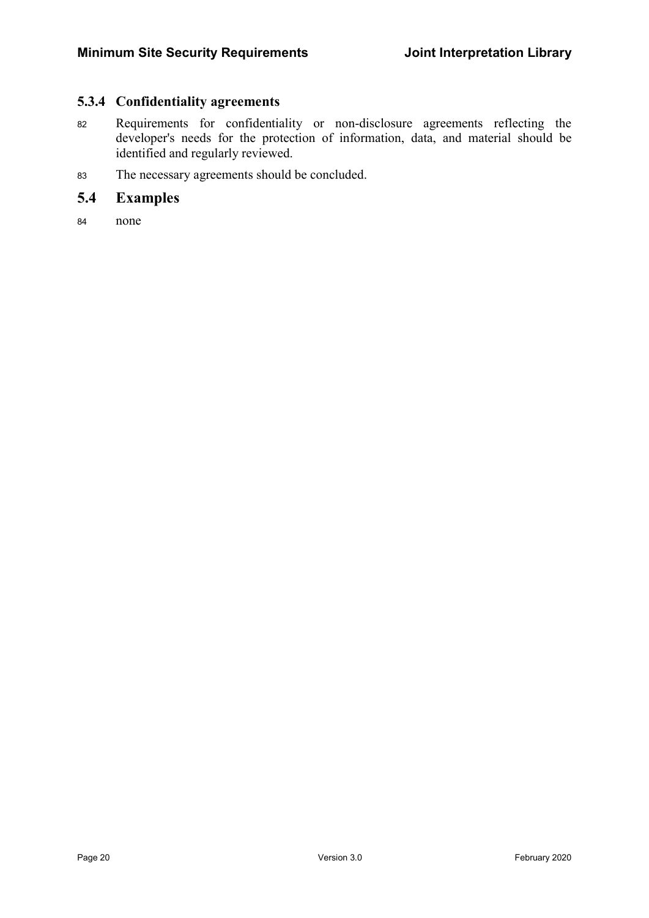### 5.3.4 Confidentiality agreements

82 Requirements for confidentiality or non-disclosure agreements reflecting the developer's needs for the protection of information, data, and material should be identified and regularly reviewed.

83 The necessary agreements should be concluded.

## 5.4 Examples

84 none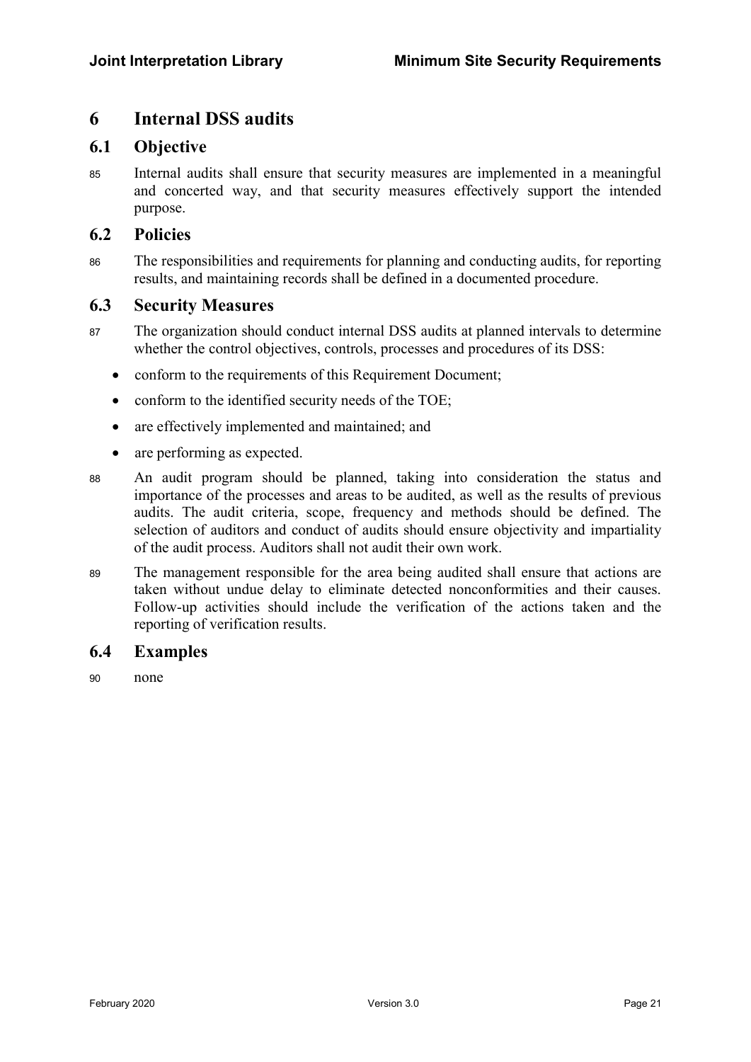# 6 Internal DSS audits

## 6.1 Objective

85 Internal audits shall ensure that security measures are implemented in a meaningful and concerted way, and that security measures effectively support the intended purpose.

## 6.2 Policies

86 The responsibilities and requirements for planning and conducting audits, for reporting results, and maintaining records shall be defined in a documented procedure.

## 6.3 Security Measures

87 The organization should conduct internal DSS audits at planned intervals to determine whether the control objectives, controls, processes and procedures of its DSS:

- conform to the requirements of this Requirement Document;
- conform to the identified security needs of the TOE;
- are effectively implemented and maintained; and
- are performing as expected.

88 An audit program should be planned, taking into consideration the status and importance of the processes and areas to be audited, as well as the results of previous audits. The audit criteria, scope, frequency and methods should be defined. The selection of auditors and conduct of audits should ensure objectivity and impartiality of the audit process. Auditors shall not audit their own work.

89 The management responsible for the area being audited shall ensure that actions are taken without undue delay to eliminate detected nonconformities and their causes. Follow-up activities should include the verification of the actions taken and the reporting of verification results.

## 6.4 Examples

90 none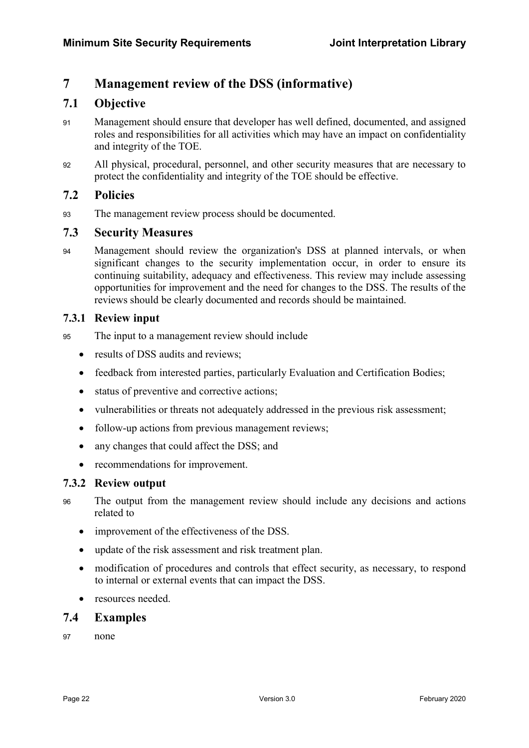# 7 Management review of the DSS (informative)

## 7.1 Objective

91 Management should ensure that developer has well defined, documented, and assigned roles and responsibilities for all activities which may have an impact on confidentiality and integrity of the TOE.

92 All physical, procedural, personnel, and other security measures that are necessary to protect the confidentiality and integrity of the TOE should be effective.

## 7.2 Policies

93 The management review process should be documented.

## 7.3 Security Measures

94 Management should review the organization's DSS at planned intervals, or when significant changes to the security implementation occur, in order to ensure its continuing suitability, adequacy and effectiveness. This review may include assessing opportunities for improvement and the need for changes to the DSS. The results of the reviews should be clearly documented and records should be maintained.

### 7.3.1 Review input

95 The input to a management review should include

- results of DSS audits and reviews;
- feedback from interested parties, particularly Evaluation and Certification Bodies;
- status of preventive and corrective actions;
- vulnerabilities or threats not adequately addressed in the previous risk assessment;
- follow-up actions from previous management reviews;
- any changes that could affect the DSS; and
- recommendations for improvement.

### 7.3.2 Review output

96 The output from the management review should include any decisions and actions related to

- improvement of the effectiveness of the DSS.
- update of the risk assessment and risk treatment plan.
- modification of procedures and controls that effect security, as necessary, to respond to internal or external events that can impact the DSS.
- resources needed.

## 7.4 Examples

97 none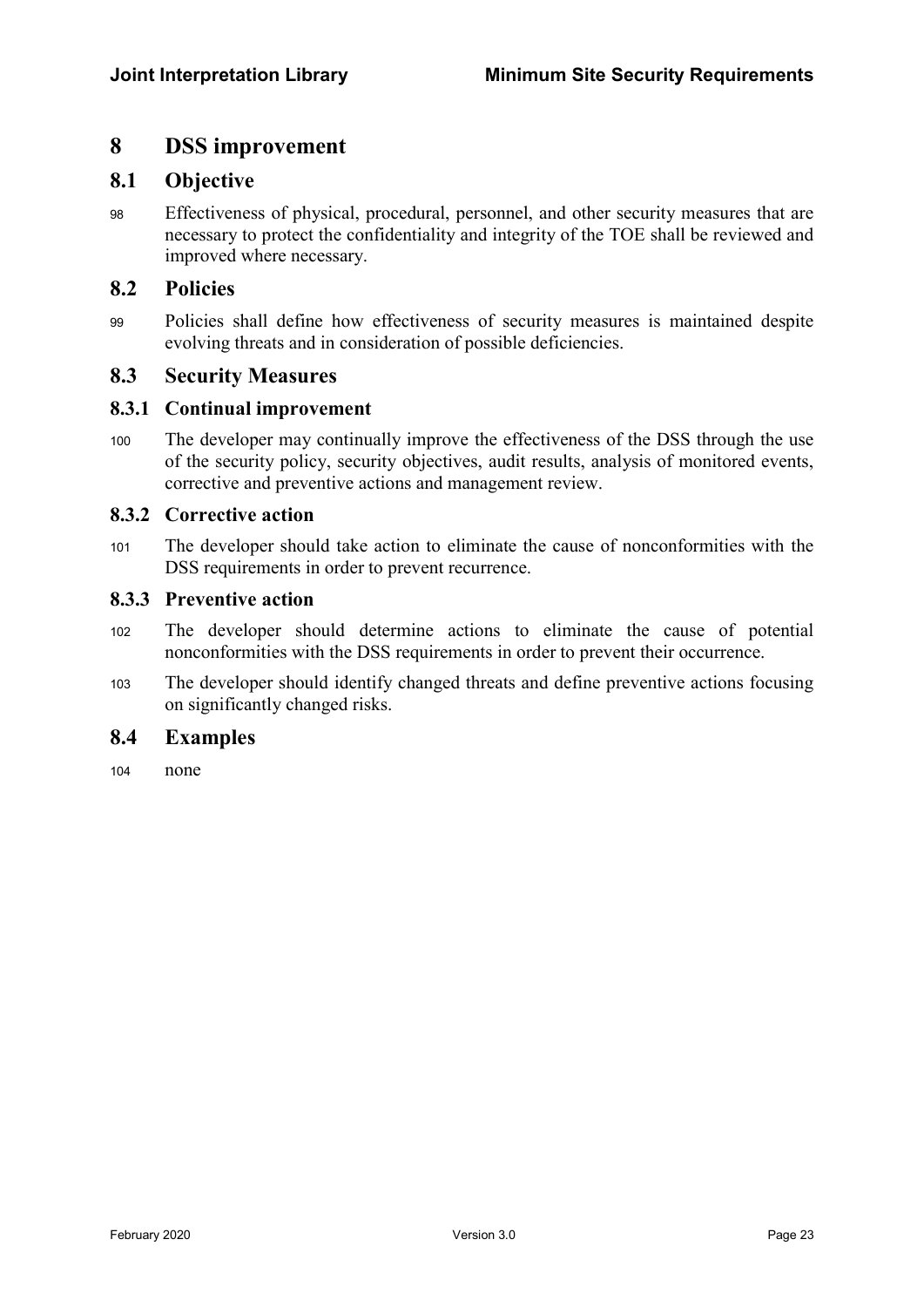# 8 DSS improvement

## 8.1 Objective

98 Effectiveness of physical, procedural, personnel, and other security measures that are necessary to protect the confidentiality and integrity of the TOE shall be reviewed and improved where necessary.

## 8.2 Policies

99 Policies shall define how effectiveness of security measures is maintained despite evolving threats and in consideration of possible deficiencies.

## 8.3 Security Measures

### 8.3.1 Continual improvement

100 The developer may continually improve the effectiveness of the DSS through the use of the security policy, security objectives, audit results, analysis of monitored events, corrective and preventive actions and management review.

### 8.3.2 Corrective action

101 The developer should take action to eliminate the cause of nonconformities with the DSS requirements in order to prevent recurrence.

### 8.3.3 Preventive action

102 The developer should determine actions to eliminate the cause of potential nonconformities with the DSS requirements in order to prevent their occurrence.

103 The developer should identify changed threats and define preventive actions focusing on significantly changed risks.

## 8.4 Examples

104 none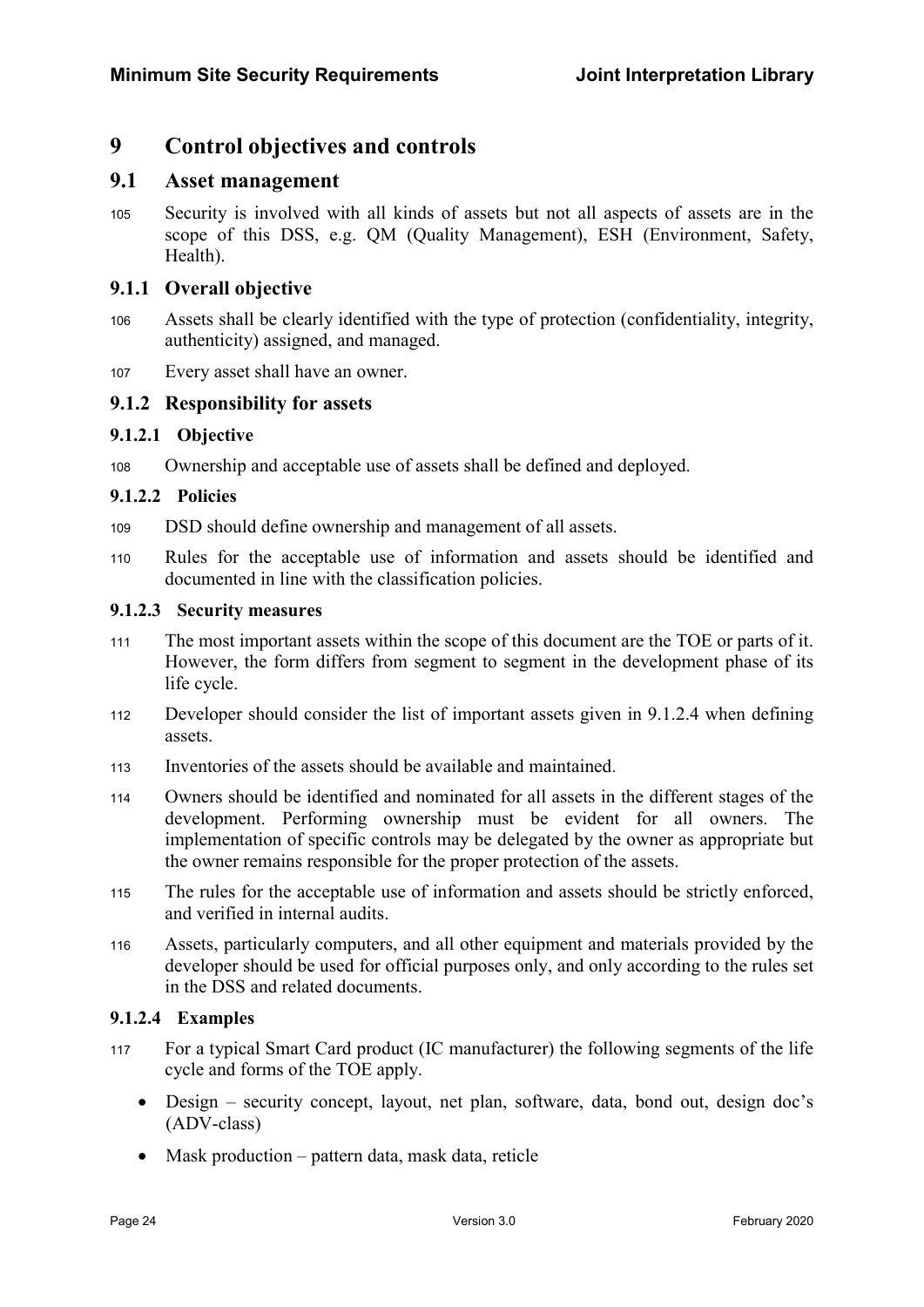# 9 Control objectives and controls

## 9.1 Asset management

105 Security is involved with all kinds of assets but not all aspects of assets are in the scope of this DSS, e.g. QM (Quality Management), ESH (Environment, Safety, Health).

### 9.1.1 Overall objective

106 Assets shall be clearly identified with the type of protection (confidentiality, integrity, authenticity) assigned, and managed.

107 Every asset shall have an owner.

### 9.1.2 Responsibility for assets

#### 9.1.2.1 Objective

108 Ownership and acceptable use of assets shall be defined and deployed.

#### 9.1.2.2 Policies

109 DSD should define ownership and management of all assets.

110 Rules for the acceptable use of information and assets should be identified and documented in line with the classification policies.

#### 9.1.2.3 Security measures

111 The most important assets within the scope of this document are the TOE or parts of it. However, the form differs from segment to segment in the development phase of its life cycle.

112 Developer should consider the list of important assets given in 9.1.2.4 when defining assets.

113 Inventories of the assets should be available and maintained.

114 Owners should be identified and nominated for all assets in the different stages of the development. Performing ownership must be evident for all owners. The implementation of specific controls may be delegated by the owner as appropriate but the owner remains responsible for the proper protection of the assets.

115 The rules for the acceptable use of information and assets should be strictly enforced, and verified in internal audits.

116 Assets, particularly computers, and all other equipment and materials provided by the developer should be used for official purposes only, and only according to the rules set in the DSS and related documents.

#### 9.1.2.4 Examples

117 For a typical Smart Card product (IC manufacturer) the following segments of the life cycle and forms of the TOE apply.

- Design – security concept, layout, net plan, software, data, bond out, design doc's (ADV-class)
- Mask production – pattern data, mask data, reticle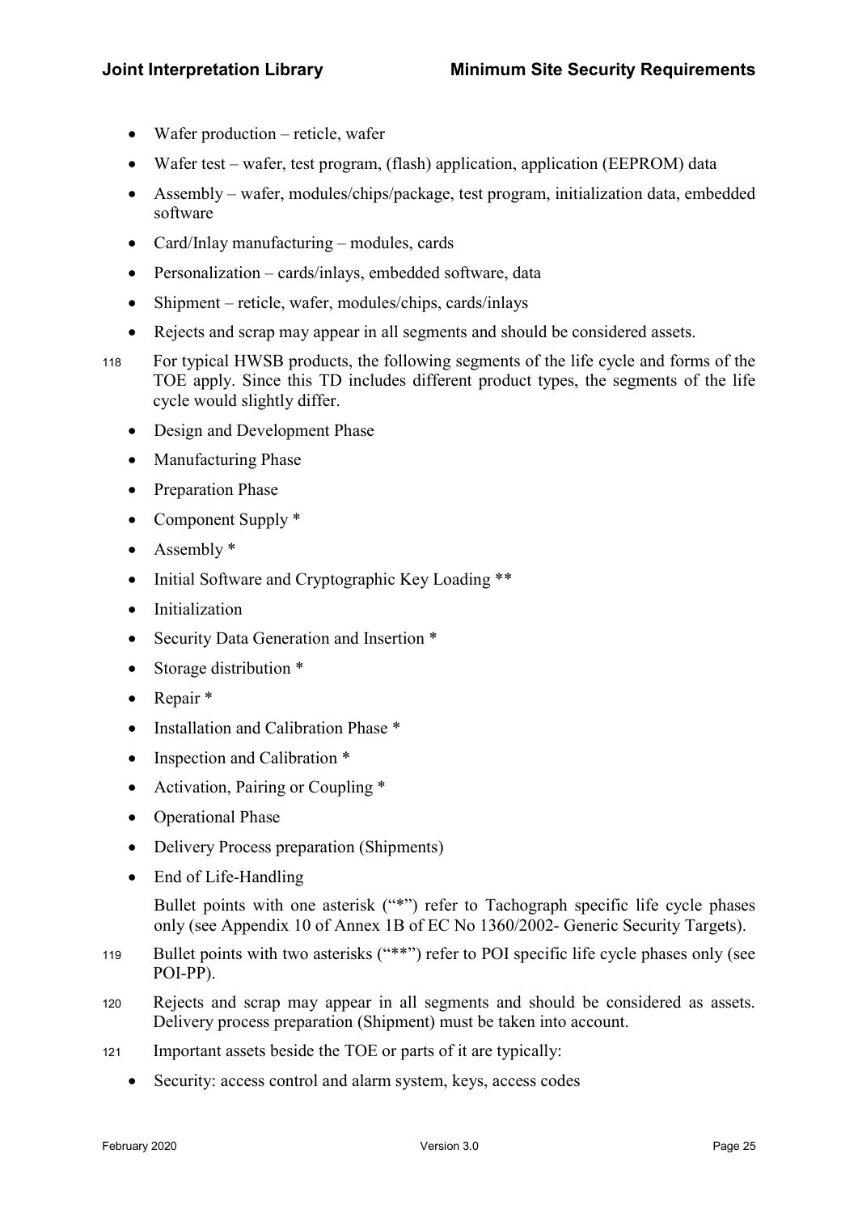- Wafer production – reticle, wafer
- Wafer test – wafer, test program, (flash) application, application (EEPROM) data
- Assembly – wafer, modules/chips/package, test program, initialization data, embedded software
- Card/Inlay manufacturing – modules, cards
- Personalization – cards/inlays, embedded software, data
- Shipment – reticle, wafer, modules/chips, cards/inlays
- Rejects and scrap may appear in all segments and should be considered assets.

118 For typical HWSB products, the following segments of the life cycle and forms of the TOE apply. Since this TD includes different product types, the segments of the life cycle would slightly differ.

- Design and Development Phase
- Manufacturing Phase
- Preparation Phase
- Component Supply *
- Assembly *
- Initial Software and Cryptographic Key Loading **
- Initialization
- Security Data Generation and Insertion *
- Storage distribution *
- Repair *
- Installation and Calibration Phase *
- Inspection and Calibration *
- Activation, Pairing or Coupling *
- Operational Phase
- Delivery Process preparation (Shipments)
- End of Life-Handling

Bullet points with one asterisk ("*") refer to Tachograph specific life cycle phases only (see Appendix 10 of Annex 1B of EC No 1360/2002- Generic Security Targets).

119 Bullet points with two asterisks ("**") refer to POI specific life cycle phases only (see POI-PP).

120 Rejects and scrap may appear in all segments and should be considered as assets. Delivery process preparation (Shipment) must be taken into account.

121 Important assets beside the TOE or parts of it are typically:

- Security: access control and alarm system, keys, access codes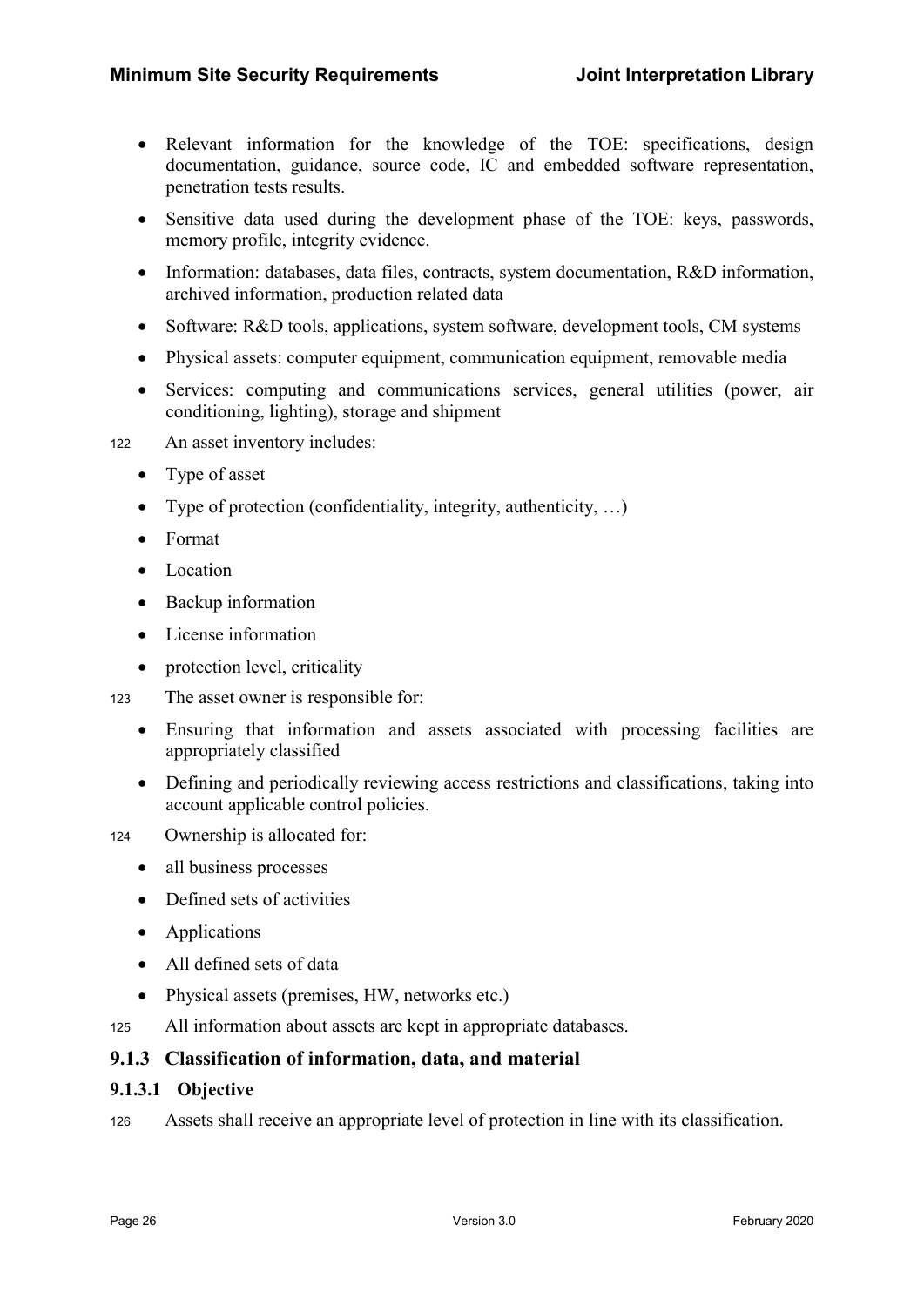- Relevant information for the knowledge of the TOE: specifications, design documentation, guidance, source code, IC and embedded software representation, penetration tests results.
- Sensitive data used during the development phase of the TOE: keys, passwords, memory profile, integrity evidence.
- Information: databases, data files, contracts, system documentation, R&D information, archived information, production related data
- Software: R&D tools, applications, system software, development tools, CM systems
- Physical assets: computer equipment, communication equipment, removable media
- Services: computing and communications services, general utilities (power, air conditioning, lighting), storage and shipment

122 An asset inventory includes:

- Type of asset
- Type of protection (confidentiality, integrity, authenticity, …)
- Format
- Location
- Backup information
- License information
- protection level, criticality

123 The asset owner is responsible for:

- Ensuring that information and assets associated with processing facilities are appropriately classified
- Defining and periodically reviewing access restrictions and classifications, taking into account applicable control policies.

124 Ownership is allocated for:

- all business processes
- Defined sets of activities
- Applications
- All defined sets of data
- Physical assets (premises, HW, networks etc.)

125 All information about assets are kept in appropriate databases.

### 9.1.3 Classification of information, data, and material

#### 9.1.3.1 Objective

126 Assets shall receive an appropriate level of protection in line with its classification.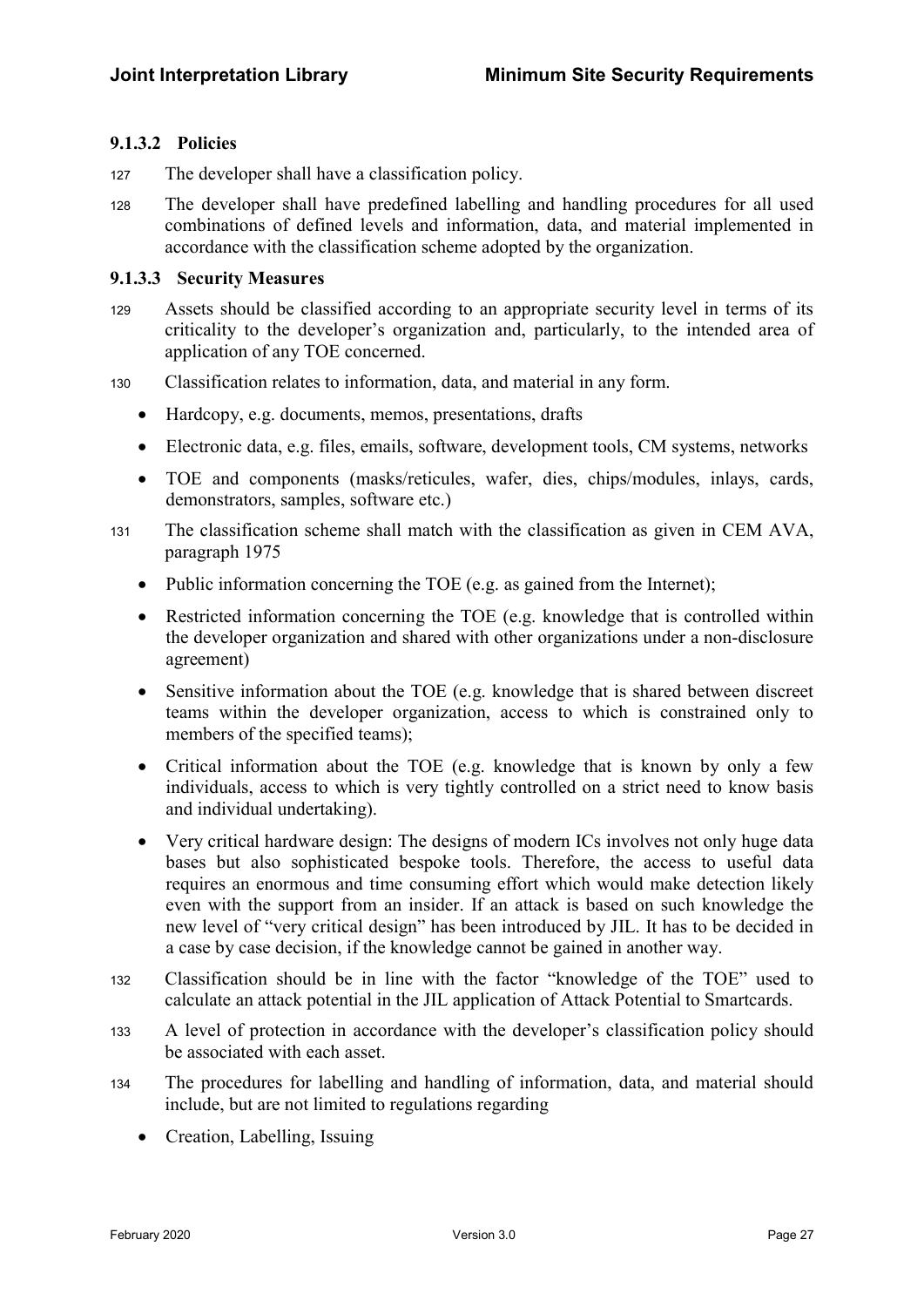#### 9.1.3.2 Policies

127 The developer shall have a classification policy.

128 The developer shall have predefined labelling and handling procedures for all used combinations of defined levels and information, data, and material implemented in accordance with the classification scheme adopted by the organization.

#### 9.1.3.3 Security Measures

129 Assets should be classified according to an appropriate security level in terms of its criticality to the developer's organization and, particularly, to the intended area of application of any TOE concerned.

130 Classification relates to information, data, and material in any form.

- Hardcopy, e.g. documents, memos, presentations, drafts
- Electronic data, e.g. files, emails, software, development tools, CM systems, networks
- TOE and components (masks/reticules, wafer, dies, chips/modules, inlays, cards, demonstrators, samples, software etc.)

131 The classification scheme shall match with the classification as given in CEM AVA, paragraph 1975

- Public information concerning the TOE (e.g. as gained from the Internet);
- Restricted information concerning the TOE (e.g. knowledge that is controlled within the developer organization and shared with other organizations under a non-disclosure agreement)
- Sensitive information about the TOE (e.g. knowledge that is shared between discreet teams within the developer organization, access to which is constrained only to members of the specified teams);
- Critical information about the TOE (e.g. knowledge that is known by only a few individuals, access to which is very tightly controlled on a strict need to know basis and individual undertaking).
- Very critical hardware design: The designs of modern ICs involves not only huge data bases but also sophisticated bespoke tools. Therefore, the access to useful data requires an enormous and time consuming effort which would make detection likely even with the support from an insider. If an attack is based on such knowledge the new level of "very critical design" has been introduced by JIL. It has to be decided in a case by case decision, if the knowledge cannot be gained in another way.

132 Classification should be in line with the factor "knowledge of the TOE" used to calculate an attack potential in the JIL application of Attack Potential to Smartcards.

133 A level of protection in accordance with the developer's classification policy should be associated with each asset.

134 The procedures for labelling and handling of information, data, and material should include, but are not limited to regulations regarding

- Creation, Labelling, Issuing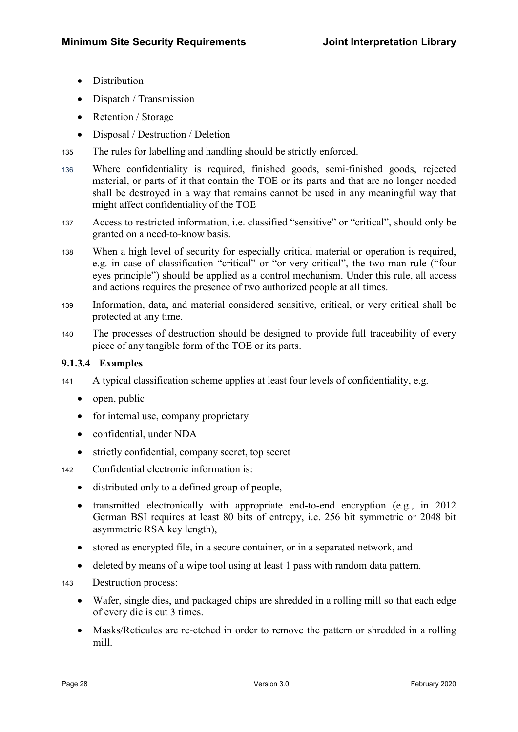- Distribution
- Dispatch / Transmission
- Retention / Storage
- Disposal / Destruction / Deletion

135 The rules for labelling and handling should be strictly enforced.

136 Where confidentiality is required, finished goods, semi-finished goods, rejected material, or parts of it that contain the TOE or its parts and that are no longer needed shall be destroyed in a way that remains cannot be used in any meaningful way that might affect confidentiality of the TOE

137 Access to restricted information, i.e. classified "sensitive" or "critical", should only be granted on a need-to-know basis.

138 When a high level of security for especially critical material or operation is required, e.g. in case of classification "critical" or "or very critical", the two-man rule ("four eyes principle") should be applied as a control mechanism. Under this rule, all access and actions requires the presence of two authorized people at all times.

139 Information, data, and material considered sensitive, critical, or very critical shall be protected at any time.

140 The processes of destruction should be designed to provide full traceability of every piece of any tangible form of the TOE or its parts.

#### 9.1.3.4 Examples

141 A typical classification scheme applies at least four levels of confidentiality, e.g.

- open, public
- for internal use, company proprietary
- confidential, under NDA
- strictly confidential, company secret, top secret

142 Confidential electronic information is:

- distributed only to a defined group of people,
- transmitted electronically with appropriate end-to-end encryption (e.g., in 2012 German BSI requires at least 80 bits of entropy, i.e. 256 bit symmetric or 2048 bit asymmetric RSA key length),
- stored as encrypted file, in a secure container, or in a separated network, and
- deleted by means of a wipe tool using at least 1 pass with random data pattern.

143 Destruction process:

- Wafer, single dies, and packaged chips are shredded in a rolling mill so that each edge of every die is cut 3 times.
- Masks/Reticules are re-etched in order to remove the pattern or shredded in a rolling mill.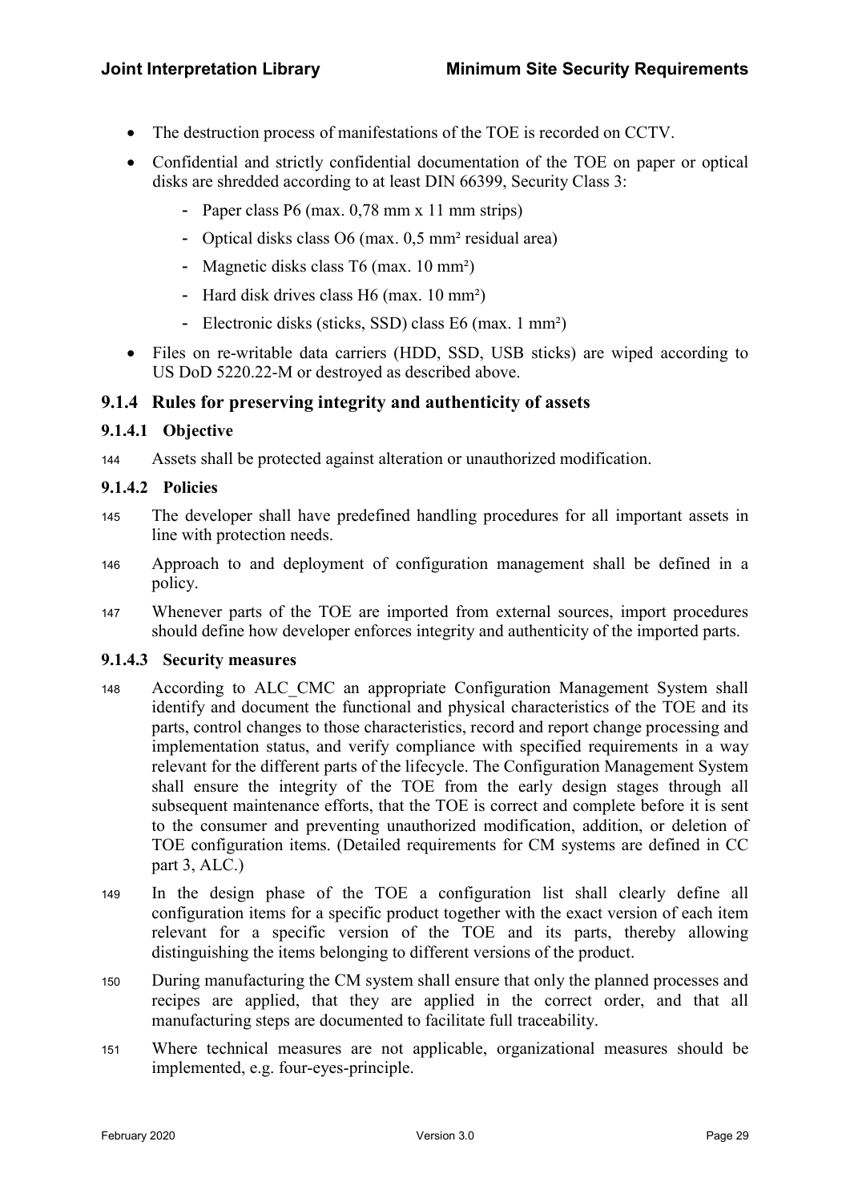- The destruction process of manifestations of the TOE is recorded on CCTV.
- Confidential and strictly confidential documentation of the TOE on paper or optical disks are shredded according to at least DIN 66399, Security Class 3:
  - Paper class P6 (max. 0,78 mm x 11 mm strips)
  - Optical disks class O6 (max. 0,5 mm² residual area)
  - Magnetic disks class T6 (max. 10 mm²)
  - Hard disk drives class H6 (max. 10 mm²)
  - Electronic disks (sticks, SSD) class E6 (max. 1 mm²)
- Files on re-writable data carriers (HDD, SSD, USB sticks) are wiped according to US DoD 5220.22-M or destroyed as described above.

### 9.1.4 Rules for preserving integrity and authenticity of assets

#### 9.1.4.1 Objective

144 Assets shall be protected against alteration or unauthorized modification.

#### 9.1.4.2 Policies

145 The developer shall have predefined handling procedures for all important assets in line with protection needs.

146 Approach to and deployment of configuration management shall be defined in a policy.

147 Whenever parts of the TOE are imported from external sources, import procedures should define how developer enforces integrity and authenticity of the imported parts.

#### 9.1.4.3 Security measures

148 According to ALC_CMC an appropriate Configuration Management System shall identify and document the functional and physical characteristics of the TOE and its parts, control changes to those characteristics, record and report change processing and implementation status, and verify compliance with specified requirements in a way relevant for the different parts of the lifecycle. The Configuration Management System shall ensure the integrity of the TOE from the early design stages through all subsequent maintenance efforts, that the TOE is correct and complete before it is sent to the consumer and preventing unauthorized modification, addition, or deletion of TOE configuration items. (Detailed requirements for CM systems are defined in CC part 3, ALC.)

149 In the design phase of the TOE a configuration list shall clearly define all configuration items for a specific product together with the exact version of each item relevant for a specific version of the TOE and its parts, thereby allowing distinguishing the items belonging to different versions of the product.

150 During manufacturing the CM system shall ensure that only the planned processes and recipes are applied, that they are applied in the correct order, and that all manufacturing steps are documented to facilitate full traceability.

151 Where technical measures are not applicable, organizational measures should be implemented, e.g. four-eyes-principle.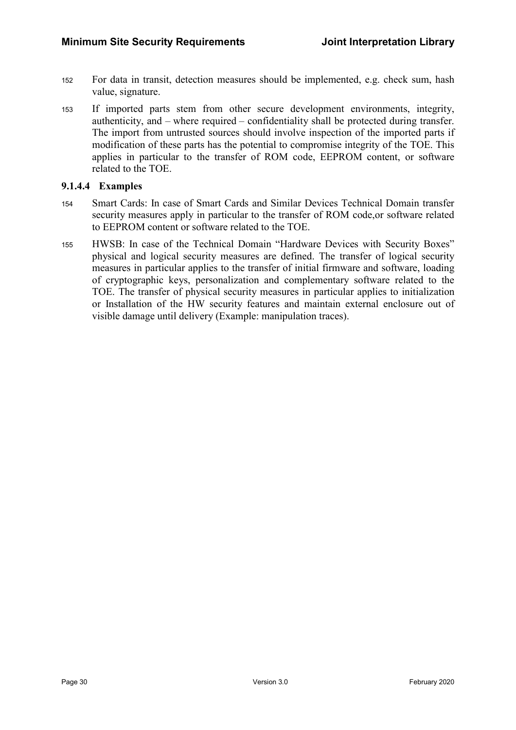152 For data in transit, detection measures should be implemented, e.g. check sum, hash value, signature.

153 If imported parts stem from other secure development environments, integrity, authenticity, and – where required – confidentiality shall be protected during transfer. The import from untrusted sources should involve inspection of the imported parts if modification of these parts has the potential to compromise integrity of the TOE. This applies in particular to the transfer of ROM code, EEPROM content, or software related to the TOE.

#### 9.1.4.4 Examples

154 Smart Cards: In case of Smart Cards and Similar Devices Technical Domain transfer security measures apply in particular to the transfer of ROM code,or software related to EEPROM content or software related to the TOE.

155 HWSB: In case of the Technical Domain "Hardware Devices with Security Boxes" physical and logical security measures are defined. The transfer of logical security measures in particular applies to the transfer of initial firmware and software, loading of cryptographic keys, personalization and complementary software related to the TOE. The transfer of physical security measures in particular applies to initialization or Installation of the HW security features and maintain external enclosure out of visible damage until delivery (Example: manipulation traces).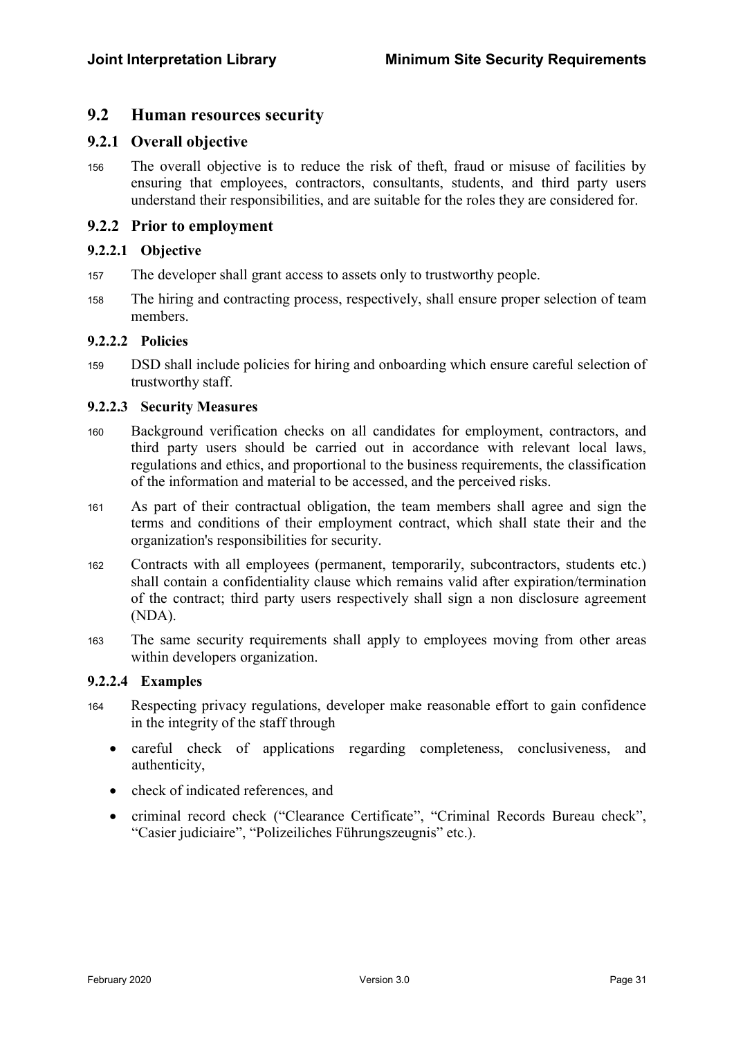## 9.2 Human resources security

### 9.2.1 Overall objective

156 The overall objective is to reduce the risk of theft, fraud or misuse of facilities by ensuring that employees, contractors, consultants, students, and third party users understand their responsibilities, and are suitable for the roles they are considered for.

### 9.2.2 Prior to employment

#### 9.2.2.1 Objective

157 The developer shall grant access to assets only to trustworthy people.

158 The hiring and contracting process, respectively, shall ensure proper selection of team members.

#### 9.2.2.2 Policies

159 DSD shall include policies for hiring and onboarding which ensure careful selection of trustworthy staff.

#### 9.2.2.3 Security Measures

160 Background verification checks on all candidates for employment, contractors, and third party users should be carried out in accordance with relevant local laws, regulations and ethics, and proportional to the business requirements, the classification of the information and material to be accessed, and the perceived risks.

161 As part of their contractual obligation, the team members shall agree and sign the terms and conditions of their employment contract, which shall state their and the organization's responsibilities for security.

162 Contracts with all employees (permanent, temporarily, subcontractors, students etc.) shall contain a confidentiality clause which remains valid after expiration/termination of the contract; third party users respectively shall sign a non disclosure agreement (NDA).

163 The same security requirements shall apply to employees moving from other areas within developers organization.

#### 9.2.2.4 Examples

164 Respecting privacy regulations, developer make reasonable effort to gain confidence in the integrity of the staff through

- careful check of applications regarding completeness, conclusiveness, and authenticity,
- check of indicated references, and
- criminal record check ("Clearance Certificate", "Criminal Records Bureau check", "Casier judiciaire", "Polizeiliches Führungszeugnis" etc.).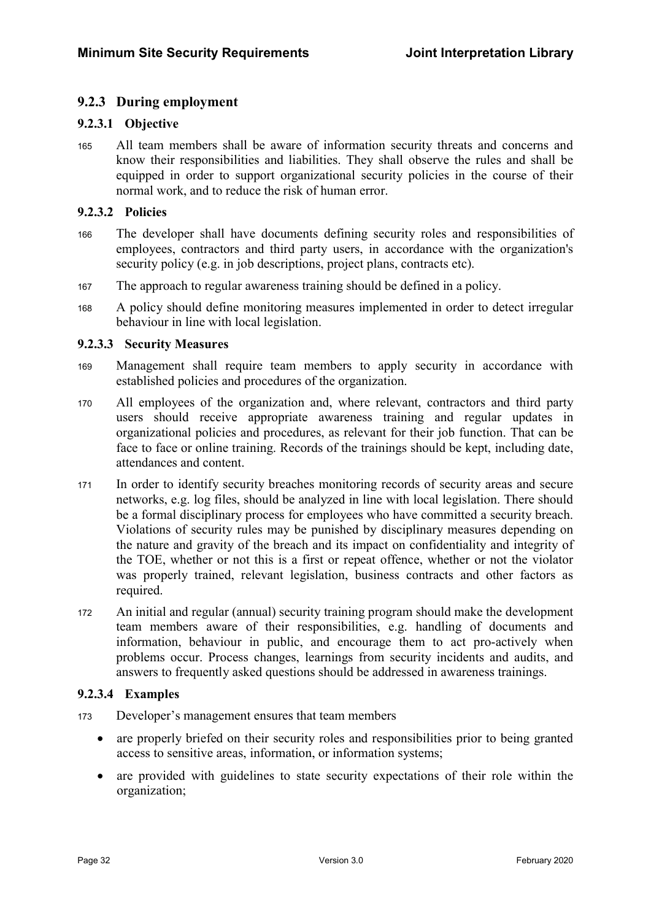### 9.2.3 During employment

#### 9.2.3.1 Objective

165 All team members shall be aware of information security threats and concerns and know their responsibilities and liabilities. They shall observe the rules and shall be equipped in order to support organizational security policies in the course of their normal work, and to reduce the risk of human error.

#### 9.2.3.2 Policies

166 The developer shall have documents defining security roles and responsibilities of employees, contractors and third party users, in accordance with the organization's security policy (e.g. in job descriptions, project plans, contracts etc).

167 The approach to regular awareness training should be defined in a policy.

168 A policy should define monitoring measures implemented in order to detect irregular behaviour in line with local legislation.

#### 9.2.3.3 Security Measures

169 Management shall require team members to apply security in accordance with established policies and procedures of the organization.

170 All employees of the organization and, where relevant, contractors and third party users should receive appropriate awareness training and regular updates in organizational policies and procedures, as relevant for their job function. That can be face to face or online training. Records of the trainings should be kept, including date, attendances and content.

171 In order to identify security breaches monitoring records of security areas and secure networks, e.g. log files, should be analyzed in line with local legislation. There should be a formal disciplinary process for employees who have committed a security breach. Violations of security rules may be punished by disciplinary measures depending on the nature and gravity of the breach and its impact on confidentiality and integrity of the TOE, whether or not this is a first or repeat offence, whether or not the violator was properly trained, relevant legislation, business contracts and other factors as required.

172 An initial and regular (annual) security training program should make the development team members aware of their responsibilities, e.g. handling of documents and information, behaviour in public, and encourage them to act pro-actively when problems occur. Process changes, learnings from security incidents and audits, and answers to frequently asked questions should be addressed in awareness trainings.

#### 9.2.3.4 Examples

173 Developer's management ensures that team members

- are properly briefed on their security roles and responsibilities prior to being granted access to sensitive areas, information, or information systems;
- are provided with guidelines to state security expectations of their role within the organization;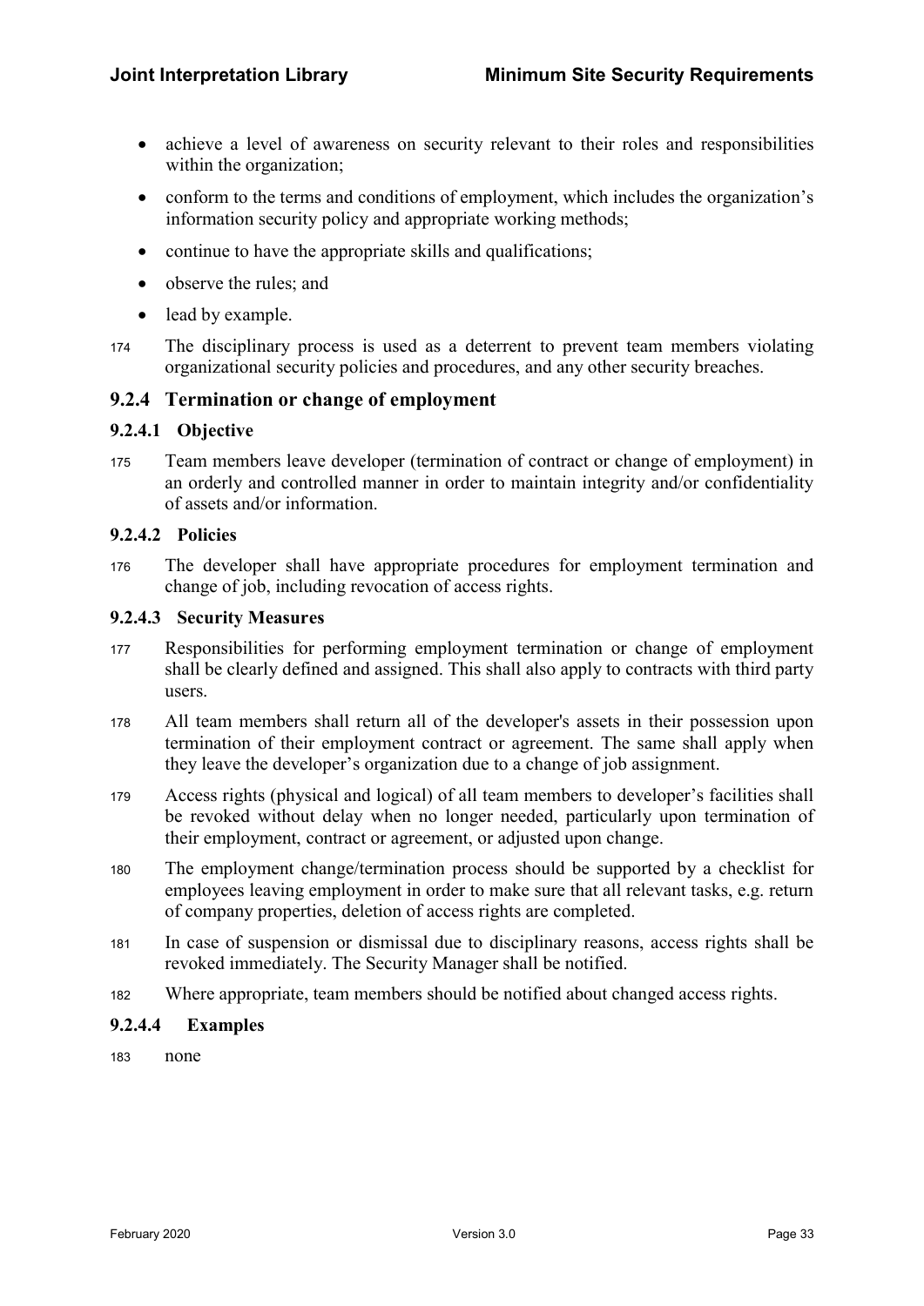- achieve a level of awareness on security relevant to their roles and responsibilities within the organization;
- conform to the terms and conditions of employment, which includes the organization's information security policy and appropriate working methods;
- continue to have the appropriate skills and qualifications;
- observe the rules; and
- lead by example.

174 The disciplinary process is used as a deterrent to prevent team members violating organizational security policies and procedures, and any other security breaches.

### 9.2.4 Termination or change of employment

#### 9.2.4.1 Objective

175 Team members leave developer (termination of contract or change of employment) in an orderly and controlled manner in order to maintain integrity and/or confidentiality of assets and/or information.

#### 9.2.4.2 Policies

176 The developer shall have appropriate procedures for employment termination and change of job, including revocation of access rights.

#### 9.2.4.3 Security Measures

177 Responsibilities for performing employment termination or change of employment shall be clearly defined and assigned. This shall also apply to contracts with third party users.

178 All team members shall return all of the developer's assets in their possession upon termination of their employment contract or agreement. The same shall apply when they leave the developer's organization due to a change of job assignment.

179 Access rights (physical and logical) of all team members to developer's facilities shall be revoked without delay when no longer needed, particularly upon termination of their employment, contract or agreement, or adjusted upon change.

180 The employment change/termination process should be supported by a checklist for employees leaving employment in order to make sure that all relevant tasks, e.g. return of company properties, deletion of access rights are completed.

181 In case of suspension or dismissal due to disciplinary reasons, access rights shall be revoked immediately. The Security Manager shall be notified.

182 Where appropriate, team members should be notified about changed access rights.

#### 9.2.4.4 Examples

183 none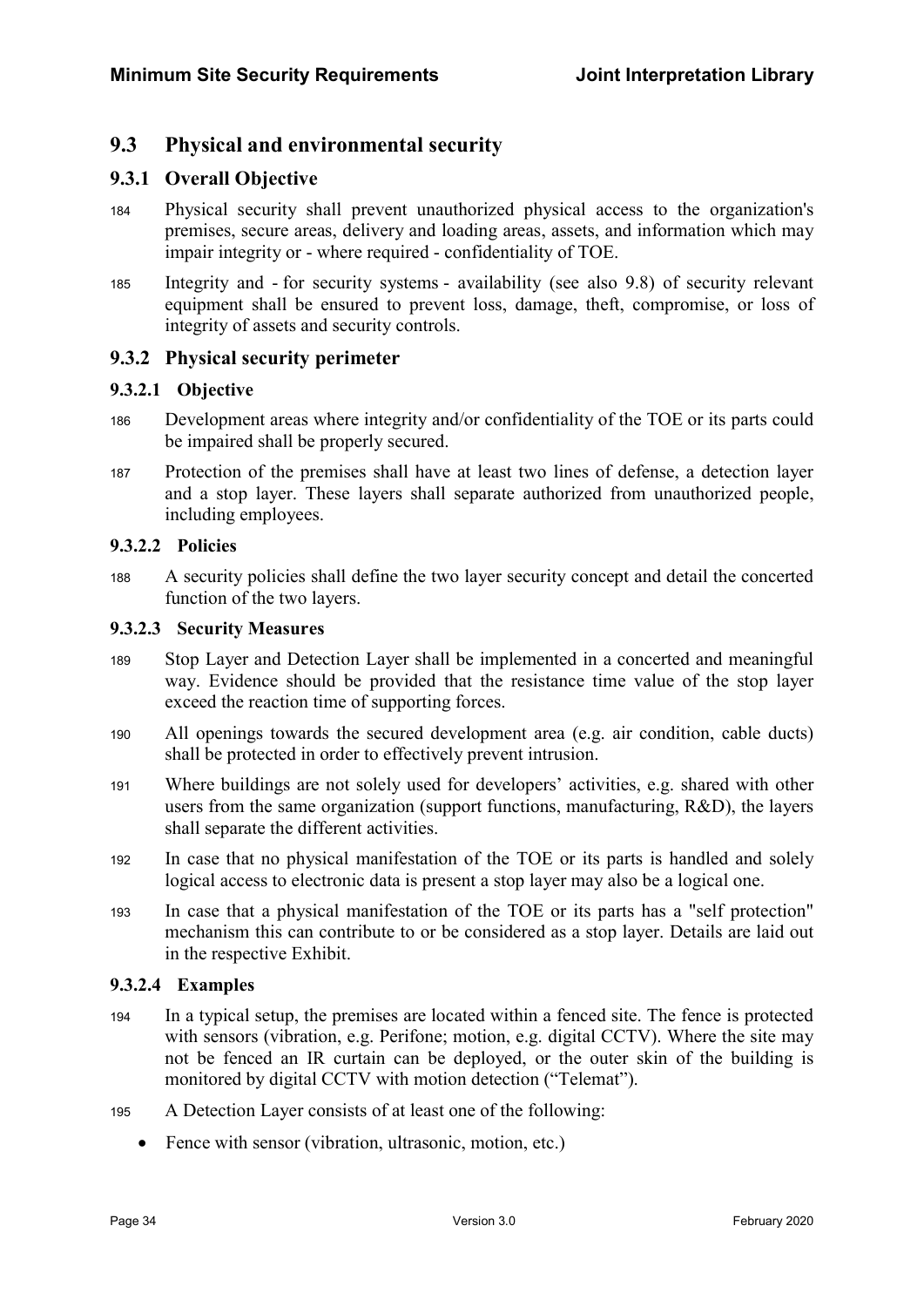## 9.3 Physical and environmental security

### 9.3.1 Overall Objective

184 Physical security shall prevent unauthorized physical access to the organization's premises, secure areas, delivery and loading areas, assets, and information which may impair integrity or - where required - confidentiality of TOE.

185 Integrity and - for security systems - availability (see also 9.8) of security relevant equipment shall be ensured to prevent loss, damage, theft, compromise, or loss of integrity of assets and security controls.

### 9.3.2 Physical security perimeter

#### 9.3.2.1 Objective

186 Development areas where integrity and/or confidentiality of the TOE or its parts could be impaired shall be properly secured.

187 Protection of the premises shall have at least two lines of defense, a detection layer and a stop layer. These layers shall separate authorized from unauthorized people, including employees.

#### 9.3.2.2 Policies

188 A security policies shall define the two layer security concept and detail the concerted function of the two layers.

#### 9.3.2.3 Security Measures

189 Stop Layer and Detection Layer shall be implemented in a concerted and meaningful way. Evidence should be provided that the resistance time value of the stop layer exceed the reaction time of supporting forces.

190 All openings towards the secured development area (e.g. air condition, cable ducts) shall be protected in order to effectively prevent intrusion.

191 Where buildings are not solely used for developers' activities, e.g. shared with other users from the same organization (support functions, manufacturing, R&D), the layers shall separate the different activities.

192 In case that no physical manifestation of the TOE or its parts is handled and solely logical access to electronic data is present a stop layer may also be a logical one.

193 In case that a physical manifestation of the TOE or its parts has a "self protection" mechanism this can contribute to or be considered as a stop layer. Details are laid out in the respective Exhibit.

#### 9.3.2.4 Examples

194 In a typical setup, the premises are located within a fenced site. The fence is protected with sensors (vibration, e.g. Perifone; motion, e.g. digital CCTV). Where the site may not be fenced an IR curtain can be deployed, or the outer skin of the building is monitored by digital CCTV with motion detection ("Telemat").

195 A Detection Layer consists of at least one of the following:

- Fence with sensor (vibration, ultrasonic, motion, etc.)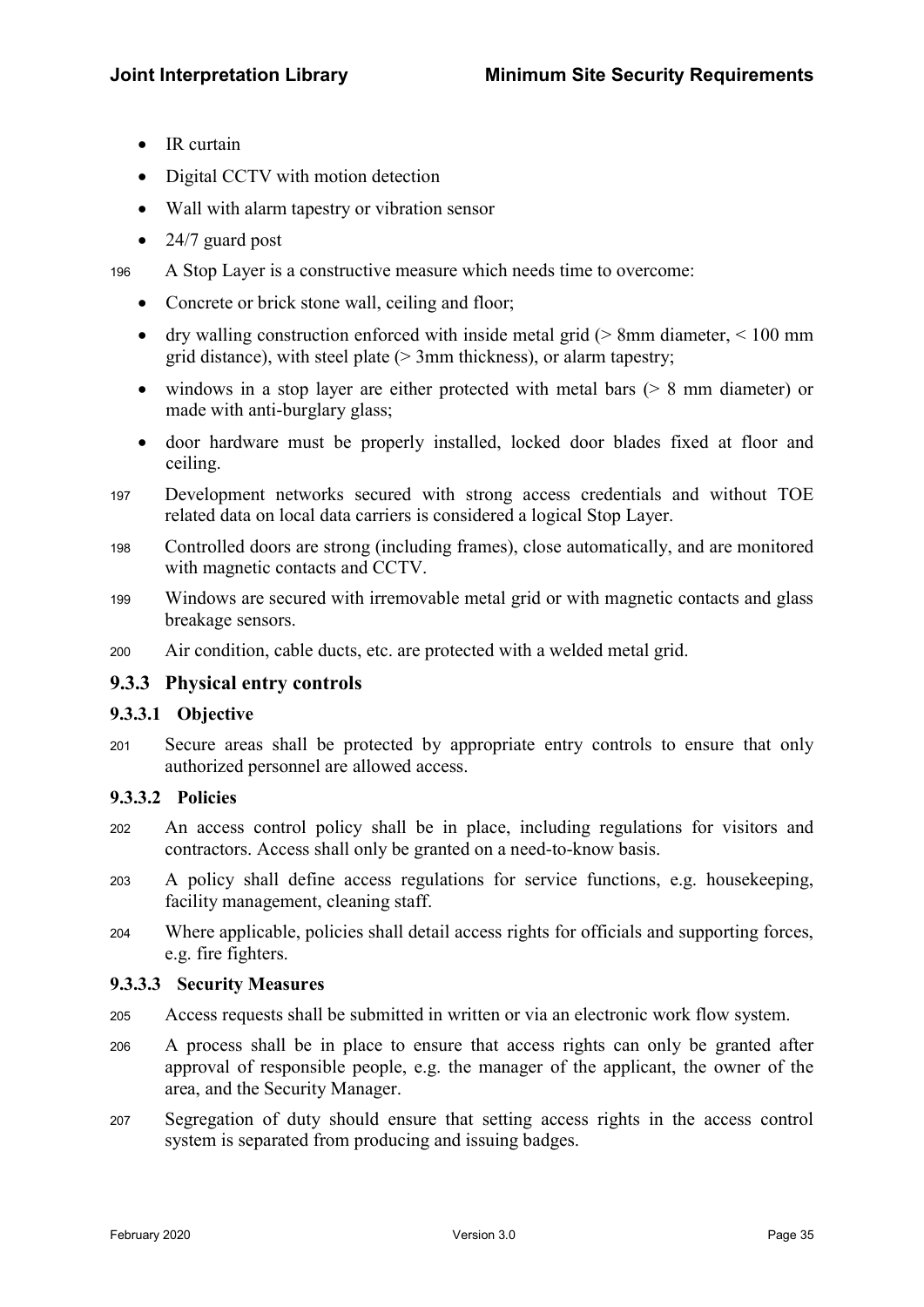- IR curtain
- Digital CCTV with motion detection
- Wall with alarm tapestry or vibration sensor
- 24/7 guard post

196 A Stop Layer is a constructive measure which needs time to overcome:

- Concrete or brick stone wall, ceiling and floor;
- dry walling construction enforced with inside metal grid (> 8mm diameter, < 100 mm grid distance), with steel plate (> 3mm thickness), or alarm tapestry;
- windows in a stop layer are either protected with metal bars (> 8 mm diameter) or made with anti-burglary glass;
- door hardware must be properly installed, locked door blades fixed at floor and ceiling.

197 Development networks secured with strong access credentials and without TOE related data on local data carriers is considered a logical Stop Layer.

198 Controlled doors are strong (including frames), close automatically, and are monitored with magnetic contacts and CCTV.

199 Windows are secured with irremovable metal grid or with magnetic contacts and glass breakage sensors.

200 Air condition, cable ducts, etc. are protected with a welded metal grid.

### 9.3.3 Physical entry controls

#### 9.3.3.1 Objective

201 Secure areas shall be protected by appropriate entry controls to ensure that only authorized personnel are allowed access.

#### 9.3.3.2 Policies

202 An access control policy shall be in place, including regulations for visitors and contractors. Access shall only be granted on a need-to-know basis.

203 A policy shall define access regulations for service functions, e.g. housekeeping, facility management, cleaning staff.

204 Where applicable, policies shall detail access rights for officials and supporting forces, e.g. fire fighters.

#### 9.3.3.3 Security Measures

205 Access requests shall be submitted in written or via an electronic work flow system.

206 A process shall be in place to ensure that access rights can only be granted after approval of responsible people, e.g. the manager of the applicant, the owner of the area, and the Security Manager.

207 Segregation of duty should ensure that setting access rights in the access control system is separated from producing and issuing badges.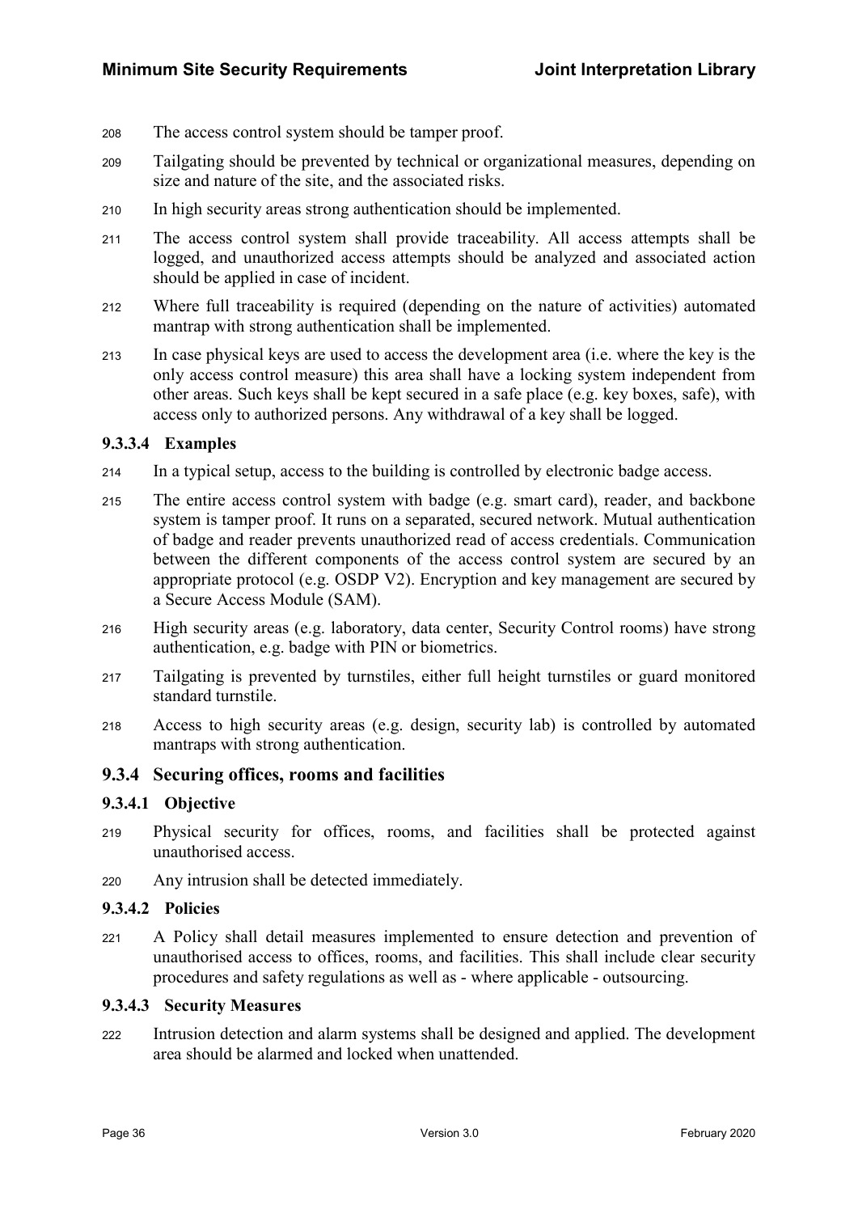208 The access control system should be tamper proof.

209 Tailgating should be prevented by technical or organizational measures, depending on size and nature of the site, and the associated risks.

210 In high security areas strong authentication should be implemented.

211 The access control system shall provide traceability. All access attempts shall be logged, and unauthorized access attempts should be analyzed and associated action should be applied in case of incident.

212 Where full traceability is required (depending on the nature of activities) automated mantrap with strong authentication shall be implemented.

213 In case physical keys are used to access the development area (i.e. where the key is the only access control measure) this area shall have a locking system independent from other areas. Such keys shall be kept secured in a safe place (e.g. key boxes, safe), with access only to authorized persons. Any withdrawal of a key shall be logged.

#### 9.3.3.4 Examples

214 In a typical setup, access to the building is controlled by electronic badge access.

215 The entire access control system with badge (e.g. smart card), reader, and backbone system is tamper proof. It runs on a separated, secured network. Mutual authentication of badge and reader prevents unauthorized read of access credentials. Communication between the different components of the access control system are secured by an appropriate protocol (e.g. OSDP V2). Encryption and key management are secured by a Secure Access Module (SAM).

216 High security areas (e.g. laboratory, data center, Security Control rooms) have strong authentication, e.g. badge with PIN or biometrics.

217 Tailgating is prevented by turnstiles, either full height turnstiles or guard monitored standard turnstile.

218 Access to high security areas (e.g. design, security lab) is controlled by automated mantraps with strong authentication.

### 9.3.4 Securing offices, rooms and facilities

#### 9.3.4.1 Objective

219 Physical security for offices, rooms, and facilities shall be protected against unauthorised access.

220 Any intrusion shall be detected immediately.

#### 9.3.4.2 Policies

221 A Policy shall detail measures implemented to ensure detection and prevention of unauthorised access to offices, rooms, and facilities. This shall include clear security procedures and safety regulations as well as - where applicable - outsourcing.

#### 9.3.4.3 Security Measures

222 Intrusion detection and alarm systems shall be designed and applied. The development area should be alarmed and locked when unattended.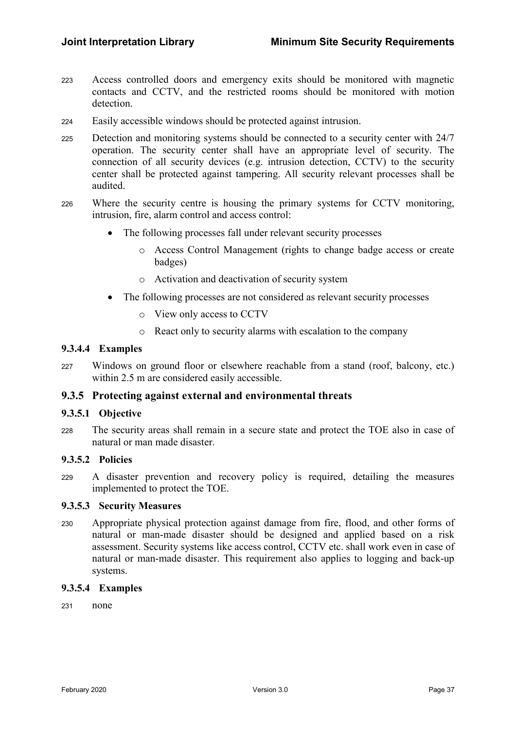223 Access controlled doors and emergency exits should be monitored with magnetic contacts and CCTV, and the restricted rooms should be monitored with motion detection.

224 Easily accessible windows should be protected against intrusion.

225 Detection and monitoring systems should be connected to a security center with 24/7 operation. The security center shall have an appropriate level of security. The connection of all security devices (e.g. intrusion detection, CCTV) to the security center shall be protected against tampering. All security relevant processes shall be audited.

226 Where the security centre is housing the primary systems for CCTV monitoring, intrusion, fire, alarm control and access control:

- The following processes fall under relevant security processes
  - Access Control Management (rights to change badge access or create badges)
  - Activation and deactivation of security system
- The following processes are not considered as relevant security processes
  - View only access to CCTV
  - React only to security alarms with escalation to the company

#### 9.3.4.4 Examples

227 Windows on ground floor or elsewhere reachable from a stand (roof, balcony, etc.) within 2.5 m are considered easily accessible.

### 9.3.5 Protecting against external and environmental threats

#### 9.3.5.1 Objective

228 The security areas shall remain in a secure state and protect the TOE also in case of natural or man made disaster.

#### 9.3.5.2 Policies

229 A disaster prevention and recovery policy is required, detailing the measures implemented to protect the TOE.

#### 9.3.5.3 Security Measures

230 Appropriate physical protection against damage from fire, flood, and other forms of natural or man-made disaster should be designed and applied based on a risk assessment. Security systems like access control, CCTV etc. shall work even in case of natural or man-made disaster. This requirement also applies to logging and back-up systems.

#### 9.3.5.4 Examples

231 none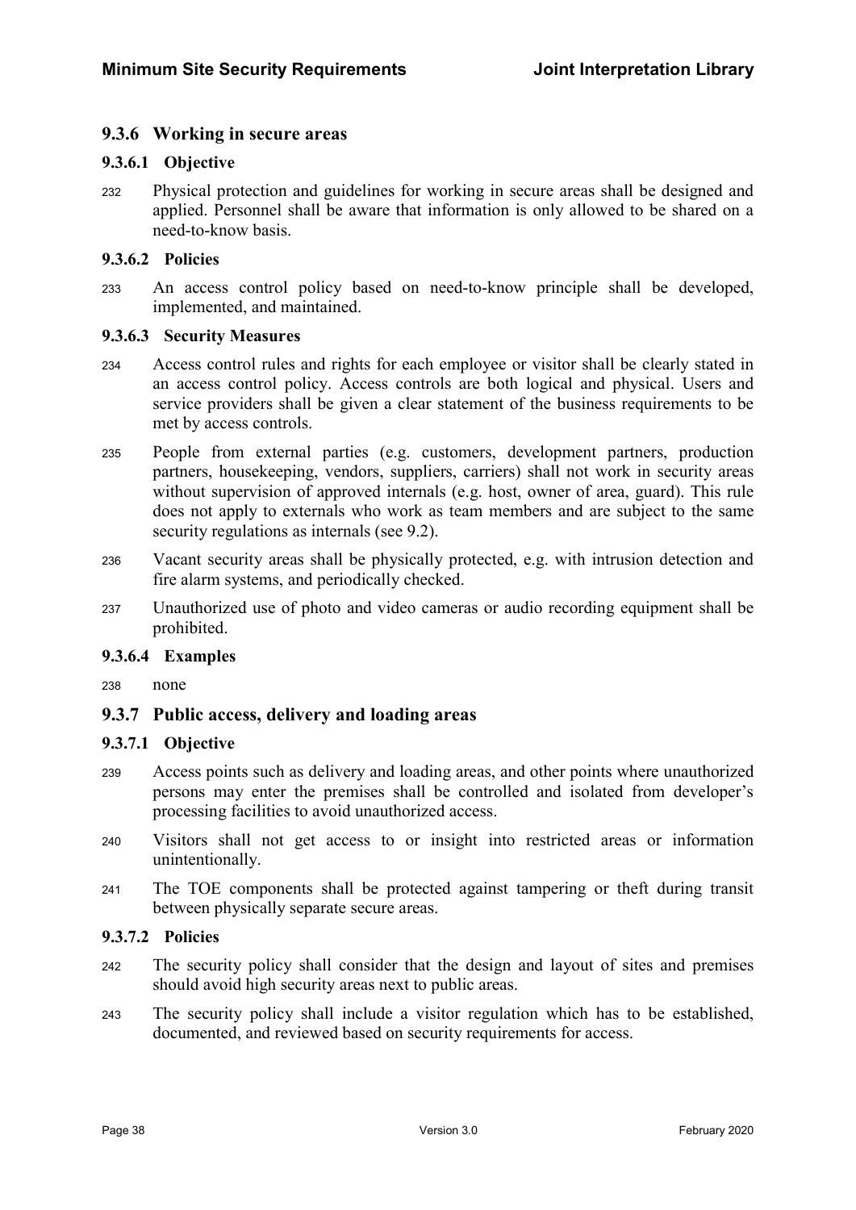### 9.3.6 Working in secure areas

#### 9.3.6.1 Objective

232 Physical protection and guidelines for working in secure areas shall be designed and applied. Personnel shall be aware that information is only allowed to be shared on a need-to-know basis.

#### 9.3.6.2 Policies

233 An access control policy based on need-to-know principle shall be developed, implemented, and maintained.

#### 9.3.6.3 Security Measures

234 Access control rules and rights for each employee or visitor shall be clearly stated in an access control policy. Access controls are both logical and physical. Users and service providers shall be given a clear statement of the business requirements to be met by access controls.

235 People from external parties (e.g. customers, development partners, production partners, housekeeping, vendors, suppliers, carriers) shall not work in security areas without supervision of approved internals (e.g. host, owner of area, guard). This rule does not apply to externals who work as team members and are subject to the same security regulations as internals (see 9.2).

236 Vacant security areas shall be physically protected, e.g. with intrusion detection and fire alarm systems, and periodically checked.

237 Unauthorized use of photo and video cameras or audio recording equipment shall be prohibited.

#### 9.3.6.4 Examples

238 none

### 9.3.7 Public access, delivery and loading areas

#### 9.3.7.1 Objective

239 Access points such as delivery and loading areas, and other points where unauthorized persons may enter the premises shall be controlled and isolated from developer's processing facilities to avoid unauthorized access.

240 Visitors shall not get access to or insight into restricted areas or information unintentionally.

241 The TOE components shall be protected against tampering or theft during transit between physically separate secure areas.

#### 9.3.7.2 Policies

242 The security policy shall consider that the design and layout of sites and premises should avoid high security areas next to public areas.

243 The security policy shall include a visitor regulation which has to be established, documented, and reviewed based on security requirements for access.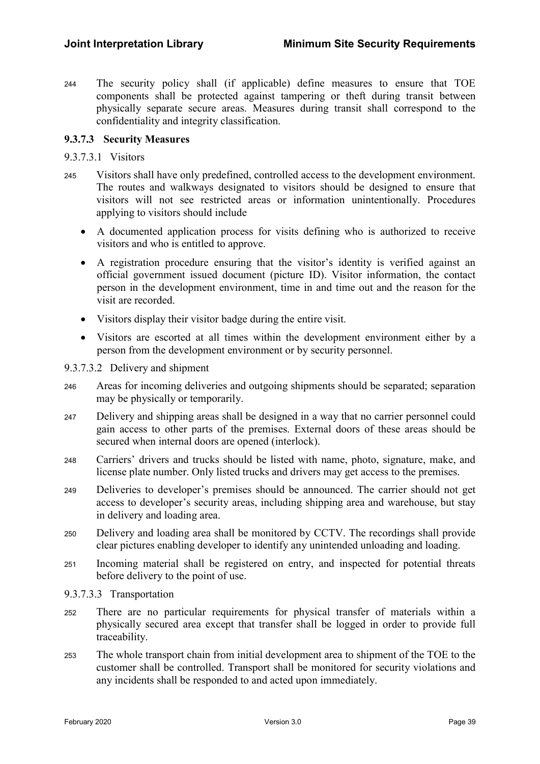244 The security policy shall (if applicable) define measures to ensure that TOE components shall be protected against tampering or theft during transit between physically separate secure areas. Measures during transit shall correspond to the confidentiality and integrity classification.

### 9.3.7.3 Security Measures

#### 9.3.7.3.1 Visitors

245 Visitors shall have only predefined, controlled access to the development environment. The routes and walkways designated to visitors should be designed to ensure that visitors will not see restricted areas or information unintentionally. Procedures applying to visitors should include

- A documented application process for visits defining who is authorized to receive visitors and who is entitled to approve.
- A registration procedure ensuring that the visitor's identity is verified against an official government issued document (picture ID). Visitor information, the contact person in the development environment, time in and time out and the reason for the visit are recorded.
- Visitors display their visitor badge during the entire visit.
- Visitors are escorted at all times within the development environment either by a person from the development environment or by security personnel.

#### 9.3.7.3.2 Delivery and shipment

246 Areas for incoming deliveries and outgoing shipments should be separated; separation may be physically or temporarily.

247 Delivery and shipping areas shall be designed in a way that no carrier personnel could gain access to other parts of the premises. External doors of these areas should be secured when internal doors are opened (interlock).

248 Carriers' drivers and trucks should be listed with name, photo, signature, make, and license plate number. Only listed trucks and drivers may get access to the premises.

249 Deliveries to developer's premises should be announced. The carrier should not get access to developer's security areas, including shipping area and warehouse, but stay in delivery and loading area.

250 Delivery and loading area shall be monitored by CCTV. The recordings shall provide clear pictures enabling developer to identify any unintended unloading and loading.

251 Incoming material shall be registered on entry, and inspected for potential threats before delivery to the point of use.

#### 9.3.7.3.3 Transportation

252 There are no particular requirements for physical transfer of materials within a physically secured area except that transfer shall be logged in order to provide full traceability.

253 The whole transport chain from initial development area to shipment of the TOE to the customer shall be controlled. Transport shall be monitored for security violations and any incidents shall be responded to and acted upon immediately.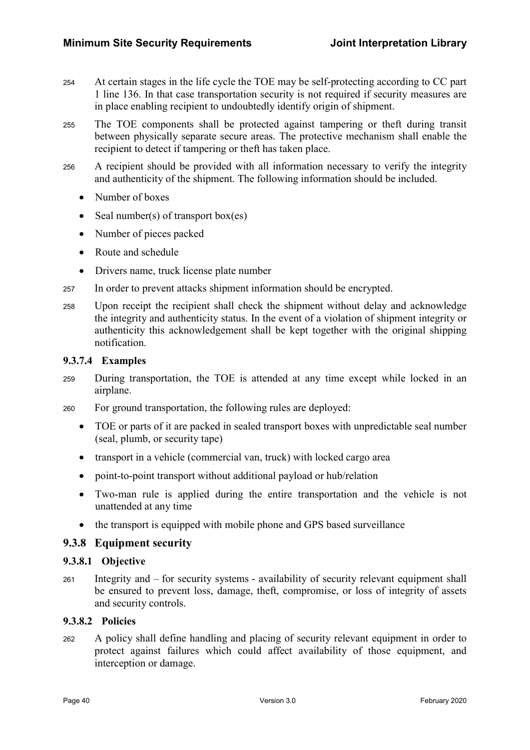254 At certain stages in the life cycle the TOE may be self-protecting according to CC part 1 line 136. In that case transportation security is not required if security measures are in place enabling recipient to undoubtedly identify origin of shipment.

255 The TOE components shall be protected against tampering or theft during transit between physically separate secure areas. The protective mechanism shall enable the recipient to detect if tampering or theft has taken place.

256 A recipient should be provided with all information necessary to verify the integrity and authenticity of the shipment. The following information should be included.

- Number of boxes
- Seal number(s) of transport box(es)
- Number of pieces packed
- Route and schedule
- Drivers name, truck license plate number

257 In order to prevent attacks shipment information should be encrypted.

258 Upon receipt the recipient shall check the shipment without delay and acknowledge the integrity and authenticity status. In the event of a violation of shipment integrity or authenticity this acknowledgement shall be kept together with the original shipping notification.

#### 9.3.7.4 Examples

259 During transportation, the TOE is attended at any time except while locked in an airplane.

260 For ground transportation, the following rules are deployed:

- TOE or parts of it are packed in sealed transport boxes with unpredictable seal number (seal, plumb, or security tape)
- transport in a vehicle (commercial van, truck) with locked cargo area
- point-to-point transport without additional payload or hub/relation
- Two-man rule is applied during the entire transportation and the vehicle is not unattended at any time
- the transport is equipped with mobile phone and GPS based surveillance

### 9.3.8 Equipment security

#### 9.3.8.1 Objective

261 Integrity and – for security systems - availability of security relevant equipment shall be ensured to prevent loss, damage, theft, compromise, or loss of integrity of assets and security controls.

#### 9.3.8.2 Policies

262 A policy shall define handling and placing of security relevant equipment in order to protect against failures which could affect availability of those equipment, and interception or damage.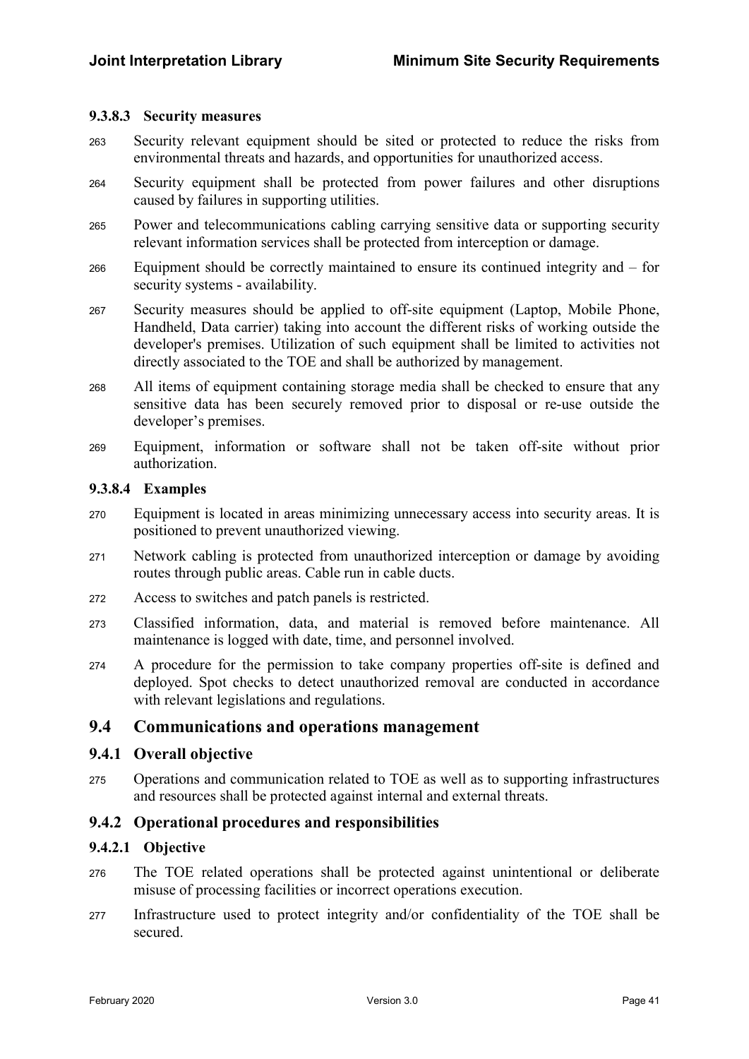#### 9.3.8.3 Security measures

263 Security relevant equipment should be sited or protected to reduce the risks from environmental threats and hazards, and opportunities for unauthorized access.

264 Security equipment shall be protected from power failures and other disruptions caused by failures in supporting utilities.

265 Power and telecommunications cabling carrying sensitive data or supporting security relevant information services shall be protected from interception or damage.

266 Equipment should be correctly maintained to ensure its continued integrity and – for security systems - availability.

267 Security measures should be applied to off-site equipment (Laptop, Mobile Phone, Handheld, Data carrier) taking into account the different risks of working outside the developer's premises. Utilization of such equipment shall be limited to activities not directly associated to the TOE and shall be authorized by management.

268 All items of equipment containing storage media shall be checked to ensure that any sensitive data has been securely removed prior to disposal or re-use outside the developer's premises.

269 Equipment, information or software shall not be taken off-site without prior authorization.

#### 9.3.8.4 Examples

270 Equipment is located in areas minimizing unnecessary access into security areas. It is positioned to prevent unauthorized viewing.

271 Network cabling is protected from unauthorized interception or damage by avoiding routes through public areas. Cable run in cable ducts.

272 Access to switches and patch panels is restricted.

273 Classified information, data, and material is removed before maintenance. All maintenance is logged with date, time, and personnel involved.

274 A procedure for the permission to take company properties off-site is defined and deployed. Spot checks to detect unauthorized removal are conducted in accordance with relevant legislations and regulations.

## 9.4 Communications and operations management

### 9.4.1 Overall objective

275 Operations and communication related to TOE as well as to supporting infrastructures and resources shall be protected against internal and external threats.

### 9.4.2 Operational procedures and responsibilities

#### 9.4.2.1 Objective

276 The TOE related operations shall be protected against unintentional or deliberate misuse of processing facilities or incorrect operations execution.

277 Infrastructure used to protect integrity and/or confidentiality of the TOE shall be secured.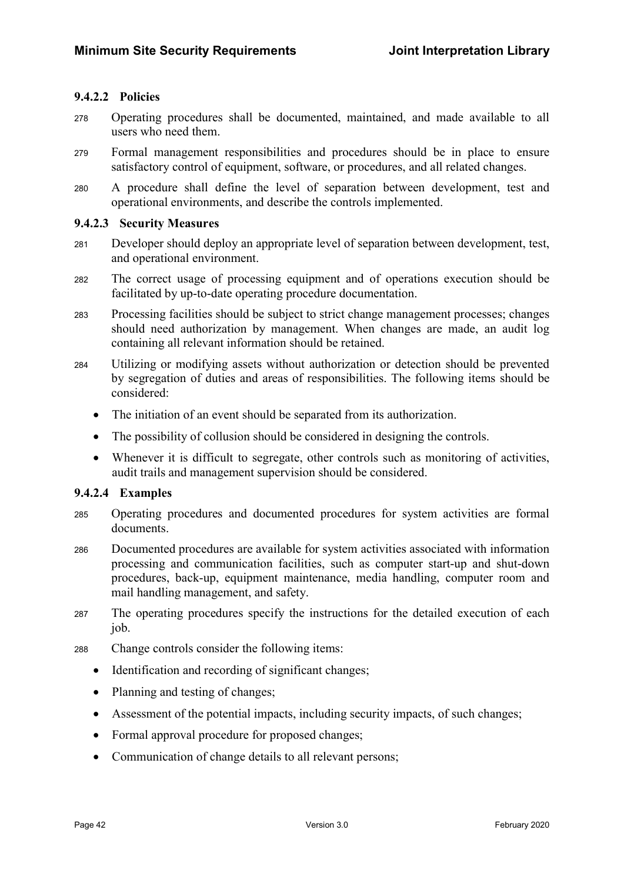#### 9.4.2.2 Policies

278 Operating procedures shall be documented, maintained, and made available to all users who need them.

279 Formal management responsibilities and procedures should be in place to ensure satisfactory control of equipment, software, or procedures, and all related changes.

280 A procedure shall define the level of separation between development, test and operational environments, and describe the controls implemented.

#### 9.4.2.3 Security Measures

281 Developer should deploy an appropriate level of separation between development, test, and operational environment.

282 The correct usage of processing equipment and of operations execution should be facilitated by up-to-date operating procedure documentation.

283 Processing facilities should be subject to strict change management processes; changes should need authorization by management. When changes are made, an audit log containing all relevant information should be retained.

284 Utilizing or modifying assets without authorization or detection should be prevented by segregation of duties and areas of responsibilities. The following items should be considered:

- The initiation of an event should be separated from its authorization.
- The possibility of collusion should be considered in designing the controls.
- Whenever it is difficult to segregate, other controls such as monitoring of activities, audit trails and management supervision should be considered.

#### 9.4.2.4 Examples

285 Operating procedures and documented procedures for system activities are formal documents.

286 Documented procedures are available for system activities associated with information processing and communication facilities, such as computer start-up and shut-down procedures, back-up, equipment maintenance, media handling, computer room and mail handling management, and safety.

287 The operating procedures specify the instructions for the detailed execution of each job.

288 Change controls consider the following items:

- Identification and recording of significant changes;
- Planning and testing of changes;
- Assessment of the potential impacts, including security impacts, of such changes;
- Formal approval procedure for proposed changes;
- Communication of change details to all relevant persons;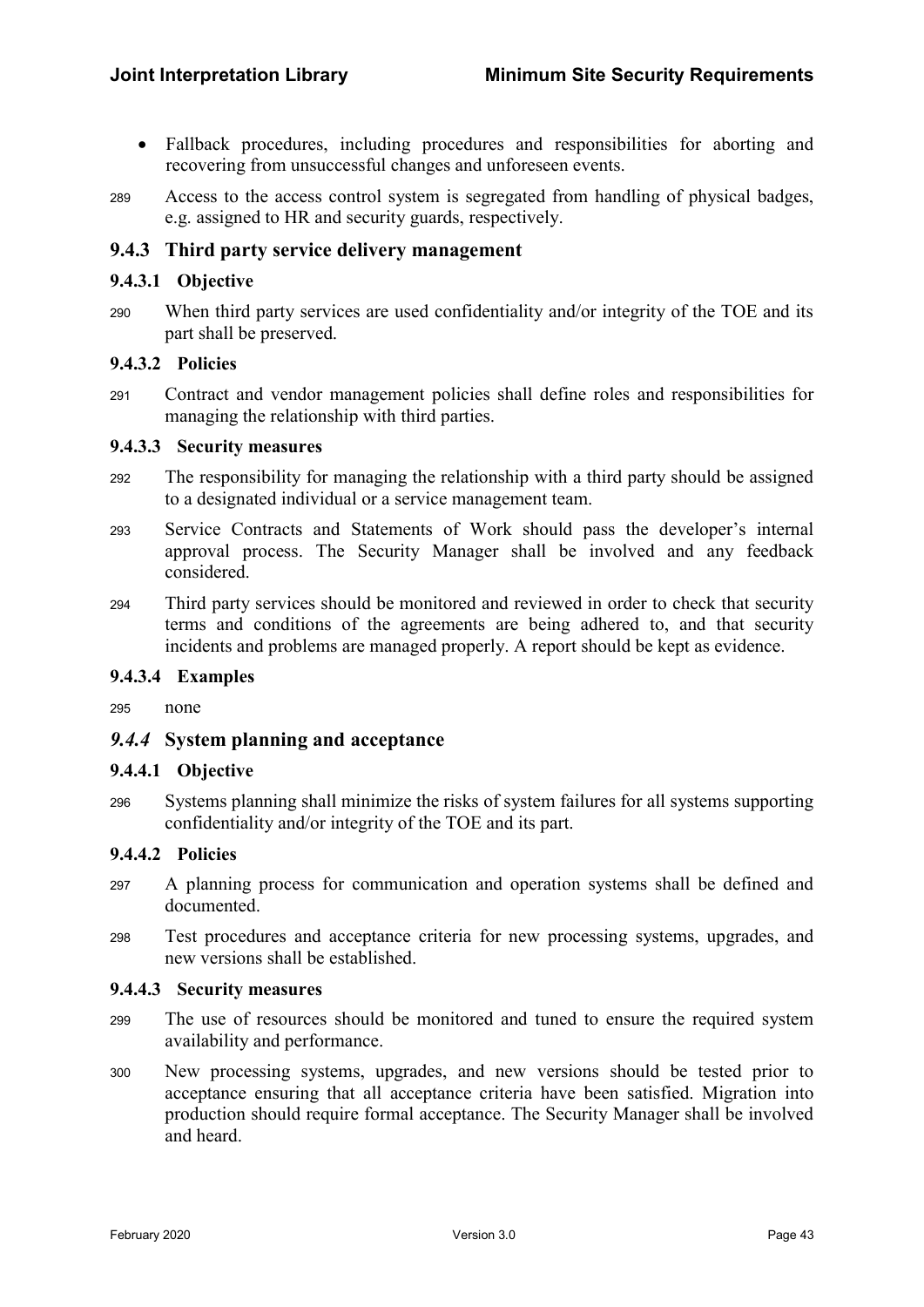- Fallback procedures, including procedures and responsibilities for aborting and recovering from unsuccessful changes and unforeseen events.

289 Access to the access control system is segregated from handling of physical badges, e.g. assigned to HR and security guards, respectively.

### 9.4.3 Third party service delivery management

#### 9.4.3.1 Objective

290 When third party services are used confidentiality and/or integrity of the TOE and its part shall be preserved.

#### 9.4.3.2 Policies

291 Contract and vendor management policies shall define roles and responsibilities for managing the relationship with third parties.

#### 9.4.3.3 Security measures

292 The responsibility for managing the relationship with a third party should be assigned to a designated individual or a service management team.

293 Service Contracts and Statements of Work should pass the developer's internal approval process. The Security Manager shall be involved and any feedback considered.

294 Third party services should be monitored and reviewed in order to check that security terms and conditions of the agreements are being adhered to, and that security incidents and problems are managed properly. A report should be kept as evidence.

#### 9.4.3.4 Examples

295 none

### *9.4.4* System planning and acceptance

#### 9.4.4.1 Objective

296 Systems planning shall minimize the risks of system failures for all systems supporting confidentiality and/or integrity of the TOE and its part.

#### 9.4.4.2 Policies

297 A planning process for communication and operation systems shall be defined and documented.

298 Test procedures and acceptance criteria for new processing systems, upgrades, and new versions shall be established.

#### 9.4.4.3 Security measures

299 The use of resources should be monitored and tuned to ensure the required system availability and performance.

300 New processing systems, upgrades, and new versions should be tested prior to acceptance ensuring that all acceptance criteria have been satisfied. Migration into production should require formal acceptance. The Security Manager shall be involved and heard.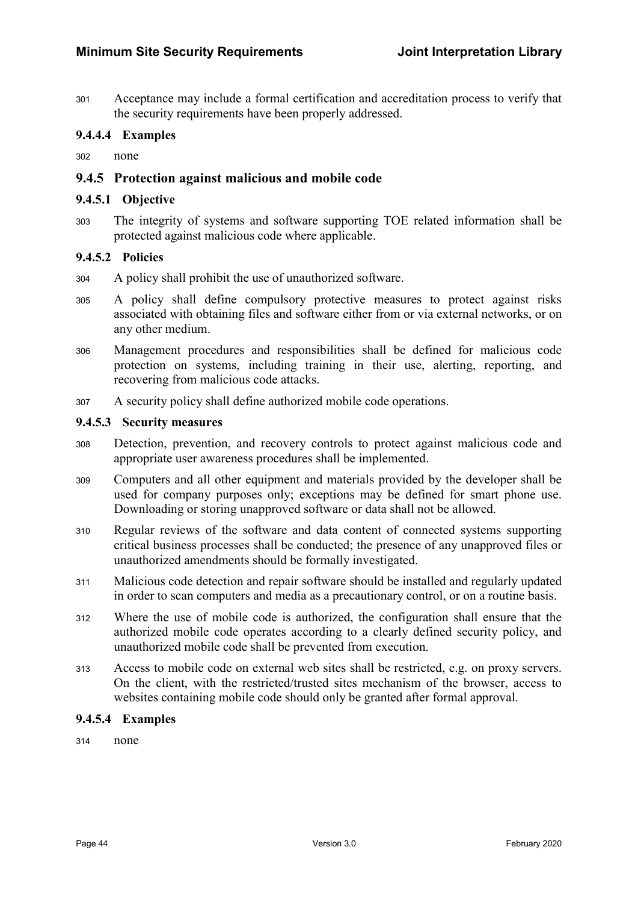301 Acceptance may include a formal certification and accreditation process to verify that the security requirements have been properly addressed.

#### 9.4.4.4 Examples

302 none

### 9.4.5 Protection against malicious and mobile code

#### 9.4.5.1 Objective

303 The integrity of systems and software supporting TOE related information shall be protected against malicious code where applicable.

#### 9.4.5.2 Policies

304 A policy shall prohibit the use of unauthorized software.

305 A policy shall define compulsory protective measures to protect against risks associated with obtaining files and software either from or via external networks, or on any other medium.

306 Management procedures and responsibilities shall be defined for malicious code protection on systems, including training in their use, alerting, reporting, and recovering from malicious code attacks.

307 A security policy shall define authorized mobile code operations.

#### 9.4.5.3 Security measures

308 Detection, prevention, and recovery controls to protect against malicious code and appropriate user awareness procedures shall be implemented.

309 Computers and all other equipment and materials provided by the developer shall be used for company purposes only; exceptions may be defined for smart phone use. Downloading or storing unapproved software or data shall not be allowed.

310 Regular reviews of the software and data content of connected systems supporting critical business processes shall be conducted; the presence of any unapproved files or unauthorized amendments should be formally investigated.

311 Malicious code detection and repair software should be installed and regularly updated in order to scan computers and media as a precautionary control, or on a routine basis.

312 Where the use of mobile code is authorized, the configuration shall ensure that the authorized mobile code operates according to a clearly defined security policy, and unauthorized mobile code shall be prevented from execution.

313 Access to mobile code on external web sites shall be restricted, e.g. on proxy servers. On the client, with the restricted/trusted sites mechanism of the browser, access to websites containing mobile code should only be granted after formal approval.

#### 9.4.5.4 Examples

314 none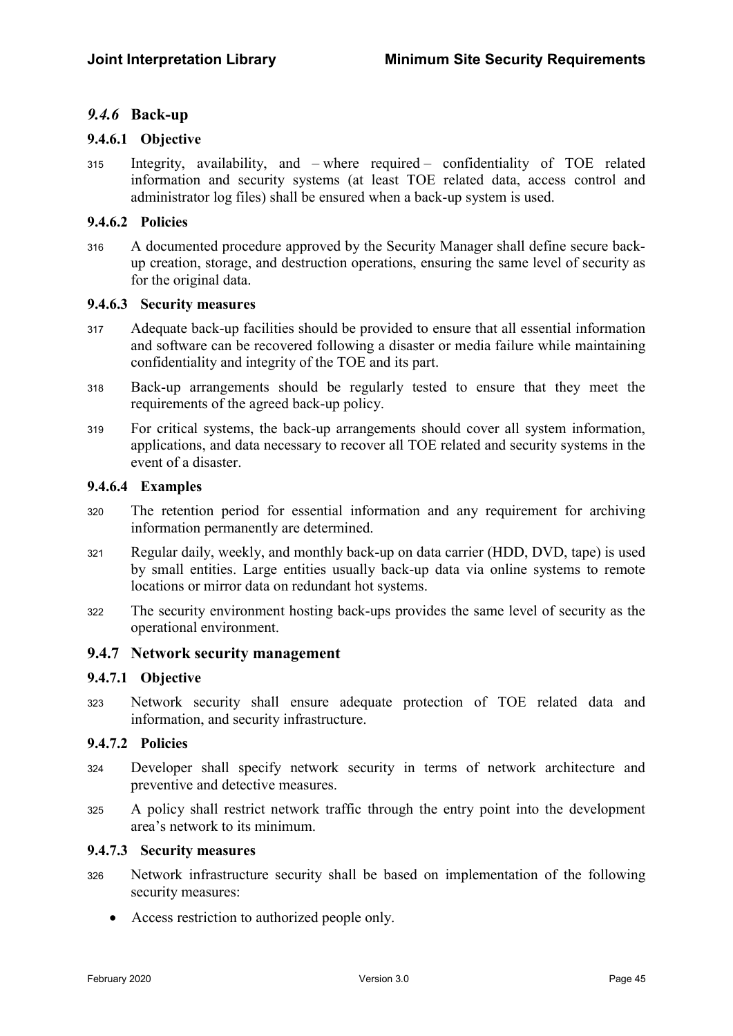### *9.4.6* Back-up

#### 9.4.6.1 Objective

315 Integrity, availability, and – where required – confidentiality of TOE related information and security systems (at least TOE related data, access control and administrator log files) shall be ensured when a back-up system is used.

#### 9.4.6.2 Policies

316 A documented procedure approved by the Security Manager shall define secure back-up creation, storage, and destruction operations, ensuring the same level of security as for the original data.

#### 9.4.6.3 Security measures

317 Adequate back-up facilities should be provided to ensure that all essential information and software can be recovered following a disaster or media failure while maintaining confidentiality and integrity of the TOE and its part.

318 Back-up arrangements should be regularly tested to ensure that they meet the requirements of the agreed back-up policy.

319 For critical systems, the back-up arrangements should cover all system information, applications, and data necessary to recover all TOE related and security systems in the event of a disaster.

#### 9.4.6.4 Examples

320 The retention period for essential information and any requirement for archiving information permanently are determined.

321 Regular daily, weekly, and monthly back-up on data carrier (HDD, DVD, tape) is used by small entities. Large entities usually back-up data via online systems to remote locations or mirror data on redundant hot systems.

322 The security environment hosting back-ups provides the same level of security as the operational environment.

### 9.4.7 Network security management

#### 9.4.7.1 Objective

323 Network security shall ensure adequate protection of TOE related data and information, and security infrastructure.

#### 9.4.7.2 Policies

324 Developer shall specify network security in terms of network architecture and preventive and detective measures.

325 A policy shall restrict network traffic through the entry point into the development area's network to its minimum.

#### 9.4.7.3 Security measures

326 Network infrastructure security shall be based on implementation of the following security measures:

- Access restriction to authorized people only.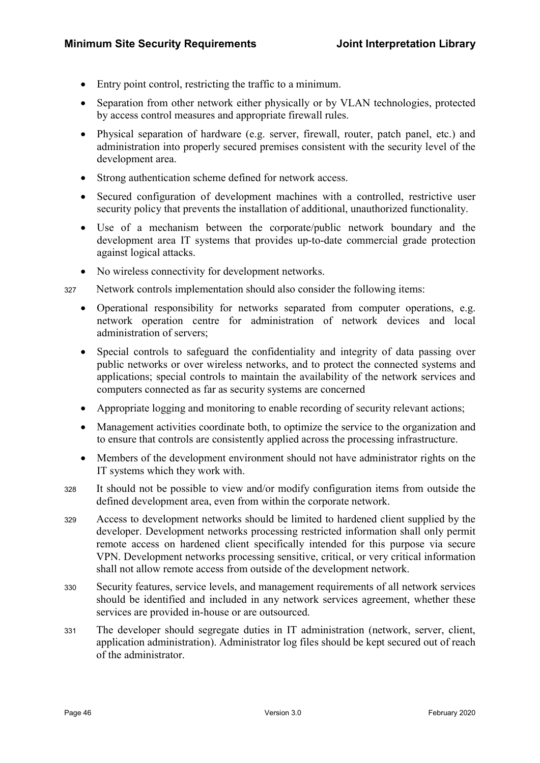- Entry point control, restricting the traffic to a minimum.
- Separation from other network either physically or by VLAN technologies, protected by access control measures and appropriate firewall rules.
- Physical separation of hardware (e.g. server, firewall, router, patch panel, etc.) and administration into properly secured premises consistent with the security level of the development area.
- Strong authentication scheme defined for network access.
- Secured configuration of development machines with a controlled, restrictive user security policy that prevents the installation of additional, unauthorized functionality.
- Use of a mechanism between the corporate/public network boundary and the development area IT systems that provides up-to-date commercial grade protection against logical attacks.
- No wireless connectivity for development networks.

327 Network controls implementation should also consider the following items:

- Operational responsibility for networks separated from computer operations, e.g. network operation centre for administration of network devices and local administration of servers;
- Special controls to safeguard the confidentiality and integrity of data passing over public networks or over wireless networks, and to protect the connected systems and applications; special controls to maintain the availability of the network services and computers connected as far as security systems are concerned
- Appropriate logging and monitoring to enable recording of security relevant actions;
- Management activities coordinate both, to optimize the service to the organization and to ensure that controls are consistently applied across the processing infrastructure.
- Members of the development environment should not have administrator rights on the IT systems which they work with.

328 It should not be possible to view and/or modify configuration items from outside the defined development area, even from within the corporate network.

329 Access to development networks should be limited to hardened client supplied by the developer. Development networks processing restricted information shall only permit remote access on hardened client specifically intended for this purpose via secure VPN. Development networks processing sensitive, critical, or very critical information shall not allow remote access from outside of the development network.

330 Security features, service levels, and management requirements of all network services should be identified and included in any network services agreement, whether these services are provided in-house or are outsourced.

331 The developer should segregate duties in IT administration (network, server, client, application administration). Administrator log files should be kept secured out of reach of the administrator.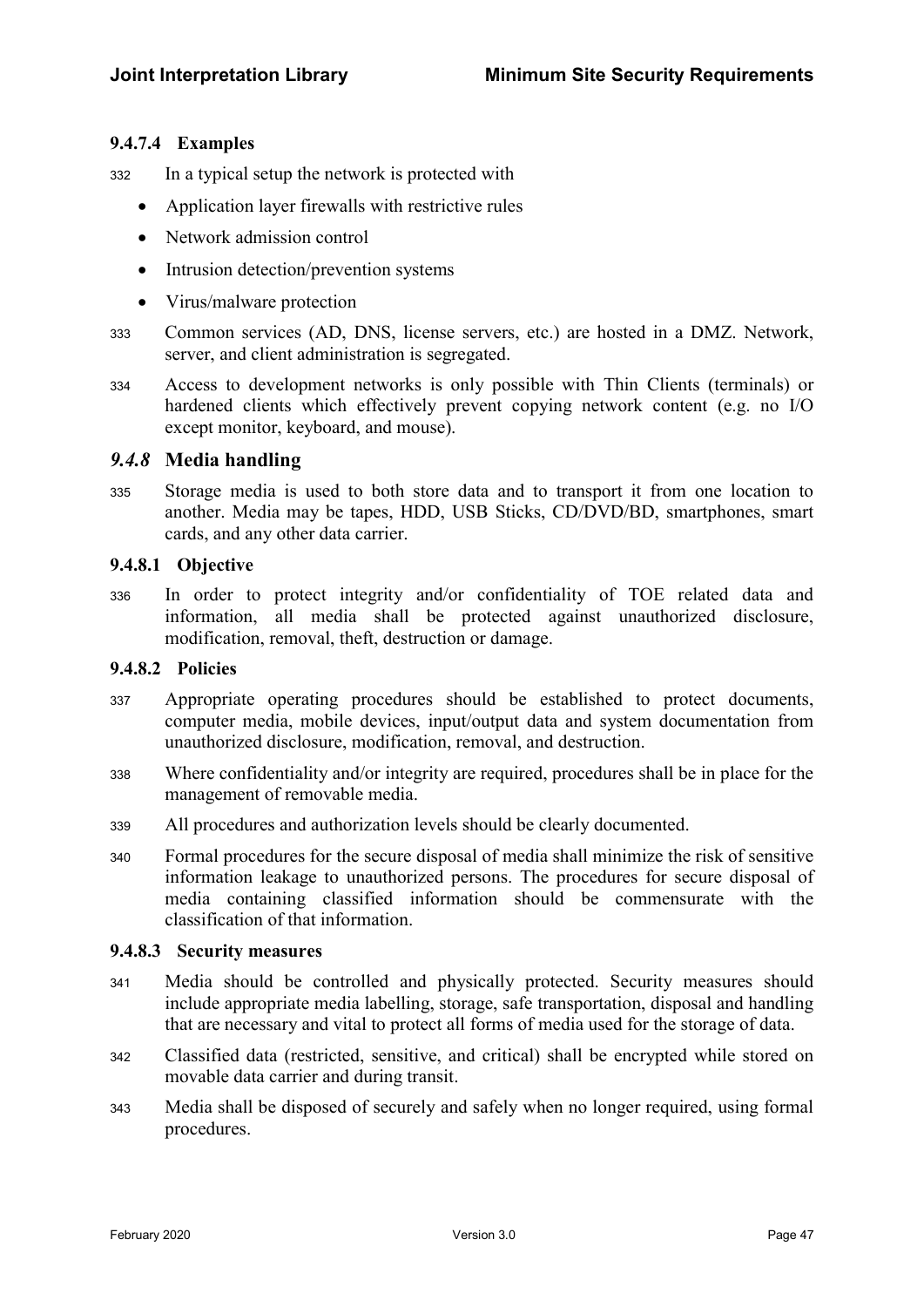#### 9.4.7.4 Examples

332 In a typical setup the network is protected with

- Application layer firewalls with restrictive rules
- Network admission control
- Intrusion detection/prevention systems
- Virus/malware protection

333 Common services (AD, DNS, license servers, etc.) are hosted in a DMZ. Network, server, and client administration is segregated.

334 Access to development networks is only possible with Thin Clients (terminals) or hardened clients which effectively prevent copying network content (e.g. no I/O except monitor, keyboard, and mouse).

### *9.4.8* Media handling

335 Storage media is used to both store data and to transport it from one location to another. Media may be tapes, HDD, USB Sticks, CD/DVD/BD, smartphones, smart cards, and any other data carrier.

#### 9.4.8.1 Objective

336 In order to protect integrity and/or confidentiality of TOE related data and information, all media shall be protected against unauthorized disclosure, modification, removal, theft, destruction or damage.

#### 9.4.8.2 Policies

337 Appropriate operating procedures should be established to protect documents, computer media, mobile devices, input/output data and system documentation from unauthorized disclosure, modification, removal, and destruction.

338 Where confidentiality and/or integrity are required, procedures shall be in place for the management of removable media.

339 All procedures and authorization levels should be clearly documented.

340 Formal procedures for the secure disposal of media shall minimize the risk of sensitive information leakage to unauthorized persons. The procedures for secure disposal of media containing classified information should be commensurate with the classification of that information.

#### 9.4.8.3 Security measures

341 Media should be controlled and physically protected. Security measures should include appropriate media labelling, storage, safe transportation, disposal and handling that are necessary and vital to protect all forms of media used for the storage of data.

342 Classified data (restricted, sensitive, and critical) shall be encrypted while stored on movable data carrier and during transit.

343 Media shall be disposed of securely and safely when no longer required, using formal procedures.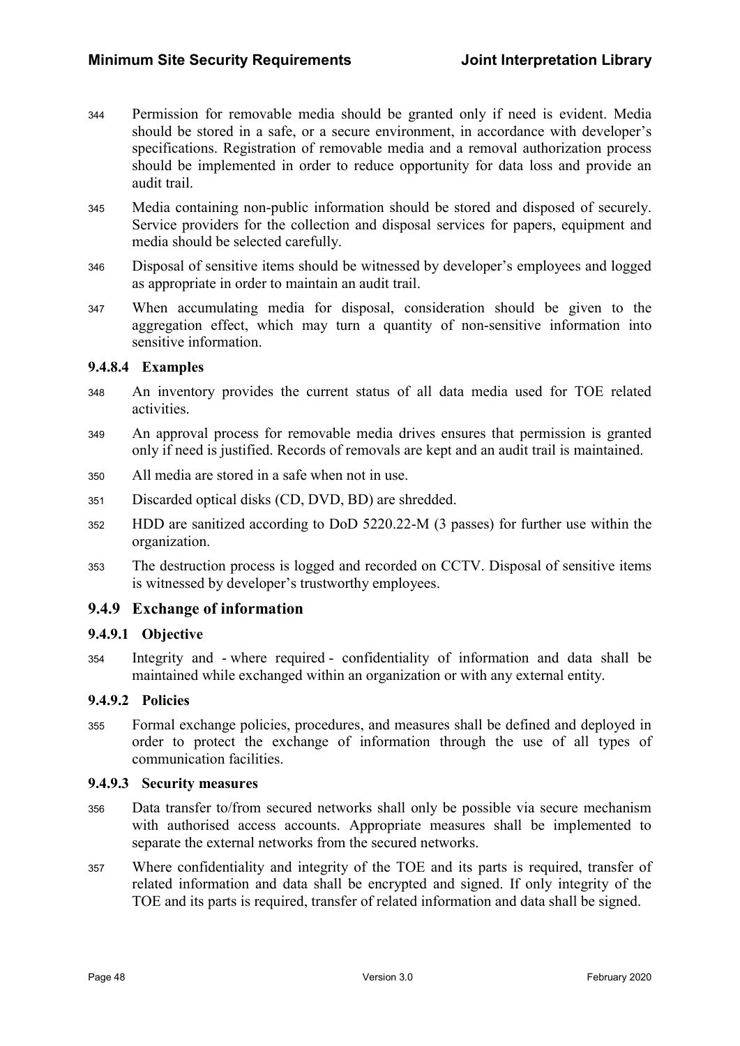344 Permission for removable media should be granted only if need is evident. Media should be stored in a safe, or a secure environment, in accordance with developer's specifications. Registration of removable media and a removal authorization process should be implemented in order to reduce opportunity for data loss and provide an audit trail.

345 Media containing non-public information should be stored and disposed of securely. Service providers for the collection and disposal services for papers, equipment and media should be selected carefully.

346 Disposal of sensitive items should be witnessed by developer's employees and logged as appropriate in order to maintain an audit trail.

347 When accumulating media for disposal, consideration should be given to the aggregation effect, which may turn a quantity of non-sensitive information into sensitive information.

#### 9.4.8.4 Examples

348 An inventory provides the current status of all data media used for TOE related activities.

349 An approval process for removable media drives ensures that permission is granted only if need is justified. Records of removals are kept and an audit trail is maintained.

350 All media are stored in a safe when not in use.

351 Discarded optical disks (CD, DVD, BD) are shredded.

352 HDD are sanitized according to DoD 5220.22-M (3 passes) for further use within the organization.

353 The destruction process is logged and recorded on CCTV. Disposal of sensitive items is witnessed by developer's trustworthy employees.

### 9.4.9 Exchange of information

#### 9.4.9.1 Objective

354 Integrity and - where required - confidentiality of information and data shall be maintained while exchanged within an organization or with any external entity.

#### 9.4.9.2 Policies

355 Formal exchange policies, procedures, and measures shall be defined and deployed in order to protect the exchange of information through the use of all types of communication facilities.

#### 9.4.9.3 Security measures

356 Data transfer to/from secured networks shall only be possible via secure mechanism with authorised access accounts. Appropriate measures shall be implemented to separate the external networks from the secured networks.

357 Where confidentiality and integrity of the TOE and its parts is required, transfer of related information and data shall be encrypted and signed. If only integrity of the TOE and its parts is required, transfer of related information and data shall be signed.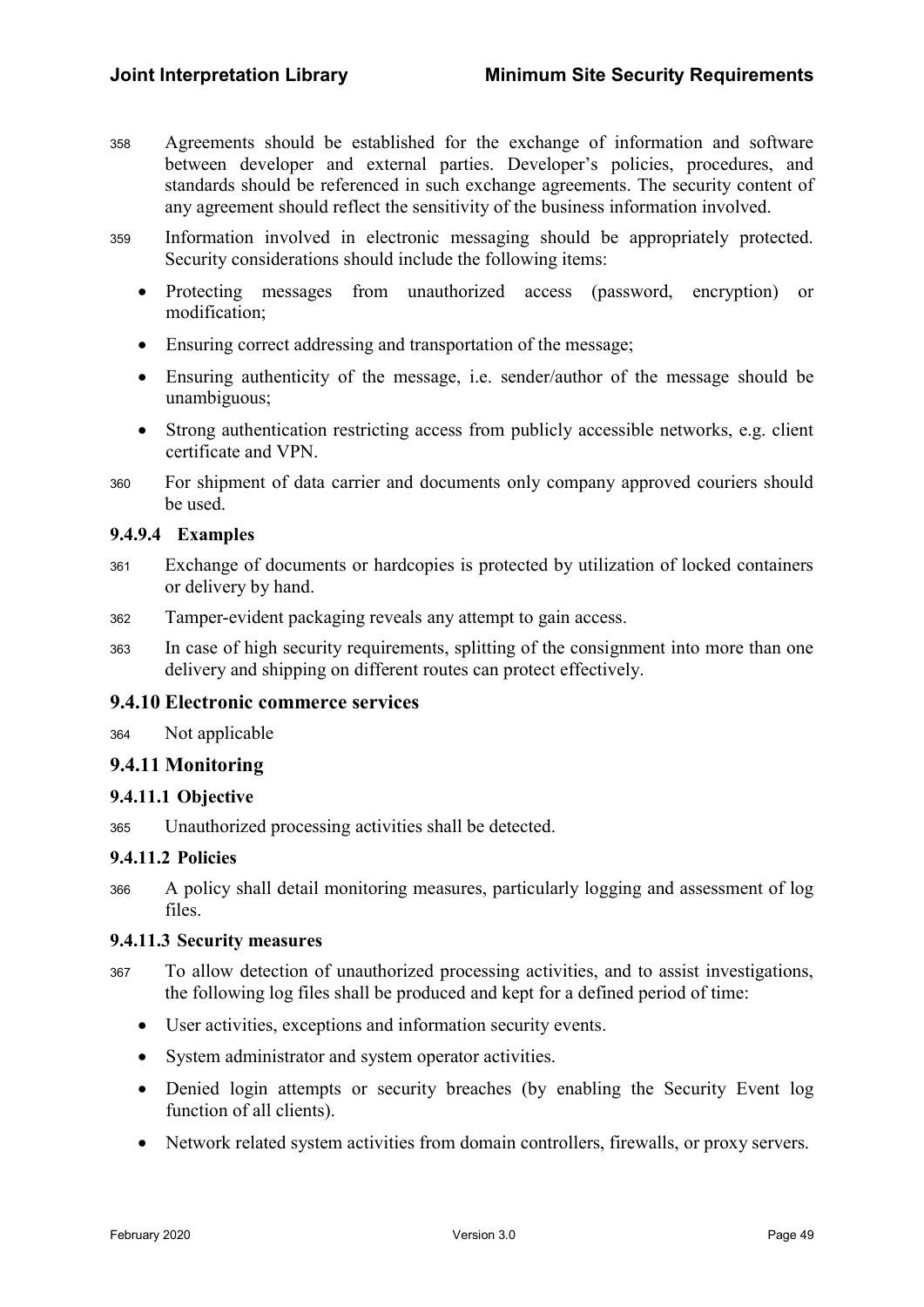358 Agreements should be established for the exchange of information and software between developer and external parties. Developer's policies, procedures, and standards should be referenced in such exchange agreements. The security content of any agreement should reflect the sensitivity of the business information involved.

359 Information involved in electronic messaging should be appropriately protected. Security considerations should include the following items:

- Protecting messages from unauthorized access (password, encryption) or modification;
- Ensuring correct addressing and transportation of the message;
- Ensuring authenticity of the message, i.e. sender/author of the message should be unambiguous;
- Strong authentication restricting access from publicly accessible networks, e.g. client certificate and VPN.

360 For shipment of data carrier and documents only company approved couriers should be used.

#### 9.4.9.4 Examples

361 Exchange of documents or hardcopies is protected by utilization of locked containers or delivery by hand.

362 Tamper-evident packaging reveals any attempt to gain access.

363 In case of high security requirements, splitting of the consignment into more than one delivery and shipping on different routes can protect effectively.

### 9.4.10 Electronic commerce services

364 Not applicable

### 9.4.11 Monitoring

#### 9.4.11.1 Objective

365 Unauthorized processing activities shall be detected.

#### 9.4.11.2 Policies

366 A policy shall detail monitoring measures, particularly logging and assessment of log files.

#### 9.4.11.3 Security measures

367 To allow detection of unauthorized processing activities, and to assist investigations, the following log files shall be produced and kept for a defined period of time:

- User activities, exceptions and information security events.
- System administrator and system operator activities.
- Denied login attempts or security breaches (by enabling the Security Event log function of all clients).
- Network related system activities from domain controllers, firewalls, or proxy servers.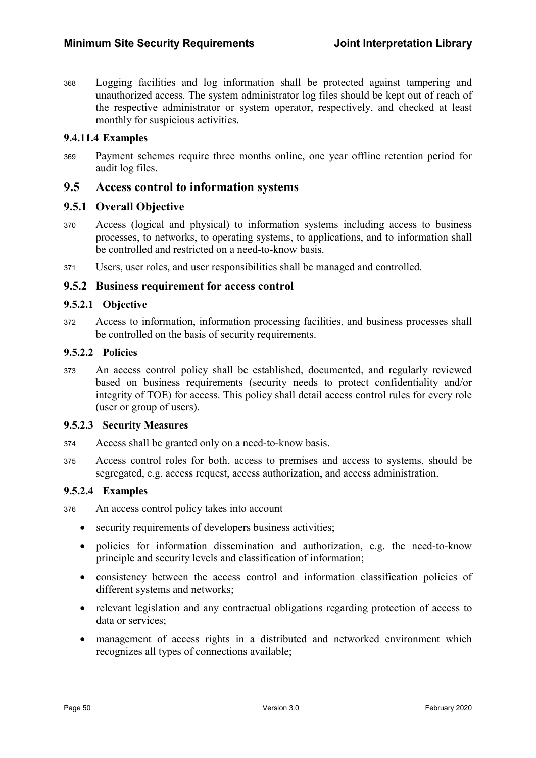368 Logging facilities and log information shall be protected against tampering and unauthorized access. The system administrator log files should be kept out of reach of the respective administrator or system operator, respectively, and checked at least monthly for suspicious activities.

#### 9.4.11.4 Examples

369 Payment schemes require three months online, one year offline retention period for audit log files.

## 9.5 Access control to information systems

### 9.5.1 Overall Objective

370 Access (logical and physical) to information systems including access to business processes, to networks, to operating systems, to applications, and to information shall be controlled and restricted on a need-to-know basis.

371 Users, user roles, and user responsibilities shall be managed and controlled.

### 9.5.2 Business requirement for access control

#### 9.5.2.1 Objective

372 Access to information, information processing facilities, and business processes shall be controlled on the basis of security requirements.

#### 9.5.2.2 Policies

373 An access control policy shall be established, documented, and regularly reviewed based on business requirements (security needs to protect confidentiality and/or integrity of TOE) for access. This policy shall detail access control rules for every role (user or group of users).

#### 9.5.2.3 Security Measures

374 Access shall be granted only on a need-to-know basis.

375 Access control roles for both, access to premises and access to systems, should be segregated, e.g. access request, access authorization, and access administration.

#### 9.5.2.4 Examples

376 An access control policy takes into account

- security requirements of developers business activities;
- policies for information dissemination and authorization, e.g. the need-to-know principle and security levels and classification of information;
- consistency between the access control and information classification policies of different systems and networks;
- relevant legislation and any contractual obligations regarding protection of access to data or services;
- management of access rights in a distributed and networked environment which recognizes all types of connections available;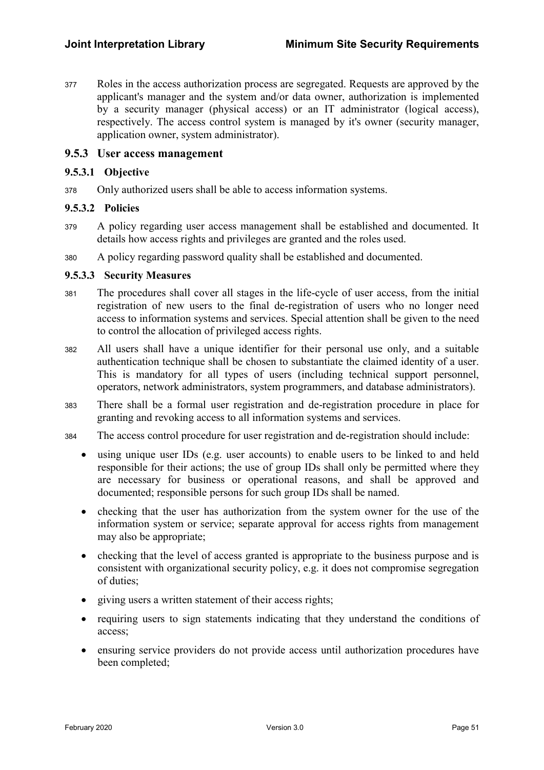377 Roles in the access authorization process are segregated. Requests are approved by the applicant's manager and the system and/or data owner, authorization is implemented by a security manager (physical access) or an IT administrator (logical access), respectively. The access control system is managed by it's owner (security manager, application owner, system administrator).

### 9.5.3 User access management

#### 9.5.3.1 Objective

378 Only authorized users shall be able to access information systems.

#### 9.5.3.2 Policies

379 A policy regarding user access management shall be established and documented. It details how access rights and privileges are granted and the roles used.

380 A policy regarding password quality shall be established and documented.

#### 9.5.3.3 Security Measures

381 The procedures shall cover all stages in the life-cycle of user access, from the initial registration of new users to the final de-registration of users who no longer need access to information systems and services. Special attention shall be given to the need to control the allocation of privileged access rights.

382 All users shall have a unique identifier for their personal use only, and a suitable authentication technique shall be chosen to substantiate the claimed identity of a user. This is mandatory for all types of users (including technical support personnel, operators, network administrators, system programmers, and database administrators).

383 There shall be a formal user registration and de-registration procedure in place for granting and revoking access to all information systems and services.

384 The access control procedure for user registration and de-registration should include:

- using unique user IDs (e.g. user accounts) to enable users to be linked to and held responsible for their actions; the use of group IDs shall only be permitted where they are necessary for business or operational reasons, and shall be approved and documented; responsible persons for such group IDs shall be named.
- checking that the user has authorization from the system owner for the use of the information system or service; separate approval for access rights from management may also be appropriate;
- checking that the level of access granted is appropriate to the business purpose and is consistent with organizational security policy, e.g. it does not compromise segregation of duties;
- giving users a written statement of their access rights;
- requiring users to sign statements indicating that they understand the conditions of access;
- ensuring service providers do not provide access until authorization procedures have been completed;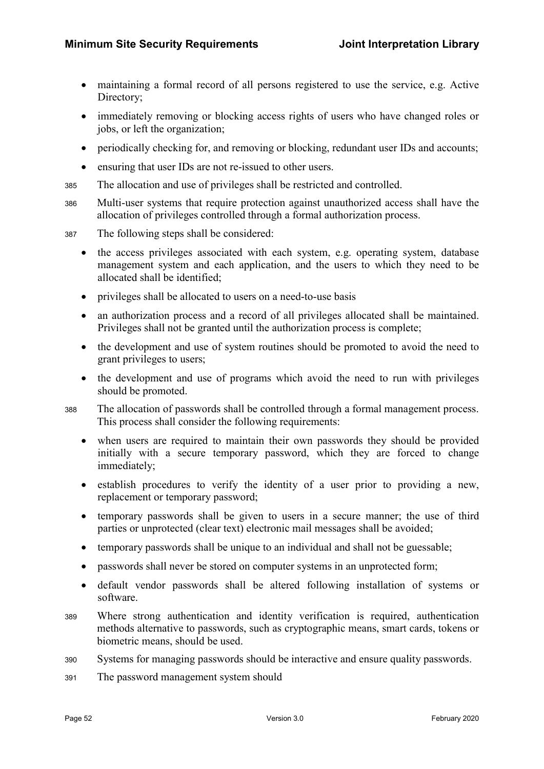- maintaining a formal record of all persons registered to use the service, e.g. Active Directory;
- immediately removing or blocking access rights of users who have changed roles or jobs, or left the organization;
- periodically checking for, and removing or blocking, redundant user IDs and accounts;
- ensuring that user IDs are not re-issued to other users.

385 The allocation and use of privileges shall be restricted and controlled.

386 Multi-user systems that require protection against unauthorized access shall have the allocation of privileges controlled through a formal authorization process.

387 The following steps shall be considered:

- the access privileges associated with each system, e.g. operating system, database management system and each application, and the users to which they need to be allocated shall be identified;
- privileges shall be allocated to users on a need-to-use basis
- an authorization process and a record of all privileges allocated shall be maintained. Privileges shall not be granted until the authorization process is complete;
- the development and use of system routines should be promoted to avoid the need to grant privileges to users;
- the development and use of programs which avoid the need to run with privileges should be promoted.

388 The allocation of passwords shall be controlled through a formal management process. This process shall consider the following requirements:

- when users are required to maintain their own passwords they should be provided initially with a secure temporary password, which they are forced to change immediately;
- establish procedures to verify the identity of a user prior to providing a new, replacement or temporary password;
- temporary passwords shall be given to users in a secure manner; the use of third parties or unprotected (clear text) electronic mail messages shall be avoided;
- temporary passwords shall be unique to an individual and shall not be guessable;
- passwords shall never be stored on computer systems in an unprotected form;
- default vendor passwords shall be altered following installation of systems or software.

389 Where strong authentication and identity verification is required, authentication methods alternative to passwords, such as cryptographic means, smart cards, tokens or biometric means, should be used.

390 Systems for managing passwords should be interactive and ensure quality passwords.

391 The password management system should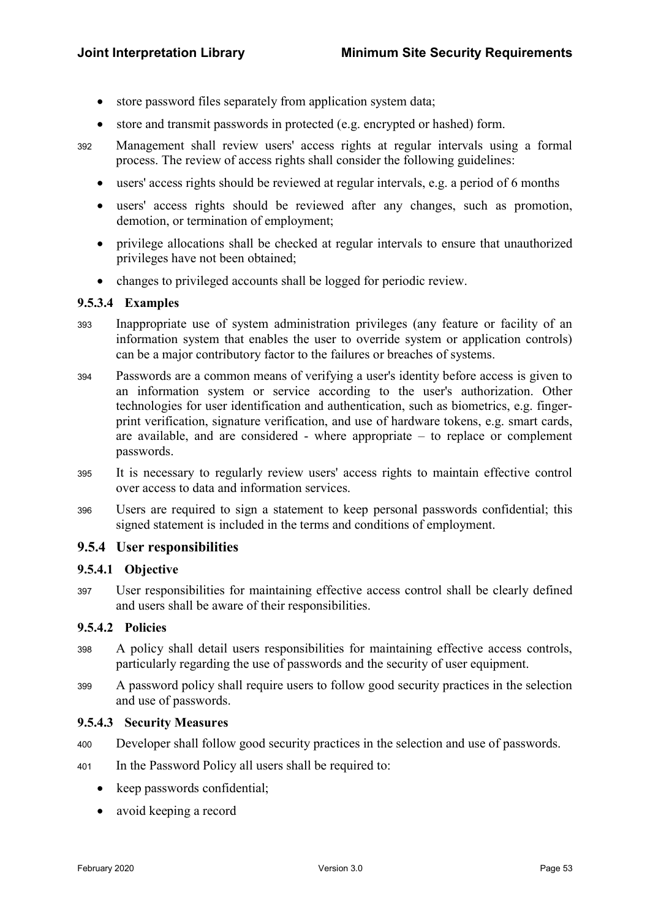- store password files separately from application system data;
- store and transmit passwords in protected (e.g. encrypted or hashed) form.

392 Management shall review users' access rights at regular intervals using a formal process. The review of access rights shall consider the following guidelines:

- users' access rights should be reviewed at regular intervals, e.g. a period of 6 months
- users' access rights should be reviewed after any changes, such as promotion, demotion, or termination of employment;
- privilege allocations shall be checked at regular intervals to ensure that unauthorized privileges have not been obtained;
- changes to privileged accounts shall be logged for periodic review.

#### 9.5.3.4 Examples

393 Inappropriate use of system administration privileges (any feature or facility of an information system that enables the user to override system or application controls) can be a major contributory factor to the failures or breaches of systems.

394 Passwords are a common means of verifying a user's identity before access is given to an information system or service according to the user's authorization. Other technologies for user identification and authentication, such as biometrics, e.g. finger-print verification, signature verification, and use of hardware tokens, e.g. smart cards, are available, and are considered - where appropriate – to replace or complement passwords.

395 It is necessary to regularly review users' access rights to maintain effective control over access to data and information services.

396 Users are required to sign a statement to keep personal passwords confidential; this signed statement is included in the terms and conditions of employment.

### 9.5.4 User responsibilities

#### 9.5.4.1 Objective

397 User responsibilities for maintaining effective access control shall be clearly defined and users shall be aware of their responsibilities.

#### 9.5.4.2 Policies

398 A policy shall detail users responsibilities for maintaining effective access controls, particularly regarding the use of passwords and the security of user equipment.

399 A password policy shall require users to follow good security practices in the selection and use of passwords.

#### 9.5.4.3 Security Measures

400 Developer shall follow good security practices in the selection and use of passwords.

401 In the Password Policy all users shall be required to:

- keep passwords confidential;
- avoid keeping a record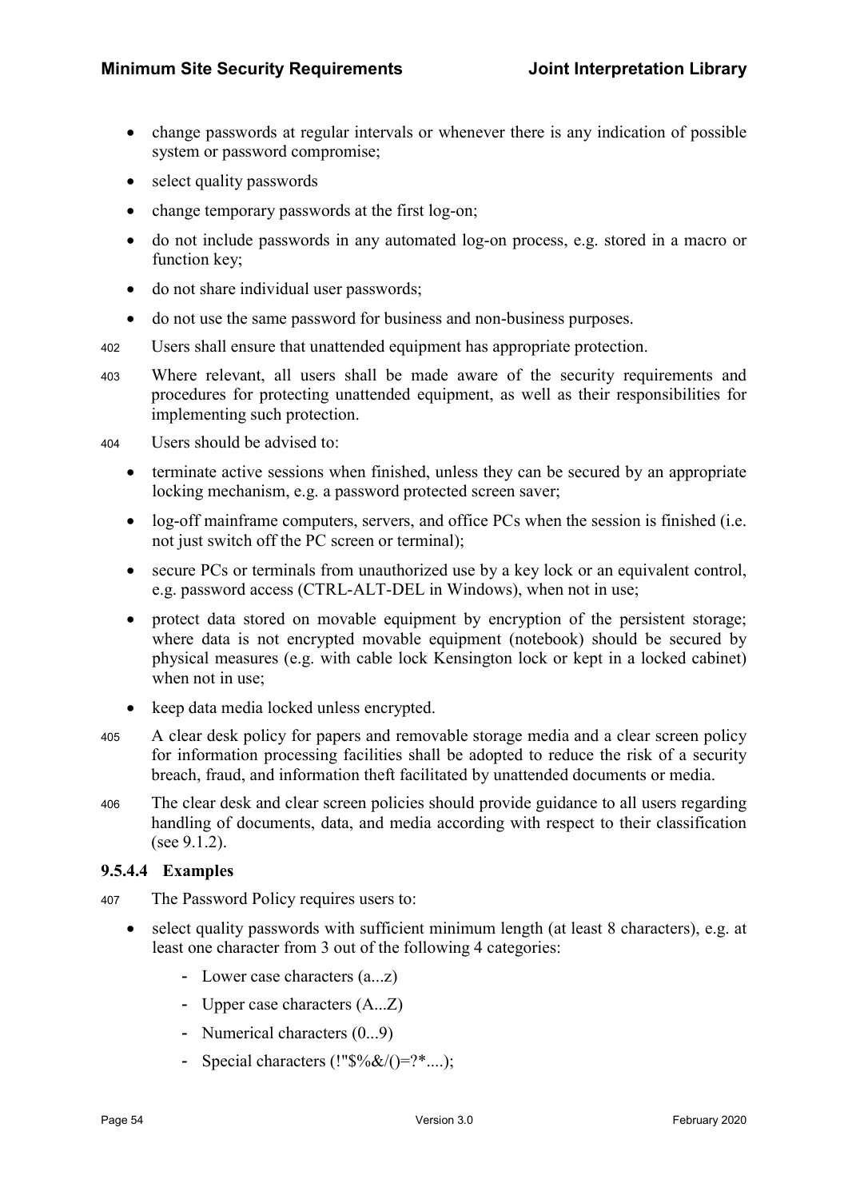- change passwords at regular intervals or whenever there is any indication of possible system or password compromise;
- select quality passwords
- change temporary passwords at the first log-on;
- do not include passwords in any automated log-on process, e.g. stored in a macro or function key;
- do not share individual user passwords;
- do not use the same password for business and non-business purposes.

402 Users shall ensure that unattended equipment has appropriate protection.

403 Where relevant, all users shall be made aware of the security requirements and procedures for protecting unattended equipment, as well as their responsibilities for implementing such protection.

404 Users should be advised to:

- terminate active sessions when finished, unless they can be secured by an appropriate locking mechanism, e.g. a password protected screen saver;
- log-off mainframe computers, servers, and office PCs when the session is finished (i.e. not just switch off the PC screen or terminal);
- secure PCs or terminals from unauthorized use by a key lock or an equivalent control, e.g. password access (CTRL-ALT-DEL in Windows), when not in use;
- protect data stored on movable equipment by encryption of the persistent storage; where data is not encrypted movable equipment (notebook) should be secured by physical measures (e.g. with cable lock Kensington lock or kept in a locked cabinet) when not in use;
- keep data media locked unless encrypted.

405 A clear desk policy for papers and removable storage media and a clear screen policy for information processing facilities shall be adopted to reduce the risk of a security breach, fraud, and information theft facilitated by unattended documents or media.

406 The clear desk and clear screen policies should provide guidance to all users regarding handling of documents, data, and media according with respect to their classification (see 9.1.2).

#### 9.5.4.4 Examples

407 The Password Policy requires users to:

- select quality passwords with sufficient minimum length (at least 8 characters), e.g. at least one character from 3 out of the following 4 categories:
    - Lower case characters (a...z)
    - Upper case characters (A...Z)
    - Numerical characters (0...9)
    - Special characters (!"$%&/()=?*....);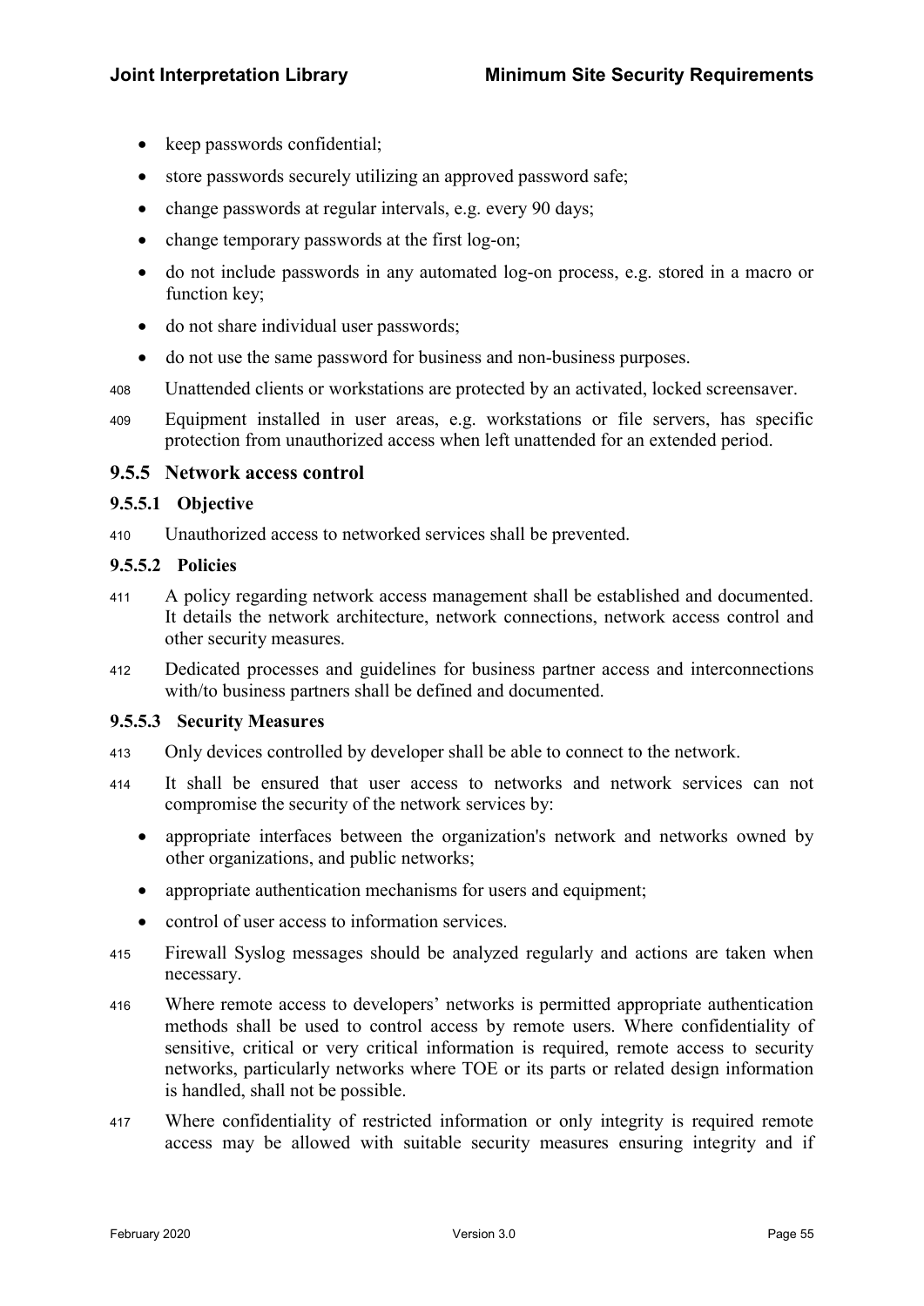- keep passwords confidential;
- store passwords securely utilizing an approved password safe;
- change passwords at regular intervals, e.g. every 90 days;
- change temporary passwords at the first log-on;
- do not include passwords in any automated log-on process, e.g. stored in a macro or function key;
- do not share individual user passwords;
- do not use the same password for business and non-business purposes.

408 Unattended clients or workstations are protected by an activated, locked screensaver.

409 Equipment installed in user areas, e.g. workstations or file servers, has specific protection from unauthorized access when left unattended for an extended period.

### 9.5.5 Network access control

#### 9.5.5.1 Objective

410 Unauthorized access to networked services shall be prevented.

#### 9.5.5.2 Policies

411 A policy regarding network access management shall be established and documented. It details the network architecture, network connections, network access control and other security measures.

412 Dedicated processes and guidelines for business partner access and interconnections with/to business partners shall be defined and documented.

#### 9.5.5.3 Security Measures

413 Only devices controlled by developer shall be able to connect to the network.

414 It shall be ensured that user access to networks and network services can not compromise the security of the network services by:

- appropriate interfaces between the organization's network and networks owned by other organizations, and public networks;
- appropriate authentication mechanisms for users and equipment;
- control of user access to information services.

415 Firewall Syslog messages should be analyzed regularly and actions are taken when necessary.

416 Where remote access to developers' networks is permitted appropriate authentication methods shall be used to control access by remote users. Where confidentiality of sensitive, critical or very critical information is required, remote access to security networks, particularly networks where TOE or its parts or related design information is handled, shall not be possible.

417 Where confidentiality of restricted information or only integrity is required remote access may be allowed with suitable security measures ensuring integrity and if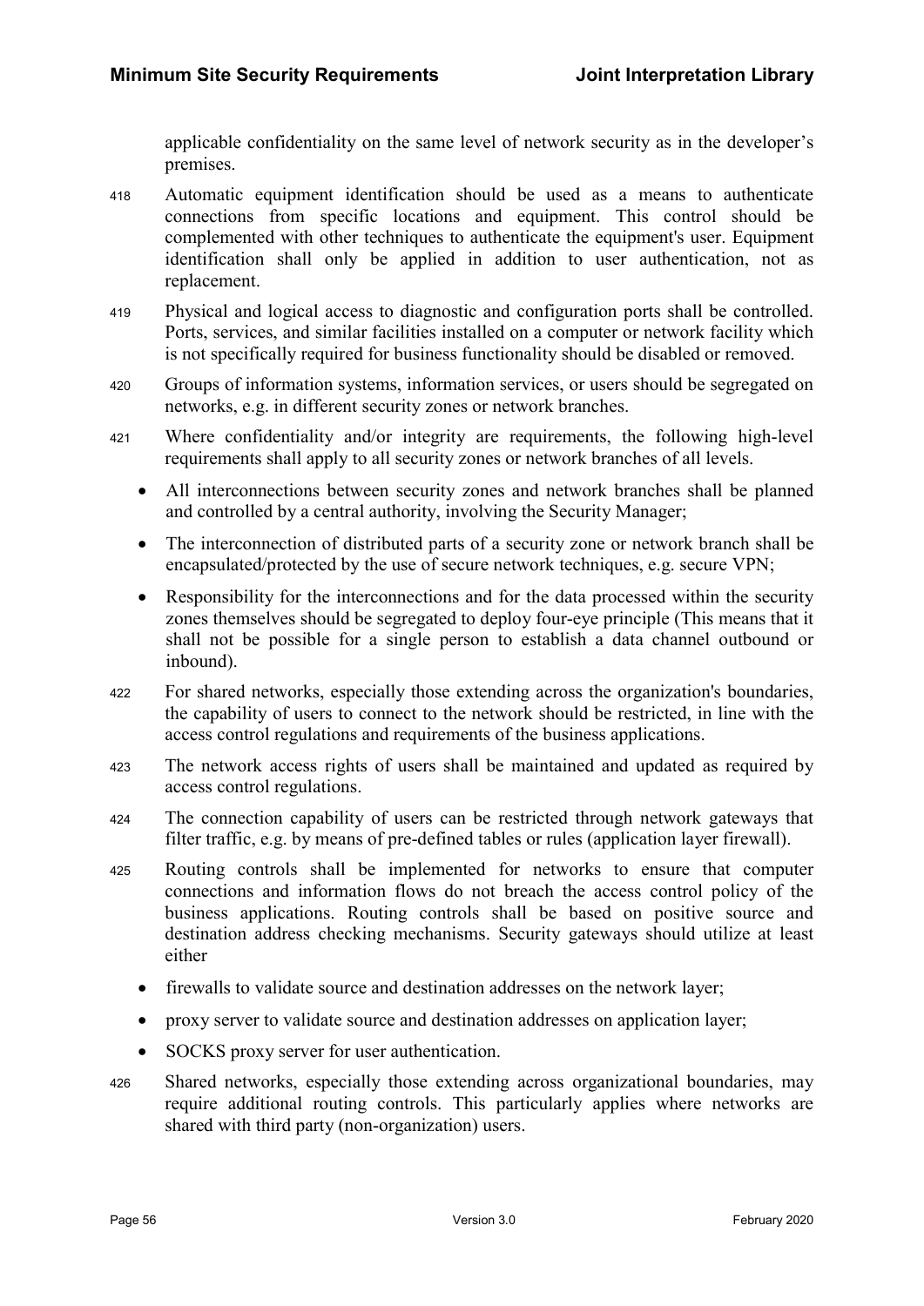applicable confidentiality on the same level of network security as in the developer's premises.

418 Automatic equipment identification should be used as a means to authenticate connections from specific locations and equipment. This control should be complemented with other techniques to authenticate the equipment's user. Equipment identification shall only be applied in addition to user authentication, not as replacement.

419 Physical and logical access to diagnostic and configuration ports shall be controlled. Ports, services, and similar facilities installed on a computer or network facility which is not specifically required for business functionality should be disabled or removed.

420 Groups of information systems, information services, or users should be segregated on networks, e.g. in different security zones or network branches.

421 Where confidentiality and/or integrity are requirements, the following high-level requirements shall apply to all security zones or network branches of all levels.

- All interconnections between security zones and network branches shall be planned and controlled by a central authority, involving the Security Manager;
- The interconnection of distributed parts of a security zone or network branch shall be encapsulated/protected by the use of secure network techniques, e.g. secure VPN;
- Responsibility for the interconnections and for the data processed within the security zones themselves should be segregated to deploy four-eye principle (This means that it shall not be possible for a single person to establish a data channel outbound or inbound).

422 For shared networks, especially those extending across the organization's boundaries, the capability of users to connect to the network should be restricted, in line with the access control regulations and requirements of the business applications.

423 The network access rights of users shall be maintained and updated as required by access control regulations.

424 The connection capability of users can be restricted through network gateways that filter traffic, e.g. by means of pre-defined tables or rules (application layer firewall).

425 Routing controls shall be implemented for networks to ensure that computer connections and information flows do not breach the access control policy of the business applications. Routing controls shall be based on positive source and destination address checking mechanisms. Security gateways should utilize at least either

- firewalls to validate source and destination addresses on the network layer;
- proxy server to validate source and destination addresses on application layer;
- SOCKS proxy server for user authentication.

426 Shared networks, especially those extending across organizational boundaries, may require additional routing controls. This particularly applies where networks are shared with third party (non-organization) users.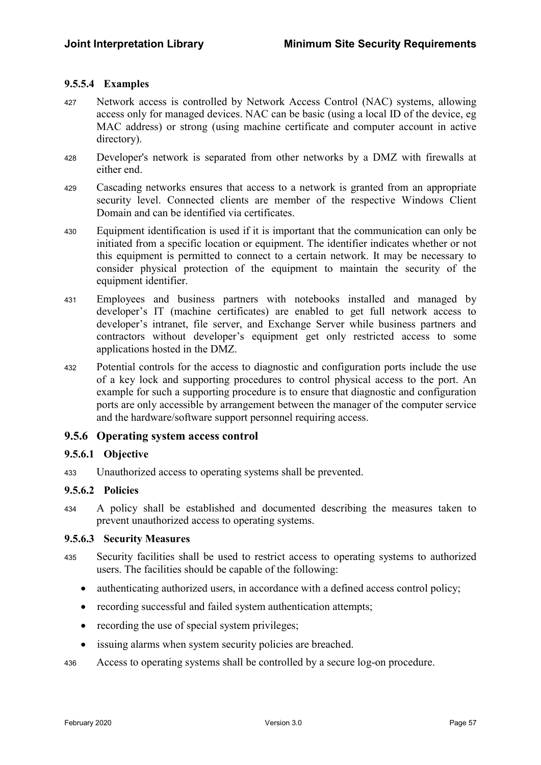#### 9.5.5.4 Examples

427 Network access is controlled by Network Access Control (NAC) systems, allowing access only for managed devices. NAC can be basic (using a local ID of the device, eg MAC address) or strong (using machine certificate and computer account in active directory).

428 Developer's network is separated from other networks by a DMZ with firewalls at either end.

429 Cascading networks ensures that access to a network is granted from an appropriate security level. Connected clients are member of the respective Windows Client Domain and can be identified via certificates.

430 Equipment identification is used if it is important that the communication can only be initiated from a specific location or equipment. The identifier indicates whether or not this equipment is permitted to connect to a certain network. It may be necessary to consider physical protection of the equipment to maintain the security of the equipment identifier.

431 Employees and business partners with notebooks installed and managed by developer's IT (machine certificates) are enabled to get full network access to developer's intranet, file server, and Exchange Server while business partners and contractors without developer's equipment get only restricted access to some applications hosted in the DMZ.

432 Potential controls for the access to diagnostic and configuration ports include the use of a key lock and supporting procedures to control physical access to the port. An example for such a supporting procedure is to ensure that diagnostic and configuration ports are only accessible by arrangement between the manager of the computer service and the hardware/software support personnel requiring access.

### 9.5.6 Operating system access control

#### 9.5.6.1 Objective

433 Unauthorized access to operating systems shall be prevented.

#### 9.5.6.2 Policies

434 A policy shall be established and documented describing the measures taken to prevent unauthorized access to operating systems.

#### 9.5.6.3 Security Measures

435 Security facilities shall be used to restrict access to operating systems to authorized users. The facilities should be capable of the following:

- authenticating authorized users, in accordance with a defined access control policy;
- recording successful and failed system authentication attempts;
- recording the use of special system privileges;
- issuing alarms when system security policies are breached.

436 Access to operating systems shall be controlled by a secure log-on procedure.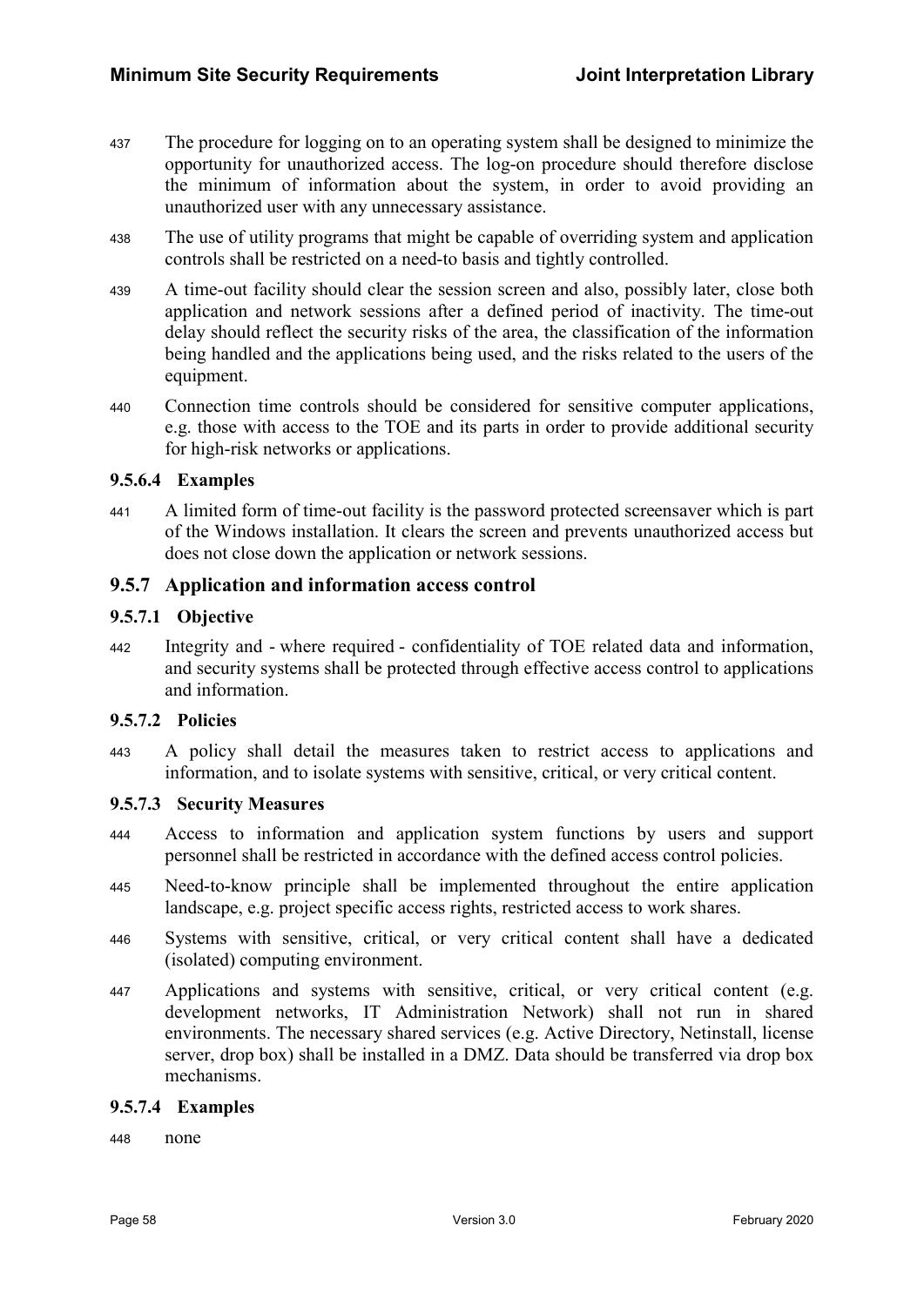437 The procedure for logging on to an operating system shall be designed to minimize the opportunity for unauthorized access. The log-on procedure should therefore disclose the minimum of information about the system, in order to avoid providing an unauthorized user with any unnecessary assistance.

438 The use of utility programs that might be capable of overriding system and application controls shall be restricted on a need-to basis and tightly controlled.

439 A time-out facility should clear the session screen and also, possibly later, close both application and network sessions after a defined period of inactivity. The time-out delay should reflect the security risks of the area, the classification of the information being handled and the applications being used, and the risks related to the users of the equipment.

440 Connection time controls should be considered for sensitive computer applications, e.g. those with access to the TOE and its parts in order to provide additional security for high-risk networks or applications.

#### 9.5.6.4 Examples

441 A limited form of time-out facility is the password protected screensaver which is part of the Windows installation. It clears the screen and prevents unauthorized access but does not close down the application or network sessions.

### 9.5.7 Application and information access control

#### 9.5.7.1 Objective

442 Integrity and - where required - confidentiality of TOE related data and information, and security systems shall be protected through effective access control to applications and information.

#### 9.5.7.2 Policies

443 A policy shall detail the measures taken to restrict access to applications and information, and to isolate systems with sensitive, critical, or very critical content.

#### 9.5.7.3 Security Measures

444 Access to information and application system functions by users and support personnel shall be restricted in accordance with the defined access control policies.

445 Need-to-know principle shall be implemented throughout the entire application landscape, e.g. project specific access rights, restricted access to work shares.

446 Systems with sensitive, critical, or very critical content shall have a dedicated (isolated) computing environment.

447 Applications and systems with sensitive, critical, or very critical content (e.g. development networks, IT Administration Network) shall not run in shared environments. The necessary shared services (e.g. Active Directory, Netinstall, license server, drop box) shall be installed in a DMZ. Data should be transferred via drop box mechanisms.

#### 9.5.7.4 Examples

448 none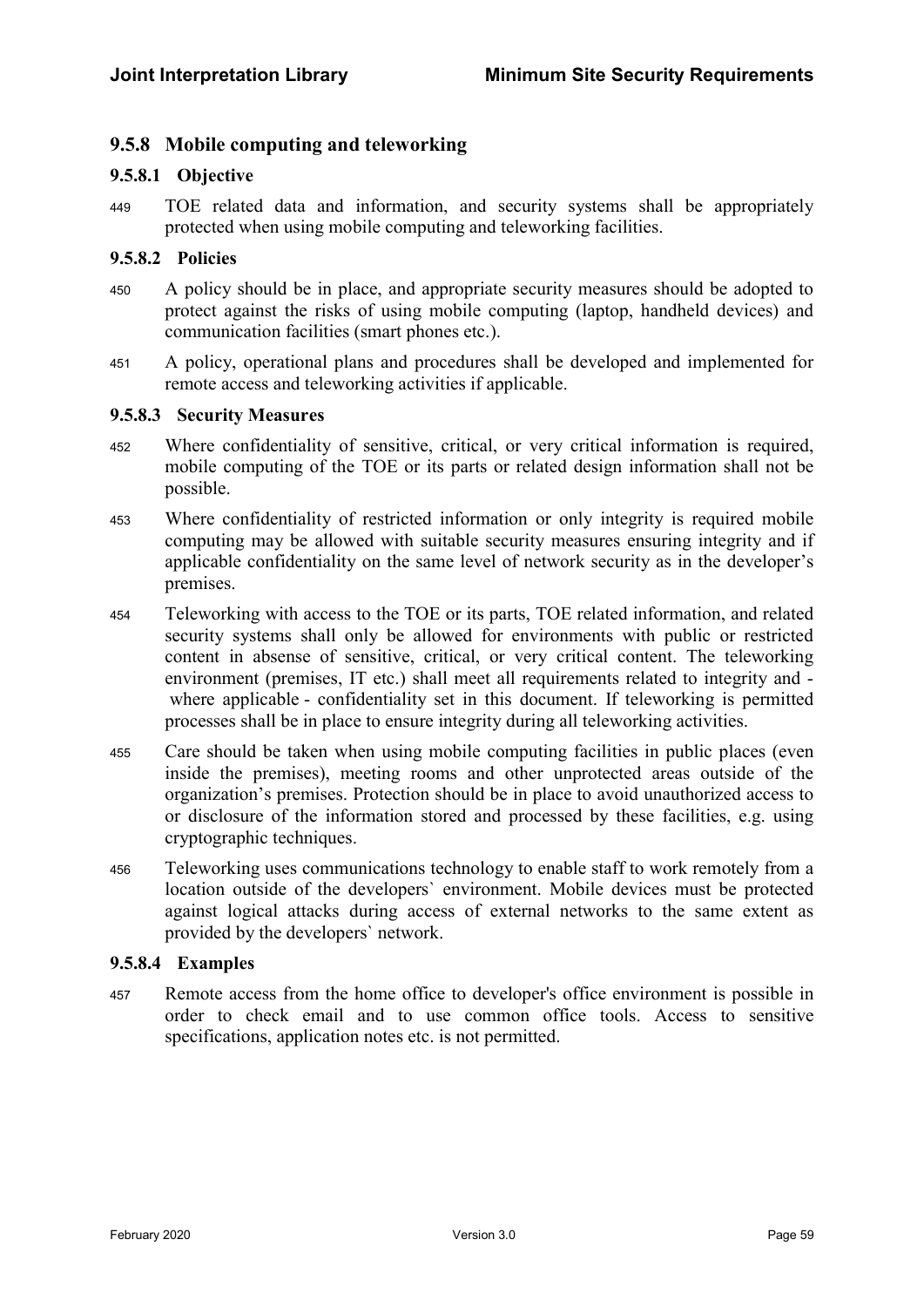### 9.5.8 Mobile computing and teleworking

#### 9.5.8.1 Objective

449 TOE related data and information, and security systems shall be appropriately protected when using mobile computing and teleworking facilities.

#### 9.5.8.2 Policies

450 A policy should be in place, and appropriate security measures should be adopted to protect against the risks of using mobile computing (laptop, handheld devices) and communication facilities (smart phones etc.).

451 A policy, operational plans and procedures shall be developed and implemented for remote access and teleworking activities if applicable.

#### 9.5.8.3 Security Measures

452 Where confidentiality of sensitive, critical, or very critical information is required, mobile computing of the TOE or its parts or related design information shall not be possible.

453 Where confidentiality of restricted information or only integrity is required mobile computing may be allowed with suitable security measures ensuring integrity and if applicable confidentiality on the same level of network security as in the developer's premises.

454 Teleworking with access to the TOE or its parts, TOE related information, and related security systems shall only be allowed for environments with public or restricted content in absense of sensitive, critical, or very critical content. The teleworking environment (premises, IT etc.) shall meet all requirements related to integrity and - where applicable - confidentiality set in this document. If teleworking is permitted processes shall be in place to ensure integrity during all teleworking activities.

455 Care should be taken when using mobile computing facilities in public places (even inside the premises), meeting rooms and other unprotected areas outside of the organization's premises. Protection should be in place to avoid unauthorized access to or disclosure of the information stored and processed by these facilities, e.g. using cryptographic techniques.

456 Teleworking uses communications technology to enable staff to work remotely from a location outside of the developers` environment. Mobile devices must be protected against logical attacks during access of external networks to the same extent as provided by the developers` network.

#### 9.5.8.4 Examples

457 Remote access from the home office to developer's office environment is possible in order to check email and to use common office tools. Access to sensitive specifications, application notes etc. is not permitted.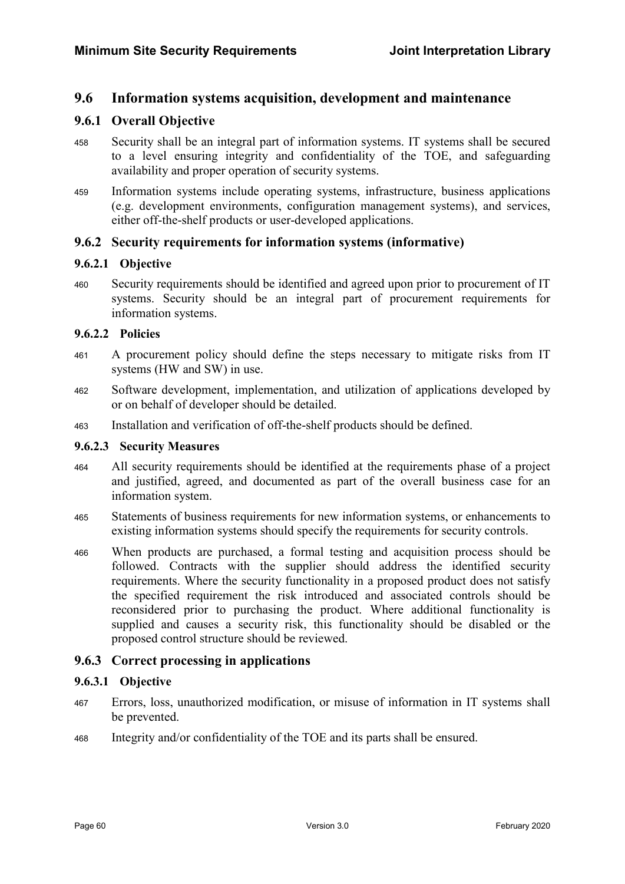## 9.6 Information systems acquisition, development and maintenance

### 9.6.1 Overall Objective

458 Security shall be an integral part of information systems. IT systems shall be secured to a level ensuring integrity and confidentiality of the TOE, and safeguarding availability and proper operation of security systems.

459 Information systems include operating systems, infrastructure, business applications (e.g. development environments, configuration management systems), and services, either off-the-shelf products or user-developed applications.

### 9.6.2 Security requirements for information systems (informative)

#### 9.6.2.1 Objective

460 Security requirements should be identified and agreed upon prior to procurement of IT systems. Security should be an integral part of procurement requirements for information systems.

#### 9.6.2.2 Policies

461 A procurement policy should define the steps necessary to mitigate risks from IT systems (HW and SW) in use.

462 Software development, implementation, and utilization of applications developed by or on behalf of developer should be detailed.

463 Installation and verification of off-the-shelf products should be defined.

#### 9.6.2.3 Security Measures

464 All security requirements should be identified at the requirements phase of a project and justified, agreed, and documented as part of the overall business case for an information system.

465 Statements of business requirements for new information systems, or enhancements to existing information systems should specify the requirements for security controls.

466 When products are purchased, a formal testing and acquisition process should be followed. Contracts with the supplier should address the identified security requirements. Where the security functionality in a proposed product does not satisfy the specified requirement the risk introduced and associated controls should be reconsidered prior to purchasing the product. Where additional functionality is supplied and causes a security risk, this functionality should be disabled or the proposed control structure should be reviewed.

### 9.6.3 Correct processing in applications

#### 9.6.3.1 Objective

467 Errors, loss, unauthorized modification, or misuse of information in IT systems shall be prevented.

468 Integrity and/or confidentiality of the TOE and its parts shall be ensured.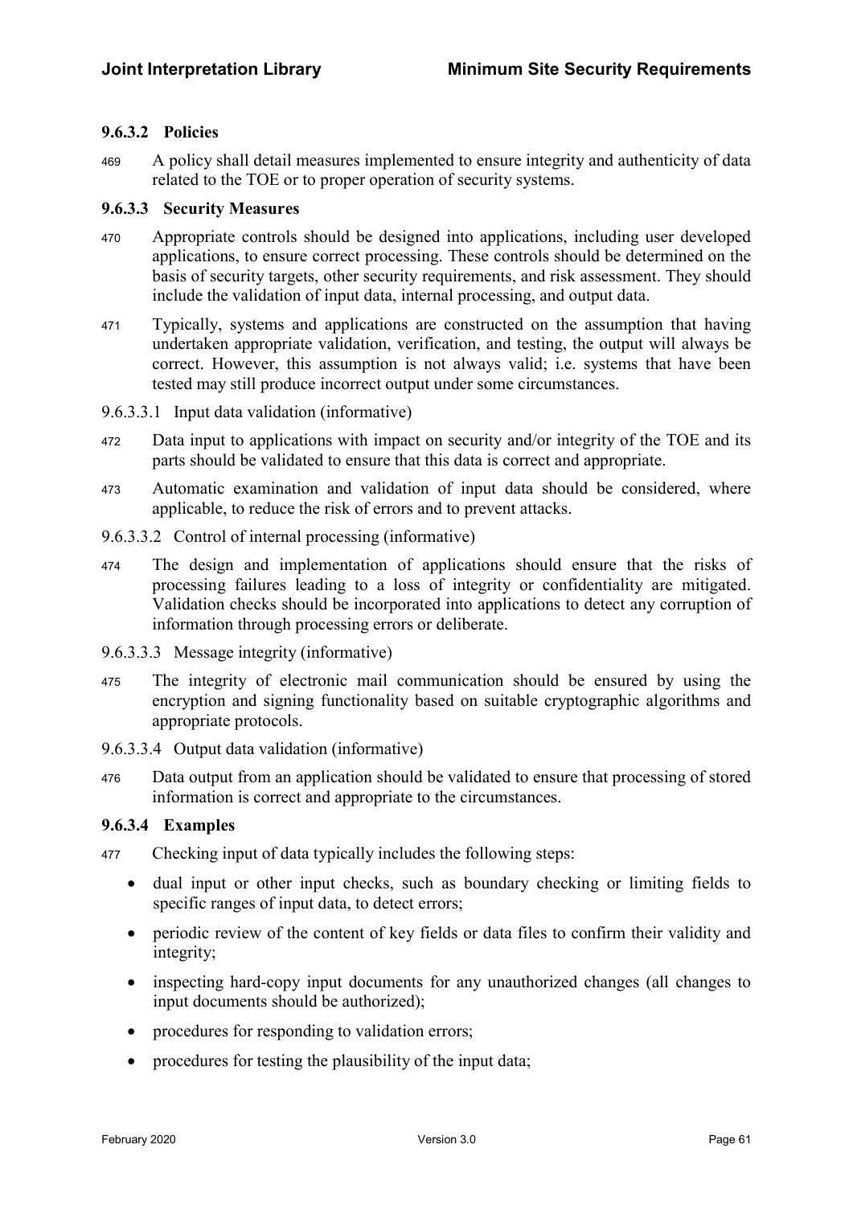#### 9.6.3.2 Policies

469 A policy shall detail measures implemented to ensure integrity and authenticity of data related to the TOE or to proper operation of security systems.

#### 9.6.3.3 Security Measures

470 Appropriate controls should be designed into applications, including user developed applications, to ensure correct processing. These controls should be determined on the basis of security targets, other security requirements, and risk assessment. They should include the validation of input data, internal processing, and output data.

471 Typically, systems and applications are constructed on the assumption that having undertaken appropriate validation, verification, and testing, the output will always be correct. However, this assumption is not always valid; i.e. systems that have been tested may still produce incorrect output under some circumstances.

9.6.3.3.1 Input data validation (informative)

472 Data input to applications with impact on security and/or integrity of the TOE and its parts should be validated to ensure that this data is correct and appropriate.

473 Automatic examination and validation of input data should be considered, where applicable, to reduce the risk of errors and to prevent attacks.

9.6.3.3.2 Control of internal processing (informative)

474 The design and implementation of applications should ensure that the risks of processing failures leading to a loss of integrity or confidentiality are mitigated. Validation checks should be incorporated into applications to detect any corruption of information through processing errors or deliberate.

9.6.3.3.3 Message integrity (informative)

475 The integrity of electronic mail communication should be ensured by using the encryption and signing functionality based on suitable cryptographic algorithms and appropriate protocols.

9.6.3.3.4 Output data validation (informative)

476 Data output from an application should be validated to ensure that processing of stored information is correct and appropriate to the circumstances.

#### 9.6.3.4 Examples

477 Checking input of data typically includes the following steps:

- dual input or other input checks, such as boundary checking or limiting fields to specific ranges of input data, to detect errors;
- periodic review of the content of key fields or data files to confirm their validity and integrity;
- inspecting hard-copy input documents for any unauthorized changes (all changes to input documents should be authorized);
- procedures for responding to validation errors;
- procedures for testing the plausibility of the input data;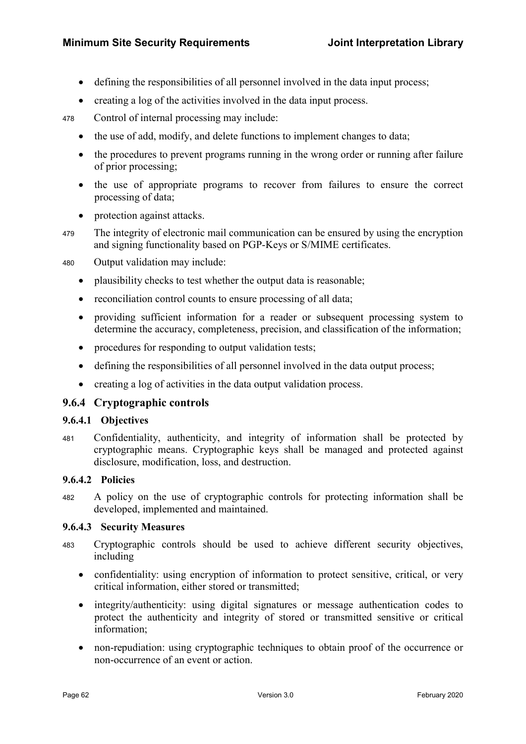- defining the responsibilities of all personnel involved in the data input process;
- creating a log of the activities involved in the data input process.

478 Control of internal processing may include:

- the use of add, modify, and delete functions to implement changes to data;
- the procedures to prevent programs running in the wrong order or running after failure of prior processing;
- the use of appropriate programs to recover from failures to ensure the correct processing of data;
- protection against attacks.

479 The integrity of electronic mail communication can be ensured by using the encryption and signing functionality based on PGP-Keys or S/MIME certificates.

480 Output validation may include:

- plausibility checks to test whether the output data is reasonable;
- reconciliation control counts to ensure processing of all data;
- providing sufficient information for a reader or subsequent processing system to determine the accuracy, completeness, precision, and classification of the information;
- procedures for responding to output validation tests;
- defining the responsibilities of all personnel involved in the data output process;
- creating a log of activities in the data output validation process.

### 9.6.4 Cryptographic controls

#### 9.6.4.1 Objectives

481 Confidentiality, authenticity, and integrity of information shall be protected by cryptographic means. Cryptographic keys shall be managed and protected against disclosure, modification, loss, and destruction.

#### 9.6.4.2 Policies

482 A policy on the use of cryptographic controls for protecting information shall be developed, implemented and maintained.

#### 9.6.4.3 Security Measures

483 Cryptographic controls should be used to achieve different security objectives, including

- confidentiality: using encryption of information to protect sensitive, critical, or very critical information, either stored or transmitted;
- integrity/authenticity: using digital signatures or message authentication codes to protect the authenticity and integrity of stored or transmitted sensitive or critical information;
- non-repudiation: using cryptographic techniques to obtain proof of the occurrence or non-occurrence of an event or action.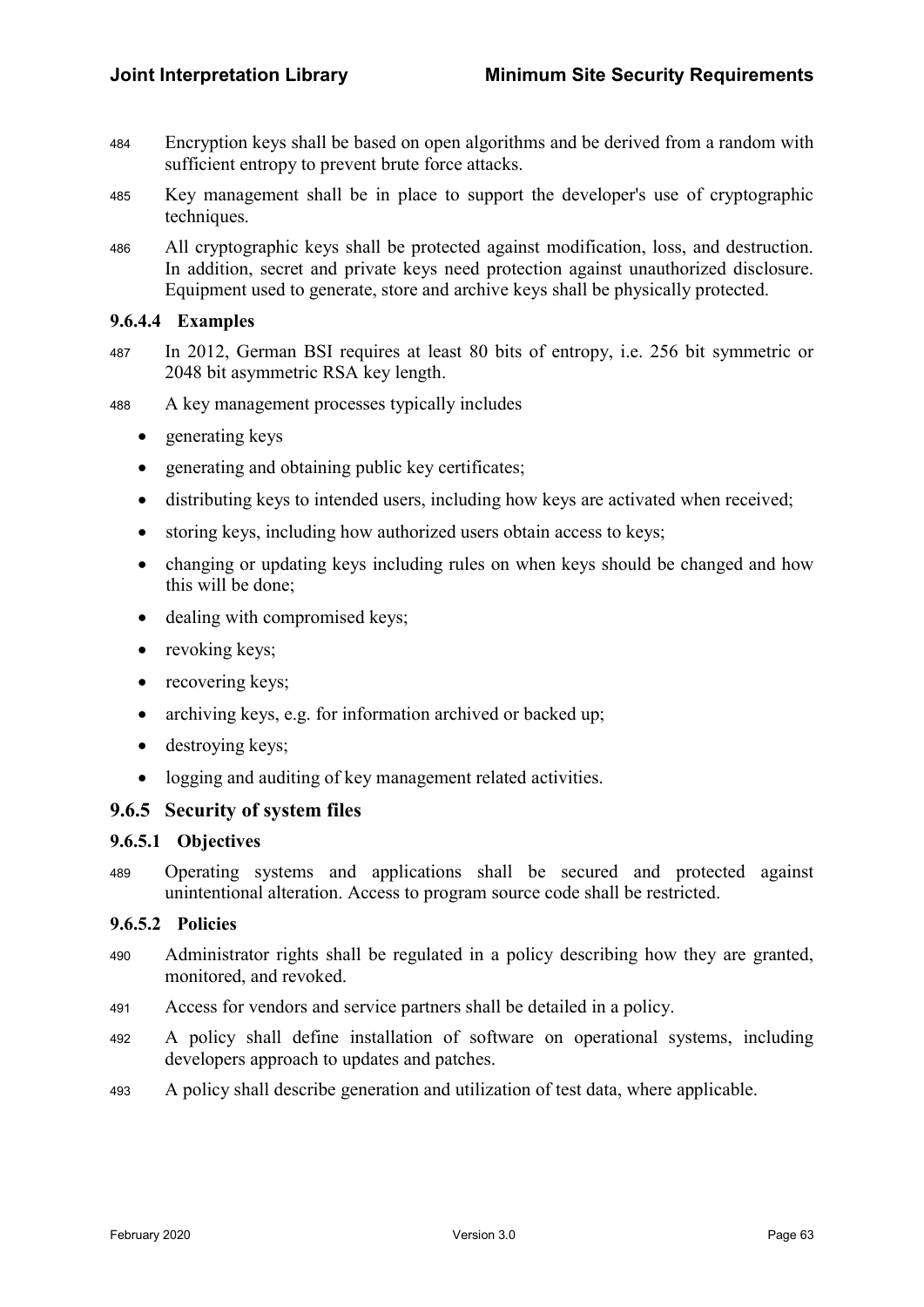484 Encryption keys shall be based on open algorithms and be derived from a random with sufficient entropy to prevent brute force attacks.

485 Key management shall be in place to support the developer's use of cryptographic techniques.

486 All cryptographic keys shall be protected against modification, loss, and destruction. In addition, secret and private keys need protection against unauthorized disclosure. Equipment used to generate, store and archive keys shall be physically protected.

#### 9.6.4.4 Examples

487 In 2012, German BSI requires at least 80 bits of entropy, i.e. 256 bit symmetric or 2048 bit asymmetric RSA key length.

488 A key management processes typically includes

- generating keys
- generating and obtaining public key certificates;
- distributing keys to intended users, including how keys are activated when received;
- storing keys, including how authorized users obtain access to keys;
- changing or updating keys including rules on when keys should be changed and how this will be done;
- dealing with compromised keys;
- revoking keys;
- recovering keys;
- archiving keys, e.g. for information archived or backed up;
- destroying keys;
- logging and auditing of key management related activities.

### 9.6.5 Security of system files

#### 9.6.5.1 Objectives

489 Operating systems and applications shall be secured and protected against unintentional alteration. Access to program source code shall be restricted.

#### 9.6.5.2 Policies

490 Administrator rights shall be regulated in a policy describing how they are granted, monitored, and revoked.

491 Access for vendors and service partners shall be detailed in a policy.

492 A policy shall define installation of software on operational systems, including developers approach to updates and patches.

493 A policy shall describe generation and utilization of test data, where applicable.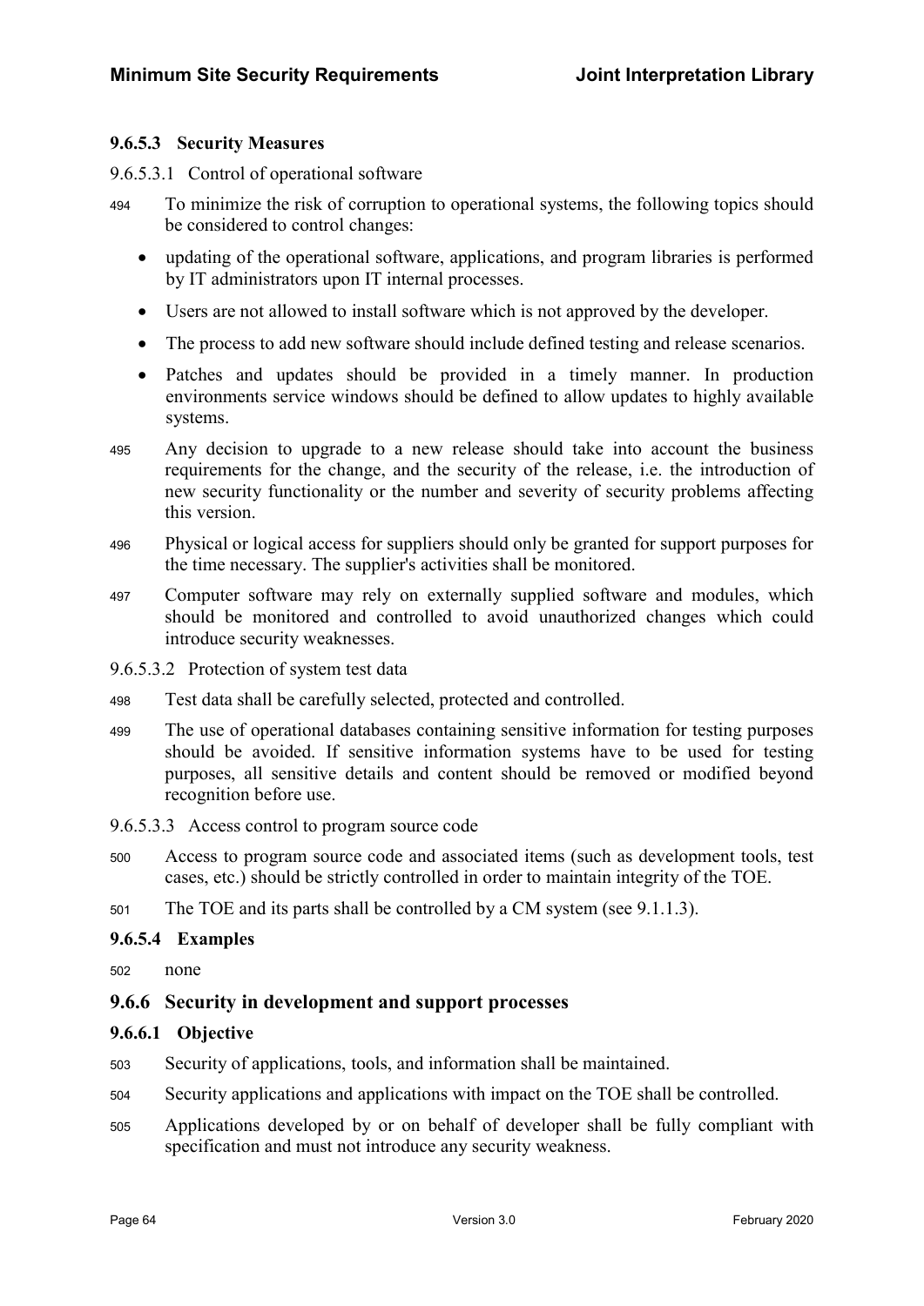#### 9.6.5.3 Security Measures

9.6.5.3.1 Control of operational software

494 To minimize the risk of corruption to operational systems, the following topics should be considered to control changes:

- updating of the operational software, applications, and program libraries is performed by IT administrators upon IT internal processes.
- Users are not allowed to install software which is not approved by the developer.
- The process to add new software should include defined testing and release scenarios.
- Patches and updates should be provided in a timely manner. In production environments service windows should be defined to allow updates to highly available systems.

495 Any decision to upgrade to a new release should take into account the business requirements for the change, and the security of the release, i.e. the introduction of new security functionality or the number and severity of security problems affecting this version.

496 Physical or logical access for suppliers should only be granted for support purposes for the time necessary. The supplier's activities shall be monitored.

497 Computer software may rely on externally supplied software and modules, which should be monitored and controlled to avoid unauthorized changes which could introduce security weaknesses.

9.6.5.3.2 Protection of system test data

498 Test data shall be carefully selected, protected and controlled.

499 The use of operational databases containing sensitive information for testing purposes should be avoided. If sensitive information systems have to be used for testing purposes, all sensitive details and content should be removed or modified beyond recognition before use.

9.6.5.3.3 Access control to program source code

500 Access to program source code and associated items (such as development tools, test cases, etc.) should be strictly controlled in order to maintain integrity of the TOE.

501 The TOE and its parts shall be controlled by a CM system (see 9.1.1.3).

#### 9.6.5.4 Examples

502 none

### 9.6.6 Security in development and support processes

#### 9.6.6.1 Objective

503 Security of applications, tools, and information shall be maintained.

504 Security applications and applications with impact on the TOE shall be controlled.

505 Applications developed by or on behalf of developer shall be fully compliant with specification and must not introduce any security weakness.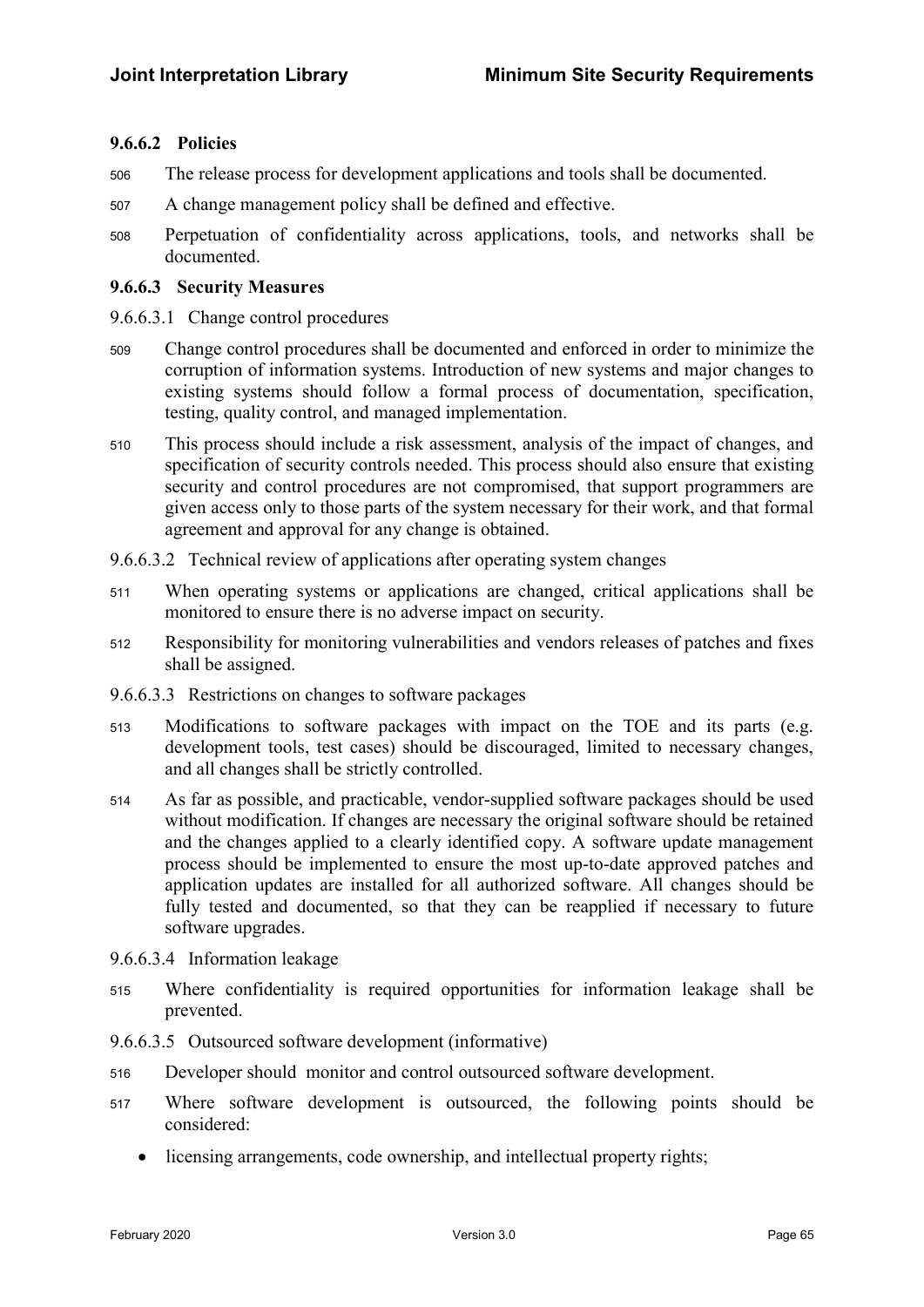### 9.6.6.2 Policies

506 The release process for development applications and tools shall be documented.

507 A change management policy shall be defined and effective.

508 Perpetuation of confidentiality across applications, tools, and networks shall be documented.

### 9.6.6.3 Security Measures

9.6.6.3.1 Change control procedures

509 Change control procedures shall be documented and enforced in order to minimize the corruption of information systems. Introduction of new systems and major changes to existing systems should follow a formal process of documentation, specification, testing, quality control, and managed implementation.

510 This process should include a risk assessment, analysis of the impact of changes, and specification of security controls needed. This process should also ensure that existing security and control procedures are not compromised, that support programmers are given access only to those parts of the system necessary for their work, and that formal agreement and approval for any change is obtained.

9.6.6.3.2 Technical review of applications after operating system changes

511 When operating systems or applications are changed, critical applications shall be monitored to ensure there is no adverse impact on security.

512 Responsibility for monitoring vulnerabilities and vendors releases of patches and fixes shall be assigned.

9.6.6.3.3 Restrictions on changes to software packages

513 Modifications to software packages with impact on the TOE and its parts (e.g. development tools, test cases) should be discouraged, limited to necessary changes, and all changes shall be strictly controlled.

514 As far as possible, and practicable, vendor-supplied software packages should be used without modification. If changes are necessary the original software should be retained and the changes applied to a clearly identified copy. A software update management process should be implemented to ensure the most up-to-date approved patches and application updates are installed for all authorized software. All changes should be fully tested and documented, so that they can be reapplied if necessary to future software upgrades.

9.6.6.3.4 Information leakage

515 Where confidentiality is required opportunities for information leakage shall be prevented.

9.6.6.3.5 Outsourced software development (informative)

516 Developer should monitor and control outsourced software development.

517 Where software development is outsourced, the following points should be considered:

- licensing arrangements, code ownership, and intellectual property rights;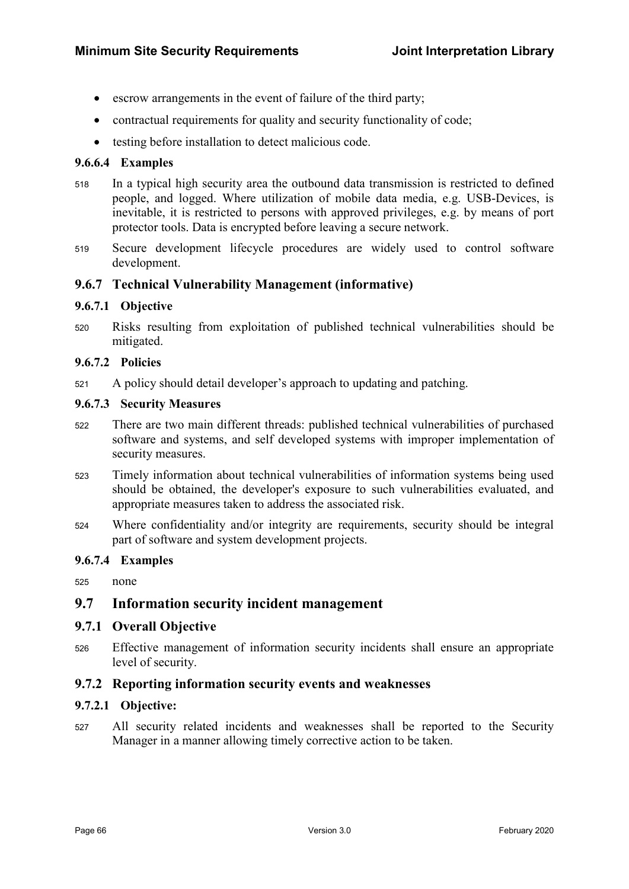- escrow arrangements in the event of failure of the third party;
- contractual requirements for quality and security functionality of code;
- testing before installation to detect malicious code.

#### 9.6.6.4 Examples

518 In a typical high security area the outbound data transmission is restricted to defined people, and logged. Where utilization of mobile data media, e.g. USB-Devices, is inevitable, it is restricted to persons with approved privileges, e.g. by means of port protector tools. Data is encrypted before leaving a secure network.

519 Secure development lifecycle procedures are widely used to control software development.

### 9.6.7 Technical Vulnerability Management (informative)

#### 9.6.7.1 Objective

520 Risks resulting from exploitation of published technical vulnerabilities should be mitigated.

#### 9.6.7.2 Policies

521 A policy should detail developer's approach to updating and patching.

#### 9.6.7.3 Security Measures

522 There are two main different threads: published technical vulnerabilities of purchased software and systems, and self developed systems with improper implementation of security measures.

523 Timely information about technical vulnerabilities of information systems being used should be obtained, the developer's exposure to such vulnerabilities evaluated, and appropriate measures taken to address the associated risk.

524 Where confidentiality and/or integrity are requirements, security should be integral part of software and system development projects.

#### 9.6.7.4 Examples

525 none

## 9.7 Information security incident management

### 9.7.1 Overall Objective

526 Effective management of information security incidents shall ensure an appropriate level of security.

### 9.7.2 Reporting information security events and weaknesses

#### 9.7.2.1 Objective:

527 All security related incidents and weaknesses shall be reported to the Security Manager in a manner allowing timely corrective action to be taken.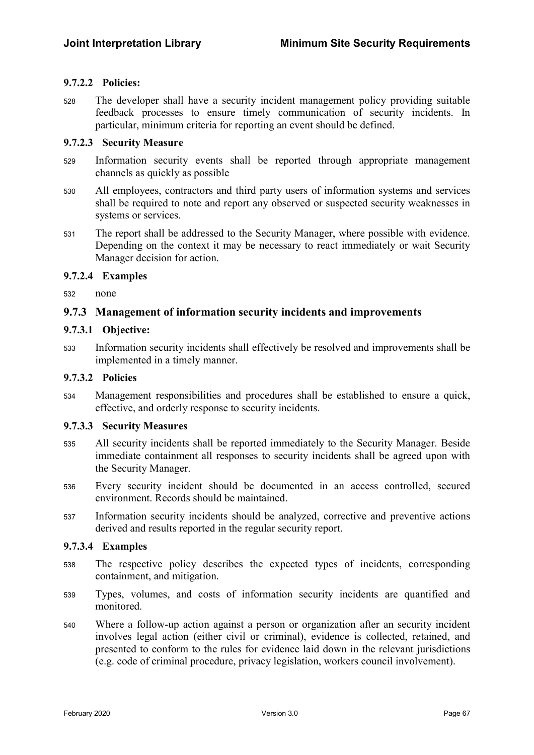#### 9.7.2.2 Policies:

528 The developer shall have a security incident management policy providing suitable feedback processes to ensure timely communication of security incidents. In particular, minimum criteria for reporting an event should be defined.

#### 9.7.2.3 Security Measure

529 Information security events shall be reported through appropriate management channels as quickly as possible

530 All employees, contractors and third party users of information systems and services shall be required to note and report any observed or suspected security weaknesses in systems or services.

531 The report shall be addressed to the Security Manager, where possible with evidence. Depending on the context it may be necessary to react immediately or wait Security Manager decision for action.

#### 9.7.2.4 Examples

532 none

### 9.7.3 Management of information security incidents and improvements

#### 9.7.3.1 Objective:

533 Information security incidents shall effectively be resolved and improvements shall be implemented in a timely manner.

#### 9.7.3.2 Policies

534 Management responsibilities and procedures shall be established to ensure a quick, effective, and orderly response to security incidents.

#### 9.7.3.3 Security Measures

535 All security incidents shall be reported immediately to the Security Manager. Beside immediate containment all responses to security incidents shall be agreed upon with the Security Manager.

536 Every security incident should be documented in an access controlled, secured environment. Records should be maintained.

537 Information security incidents should be analyzed, corrective and preventive actions derived and results reported in the regular security report.

#### 9.7.3.4 Examples

538 The respective policy describes the expected types of incidents, corresponding containment, and mitigation.

539 Types, volumes, and costs of information security incidents are quantified and monitored.

540 Where a follow-up action against a person or organization after an security incident involves legal action (either civil or criminal), evidence is collected, retained, and presented to conform to the rules for evidence laid down in the relevant jurisdictions (e.g. code of criminal procedure, privacy legislation, workers council involvement).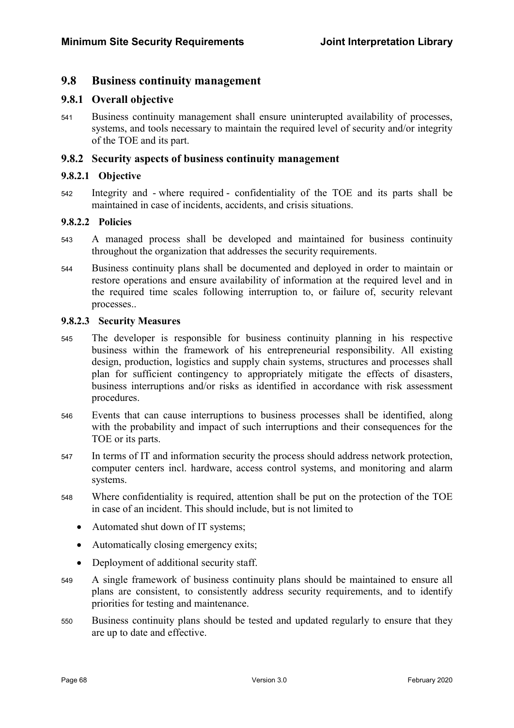## 9.8 Business continuity management

### 9.8.1 Overall objective

541 Business continuity management shall ensure uninterupted availability of processes, systems, and tools necessary to maintain the required level of security and/or integrity of the TOE and its part.

### 9.8.2 Security aspects of business continuity management

#### 9.8.2.1 Objective

542 Integrity and - where required - confidentiality of the TOE and its parts shall be maintained in case of incidents, accidents, and crisis situations.

#### 9.8.2.2 Policies

543 A managed process shall be developed and maintained for business continuity throughout the organization that addresses the security requirements.

544 Business continuity plans shall be documented and deployed in order to maintain or restore operations and ensure availability of information at the required level and in the required time scales following interruption to, or failure of, security relevant processes..

#### 9.8.2.3 Security Measures

545 The developer is responsible for business continuity planning in his respective business within the framework of his entrepreneurial responsibility. All existing design, production, logistics and supply chain systems, structures and processes shall plan for sufficient contingency to appropriately mitigate the effects of disasters, business interruptions and/or risks as identified in accordance with risk assessment procedures.

546 Events that can cause interruptions to business processes shall be identified, along with the probability and impact of such interruptions and their consequences for the TOE or its parts.

547 In terms of IT and information security the process should address network protection, computer centers incl. hardware, access control systems, and monitoring and alarm systems.

548 Where confidentiality is required, attention shall be put on the protection of the TOE in case of an incident. This should include, but is not limited to

- Automated shut down of IT systems;
- Automatically closing emergency exits;
- Deployment of additional security staff.

549 A single framework of business continuity plans should be maintained to ensure all plans are consistent, to consistently address security requirements, and to identify priorities for testing and maintenance.

550 Business continuity plans should be tested and updated regularly to ensure that they are up to date and effective.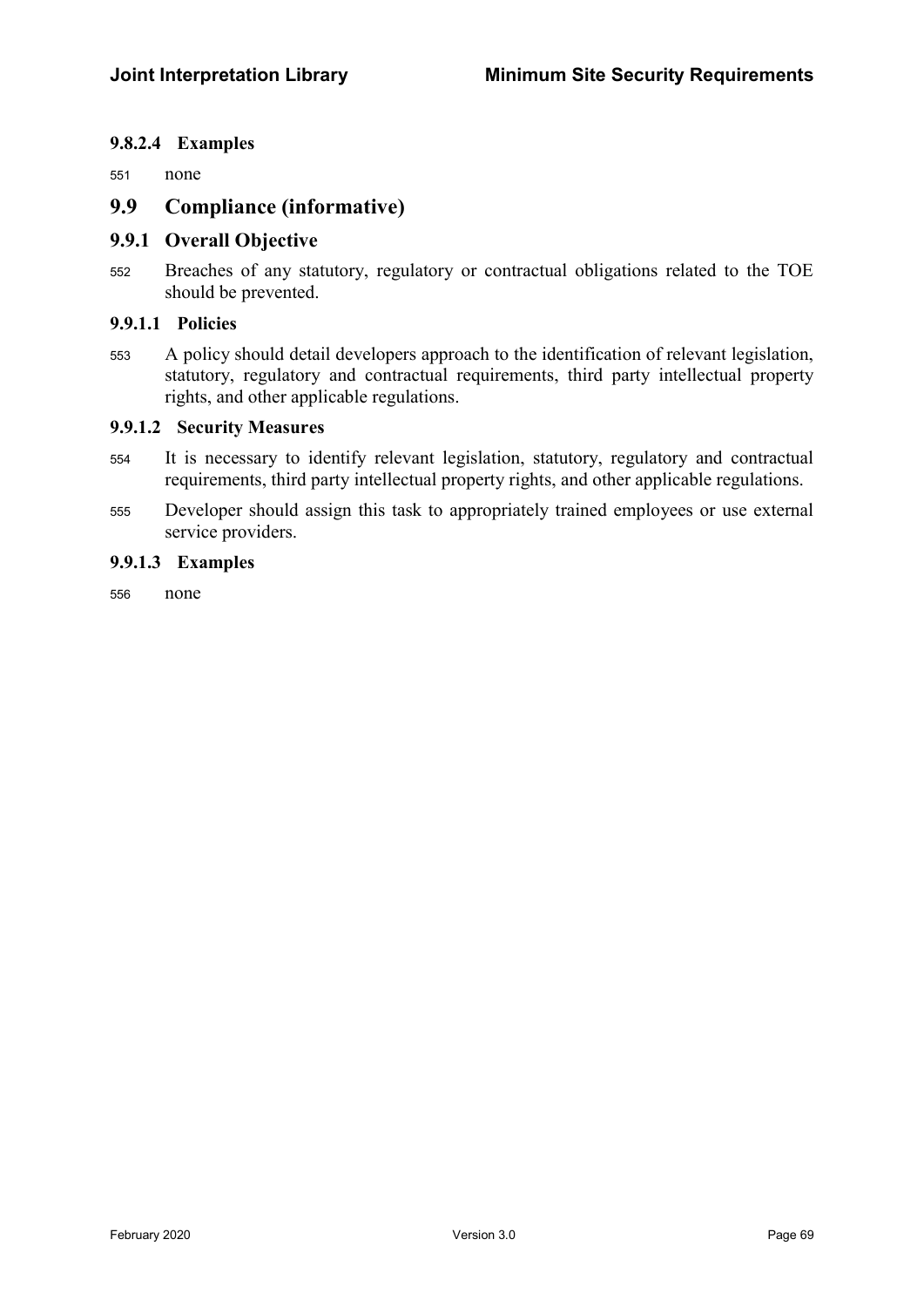#### 9.8.2.4 Examples

551 none

## 9.9 Compliance (informative)

### 9.9.1 Overall Objective

552 Breaches of any statutory, regulatory or contractual obligations related to the TOE should be prevented.

#### 9.9.1.1 Policies

553 A policy should detail developers approach to the identification of relevant legislation, statutory, regulatory and contractual requirements, third party intellectual property rights, and other applicable regulations.

#### 9.9.1.2 Security Measures

554 It is necessary to identify relevant legislation, statutory, regulatory and contractual requirements, third party intellectual property rights, and other applicable regulations.

555 Developer should assign this task to appropriately trained employees or use external service providers.

#### 9.9.1.3 Examples

556 none